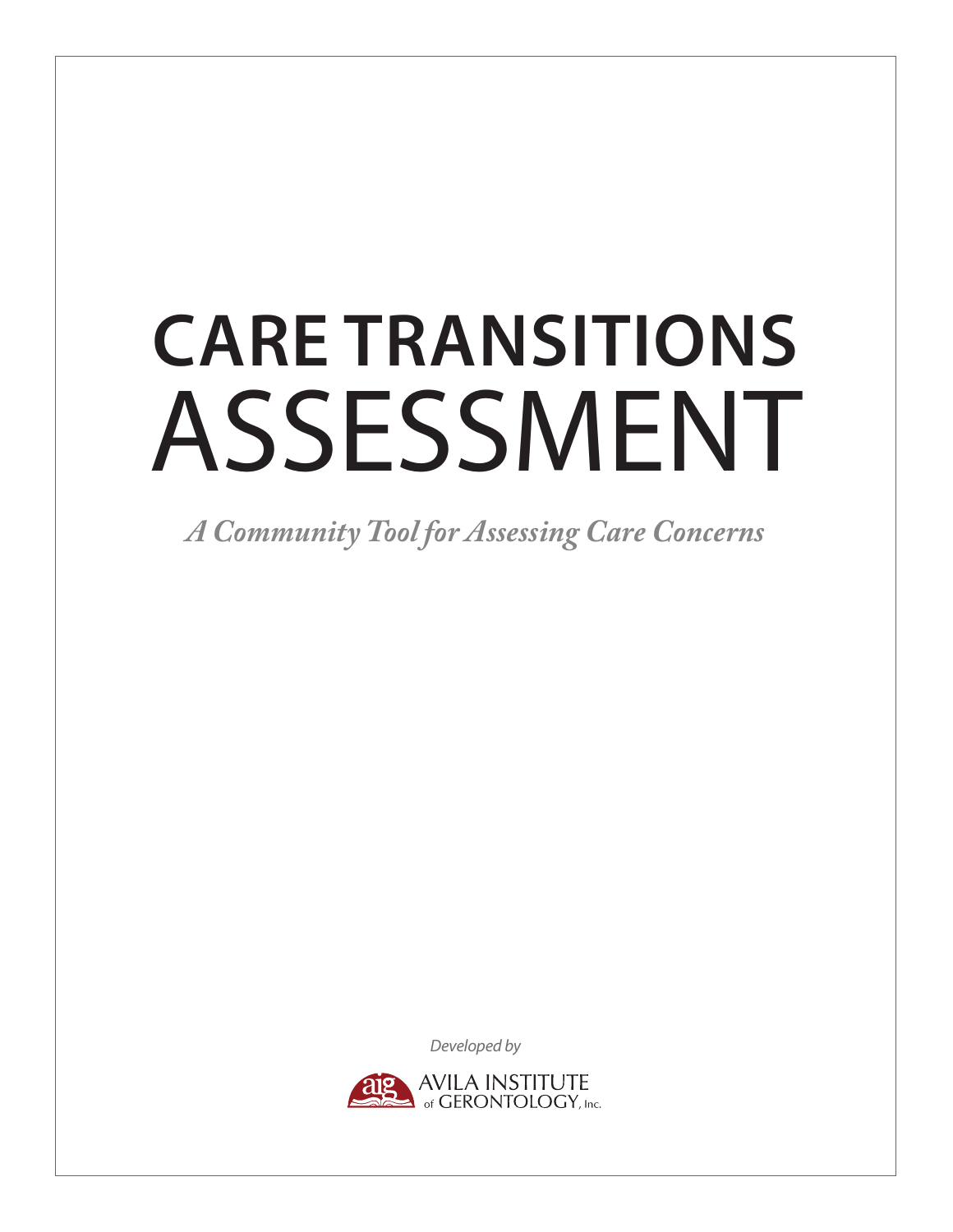# CARE TRANSITIONS ASSESSMENT

*A Community Tool for Assessing Care Concerns*

*Developed by*

AVILA INSTITUTE of GERONTOLOGY, Inc.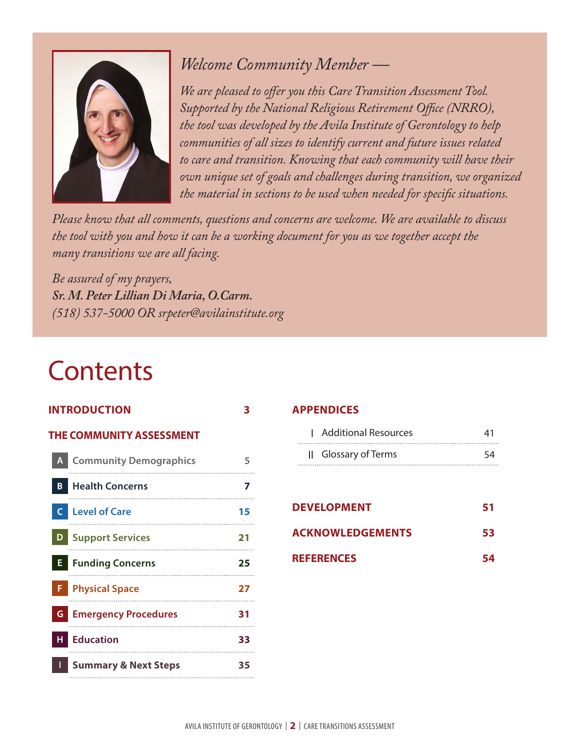*Welcome Community Member —*

*We are pleased to offer you this Care Transition Assessment Tool. Supported by the National Religious Retirement Office (NRRO), the tool was developed by the Avila Institute of Gerontology to help communities of all sizes to identify current and future issues related to care and transition. Knowing that each community will have their own unique set of goals and challenges during transition, we organized the material in sections to be used when needed for specific situations.*

*Please know that all comments, questions and concerns are welcome. We are available to discuss the tool with you and how it can be a working document for you as we together accept the many transitions we are all facing.*

*Be assured of my prayers,*
***Sr. M. Peter Lillian Di Maria, O.Carm.***
*(518) 537-5000 OR srpeter@avilainstitute.org*

# Contents

**INTRODUCTION** 3

**THE COMMUNITY ASSESSMENT**

| | | |
|---|---|---|
| A | Community Demographics | 5 |
| B | Health Concerns | 7 |
| C | Level of Care | 15 |
| D | Support Services | 21 |
| E | Funding Concerns | 25 |
| F | Physical Space | 27 |
| G | Emergency Procedures | 31 |
| H | Education | 33 |
| I | Summary & Next Steps | 35 |

**APPENDICES**

| | | |
|---|---|---|
| I | Additional Resources | 41 |
| II | Glossary of Terms | 54 |

**DEVELOPMENT** 51

**ACKNOWLEDGEMENTS** 53

**REFERENCES** 54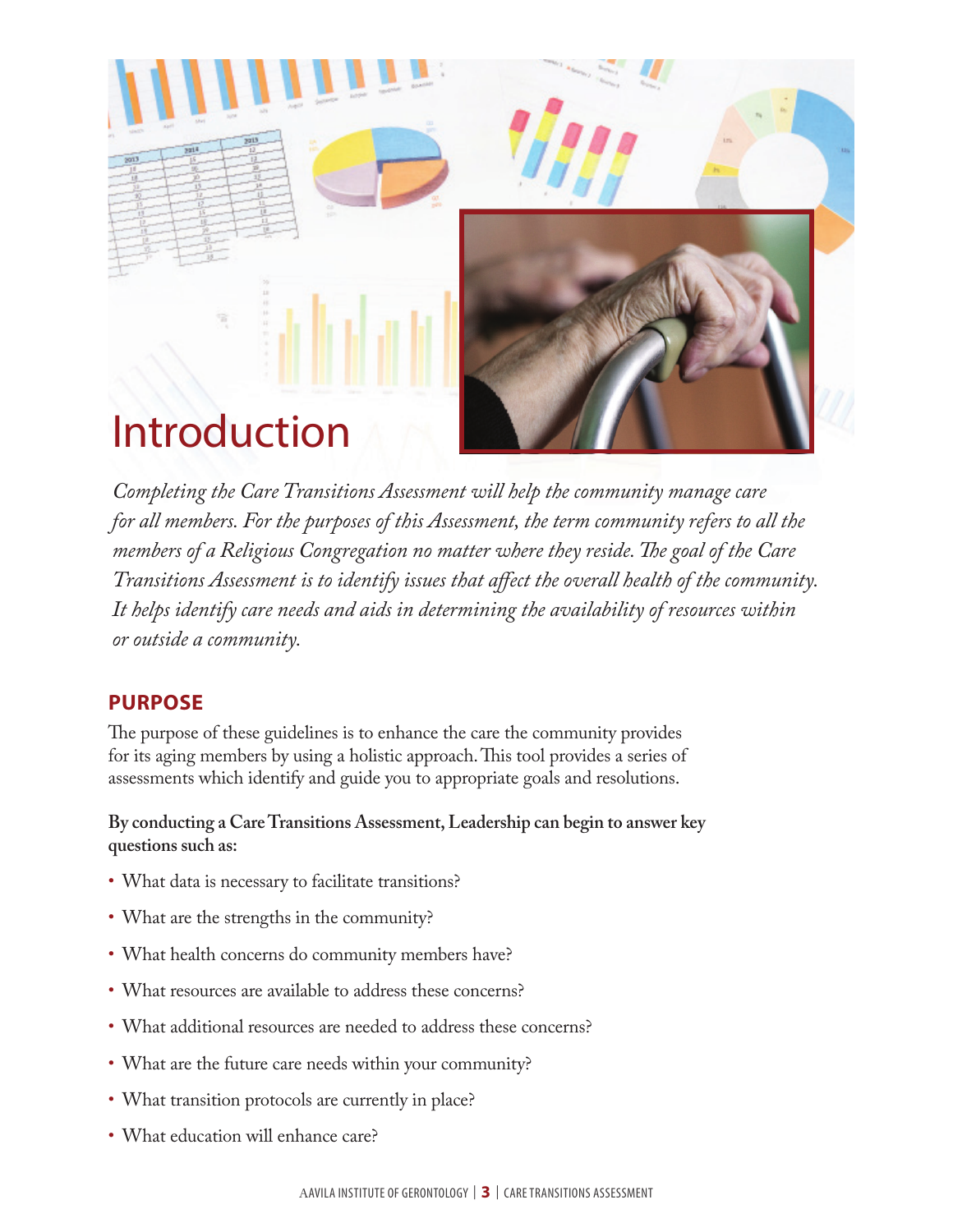# Introduction

*Completing the Care Transitions Assessment will help the community manage care for all members. For the purposes of this Assessment, the term community refers to all the members of a Religious Congregation no matter where they reside. The goal of the Care Transitions Assessment is to identify issues that affect the overall health of the community. It helps identify care needs and aids in determining the availability of resources within or outside a community.*

## PURPOSE

The purpose of these guidelines is to enhance the care the community provides for its aging members by using a holistic approach. This tool provides a series of assessments which identify and guide you to appropriate goals and resolutions.

**By conducting a Care Transitions Assessment, Leadership can begin to answer key questions such as:**

- What data is necessary to facilitate transitions?
- What are the strengths in the community?
- What health concerns do community members have?
- What resources are available to address these concerns?
- What additional resources are needed to address these concerns?
- What are the future care needs within your community?
- What transition protocols are currently in place?
- What education will enhance care?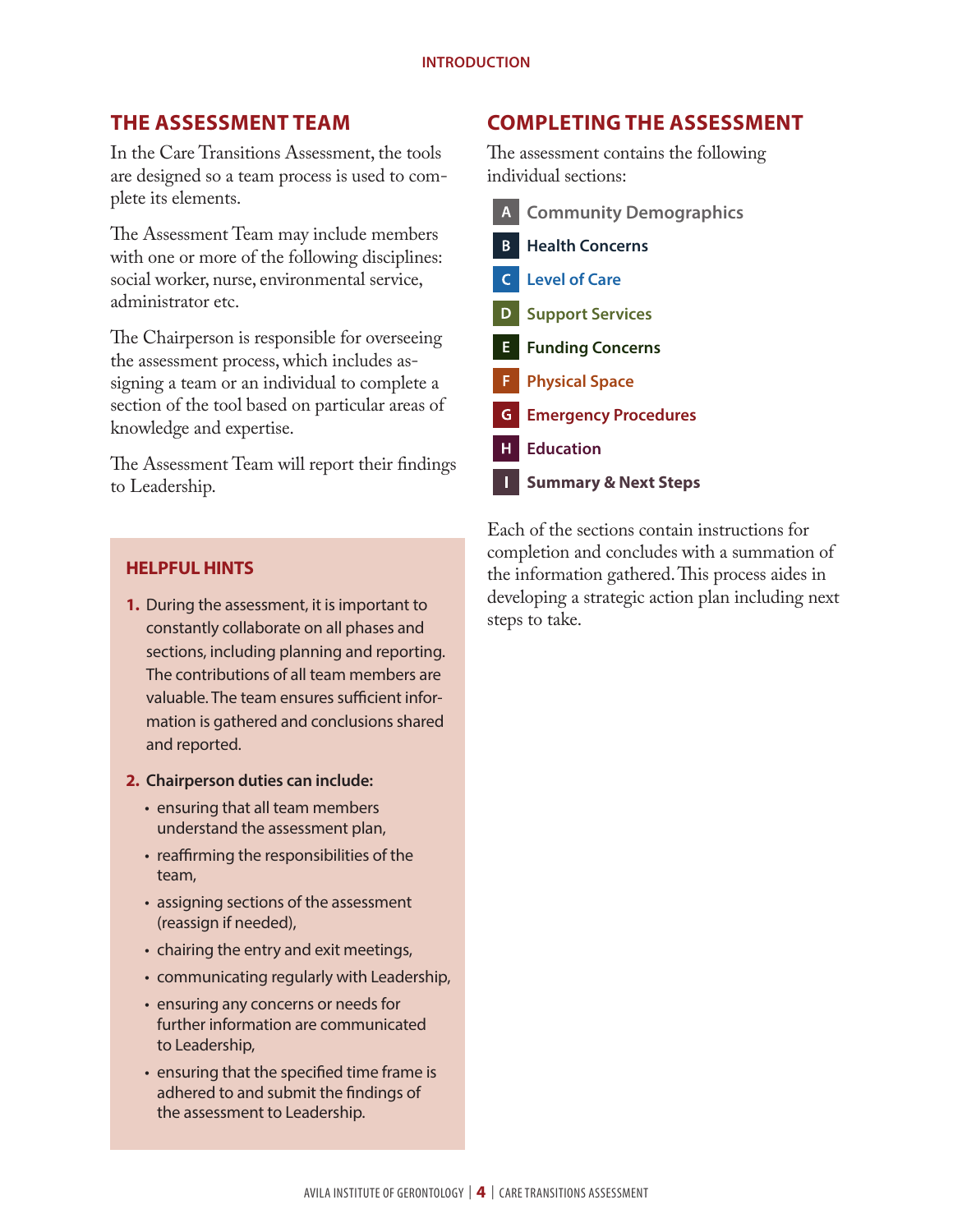## THE ASSESSMENT TEAM

In the Care Transitions Assessment, the tools are designed so a team process is used to complete its elements.

The Assessment Team may include members with one or more of the following disciplines: social worker, nurse, environmental service, administrator etc.

The Chairperson is responsible for overseeing the assessment process, which includes assigning a team or an individual to complete a section of the tool based on particular areas of knowledge and expertise.

The Assessment Team will report their findings to Leadership.

### HELPFUL HINTS

1. During the assessment, it is important to constantly collaborate on all phases and sections, including planning and reporting. The contributions of all team members are valuable. The team ensures sufficient information is gathered and conclusions shared and reported.
2. **Chairperson duties can include:**
   - ensuring that all team members understand the assessment plan,
   - reaffirming the responsibilities of the team,
   - assigning sections of the assessment (reassign if needed),
   - chairing the entry and exit meetings,
   - communicating regularly with Leadership,
   - ensuring any concerns or needs for further information are communicated to Leadership,
   - ensuring that the specified time frame is adhered to and submit the findings of the assessment to Leadership.

## COMPLETING THE ASSESSMENT

The assessment contains the following individual sections:

- **A** Community Demographics
- **B** Health Concerns
- **C** Level of Care
- **D** Support Services
- **E** Funding Concerns
- **F** Physical Space
- **G** Emergency Procedures
- **H** Education
- **I** Summary & Next Steps

Each of the sections contain instructions for completion and concludes with a summation of the information gathered. This process aides in developing a strategic action plan including next steps to take.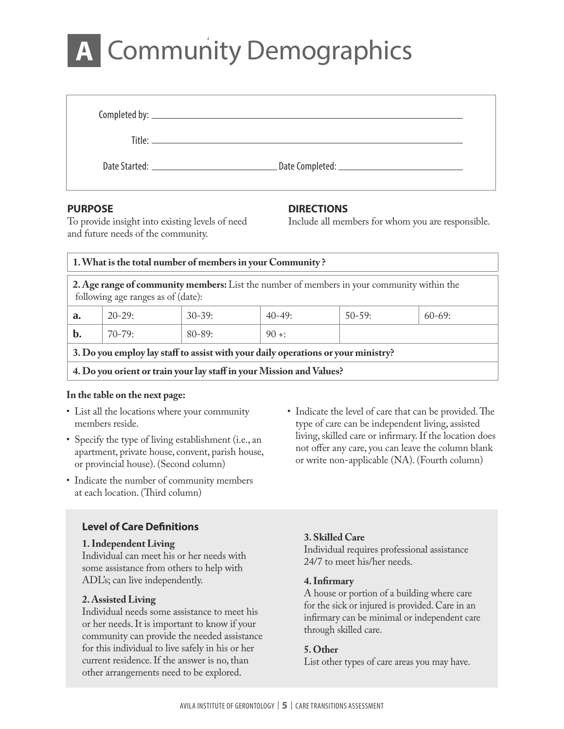# A Community Demographics

Completed by: ______________________________

Title: ______________________________

Date Started: ______________ Date Completed: ______________

**PURPOSE**

To provide insight into existing levels of need and future needs of the community.

**DIRECTIONS**

Include all members for whom you are responsible.

| **1. What is the total number of members in your Community ?** | | | | | |
|---|---|---|---|---|---|
| **2. Age range of community members:** List the number of members in your community within the following age ranges as of (date): | | | | | |
| **a.** | 20-29: | 30-39: | 40-49: | 50-59: | 60-69: |
| **b.** | 70-79: | 80-89: | 90 +: | | |
| **3. Do you employ lay staff to assist with your daily operations or your ministry?** | | | | | |
| **4. Do you orient or train your lay staff in your Mission and Values?** | | | | | |

**In the table on the next page:**

- List all the locations where your community members reside.
- Specify the type of living establishment (i.e., an apartment, private house, convent, parish house, or provincial house). (Second column)
- Indicate the number of community members at each location. (Third column)
- Indicate the level of care that can be provided. The type of care can be independent living, assisted living, skilled care or infirmary. If the location does not offer any care, you can leave the column blank or write non-applicable (NA). (Fourth column)

### Level of Care Definitions

**1. Independent Living**
Individual can meet his or her needs with some assistance from others to help with ADL's; can live independently.

**2. Assisted Living**
Individual needs some assistance to meet his or her needs. It is important to know if your community can provide the needed assistance for this individual to live safely in his or her current residence. If the answer is no, than other arrangements need to be explored.

**3. Skilled Care**
Individual requires professional assistance 24/7 to meet his/her needs.

**4. Infirmary**
A house or portion of a building where care for the sick or injured is provided. Care in an infirmary can be minimal or independent care through skilled care.

**5. Other**
List other types of care areas you may have.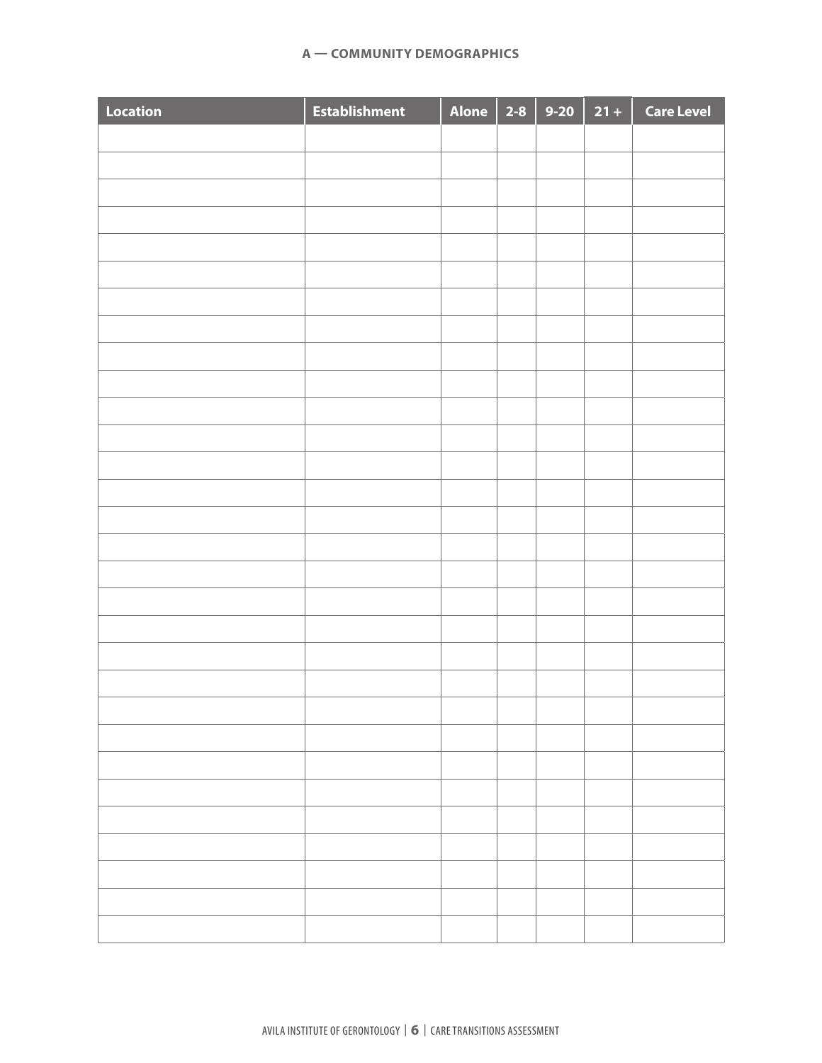**A — COMMUNITY DEMOGRAPHICS**

| Location | Establishment | Alone | 2-8 | 9-20 | 21 + | Care Level |
|---|---|---|---|---|---|---|
| | | | | | | |
| | | | | | | |
| | | | | | | |
| | | | | | | |
| | | | | | | |
| | | | | | | |
| | | | | | | |
| | | | | | | |
| | | | | | | |
| | | | | | | |
| | | | | | | |
| | | | | | | |
| | | | | | | |
| | | | | | | |
| | | | | | | |
| | | | | | | |
| | | | | | | |
| | | | | | | |
| | | | | | | |
| | | | | | | |
| | | | | | | |
| | | | | | | |
| | | | | | | |
| | | | | | | |
| | | | | | | |
| | | | | | | |
| | | | | | | |
| | | | | | | |
| | | | | | | |
| | | | | | | |
| | | | | | | |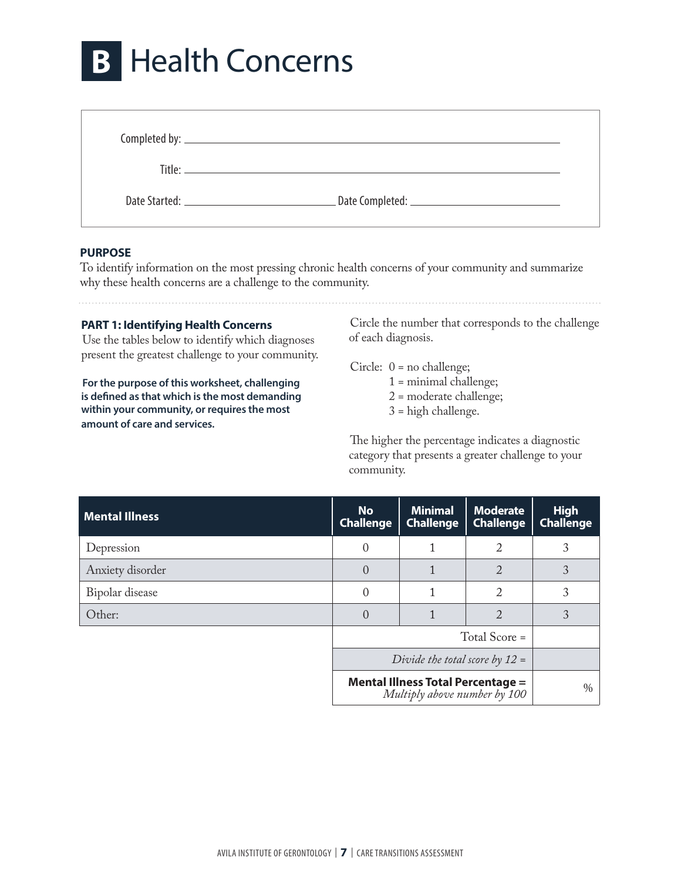# B Health Concerns

Completed by: ______________________________

Title: ______________________________

Date Started: ______________ Date Completed: ______________

**PURPOSE**

To identify information on the most pressing chronic health concerns of your community and summarize why these health concerns are a challenge to the community.

**PART 1: Identifying Health Concerns**

Use the tables below to identify which diagnoses present the greatest challenge to your community.

**For the purpose of this worksheet, challenging is defined as that which is the most demanding within your community, or requires the most amount of care and services.**

Circle the number that corresponds to the challenge of each diagnosis.

Circle: 0 = no challenge;
1 = minimal challenge;
2 = moderate challenge;
3 = high challenge.

The higher the percentage indicates a diagnostic category that presents a greater challenge to your community.

| Mental Illness | No Challenge | Minimal Challenge | Moderate Challenge | High Challenge |
|---|---|---|---|---|
| Depression | 0 | 1 | 2 | 3 |
| Anxiety disorder | 0 | 1 | 2 | 3 |
| Bipolar disease | 0 | 1 | 2 | 3 |
| Other: | 0 | 1 | 2 | 3 |
| | Total Score = | | | |
| | *Divide the total score by 12 =* | | | |
| | **Mental Illness Total Percentage =** *Multiply above number by 100* | | | % |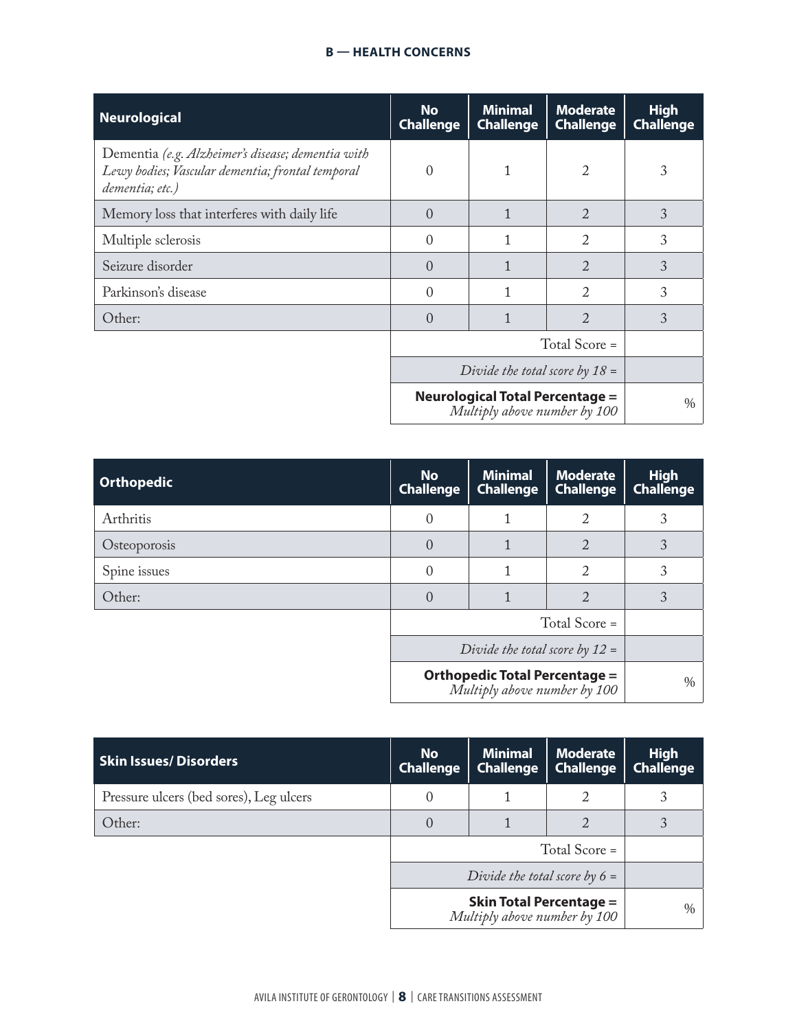## B — HEALTH CONCERNS

| Neurological | No Challenge | Minimal Challenge | Moderate Challenge | High Challenge |
|---|---|---|---|---|
| Dementia *(e.g. Alzheimer's disease; dementia with Lewy bodies; Vascular dementia; frontal temporal dementia; etc.)* | 0 | 1 | 2 | 3 |
| Memory loss that interferes with daily life | 0 | 1 | 2 | 3 |
| Multiple sclerosis | 0 | 1 | 2 | 3 |
| Seizure disorder | 0 | 1 | 2 | 3 |
| Parkinson's disease | 0 | 1 | 2 | 3 |
| Other: | 0 | 1 | 2 | 3 |
| | Total Score = | | | |
| | *Divide the total score by 18 =* | | | |
| | **Neurological Total Percentage =** *Multiply above number by 100* | | | % |

| Orthopedic | No Challenge | Minimal Challenge | Moderate Challenge | High Challenge |
|---|---|---|---|---|
| Arthritis | 0 | 1 | 2 | 3 |
| Osteoporosis | 0 | 1 | 2 | 3 |
| Spine issues | 0 | 1 | 2 | 3 |
| Other: | 0 | 1 | 2 | 3 |
| | Total Score = | | | |
| | *Divide the total score by 12 =* | | | |
| | **Orthopedic Total Percentage =** *Multiply above number by 100* | | | % |

| Skin Issues/ Disorders | No Challenge | Minimal Challenge | Moderate Challenge | High Challenge |
|---|---|---|---|---|
| Pressure ulcers (bed sores), Leg ulcers | 0 | 1 | 2 | 3 |
| Other: | 0 | 1 | 2 | 3 |
| | Total Score = | | | |
| | *Divide the total score by 6 =* | | | |
| | **Skin Total Percentage =** *Multiply above number by 100* | | | % |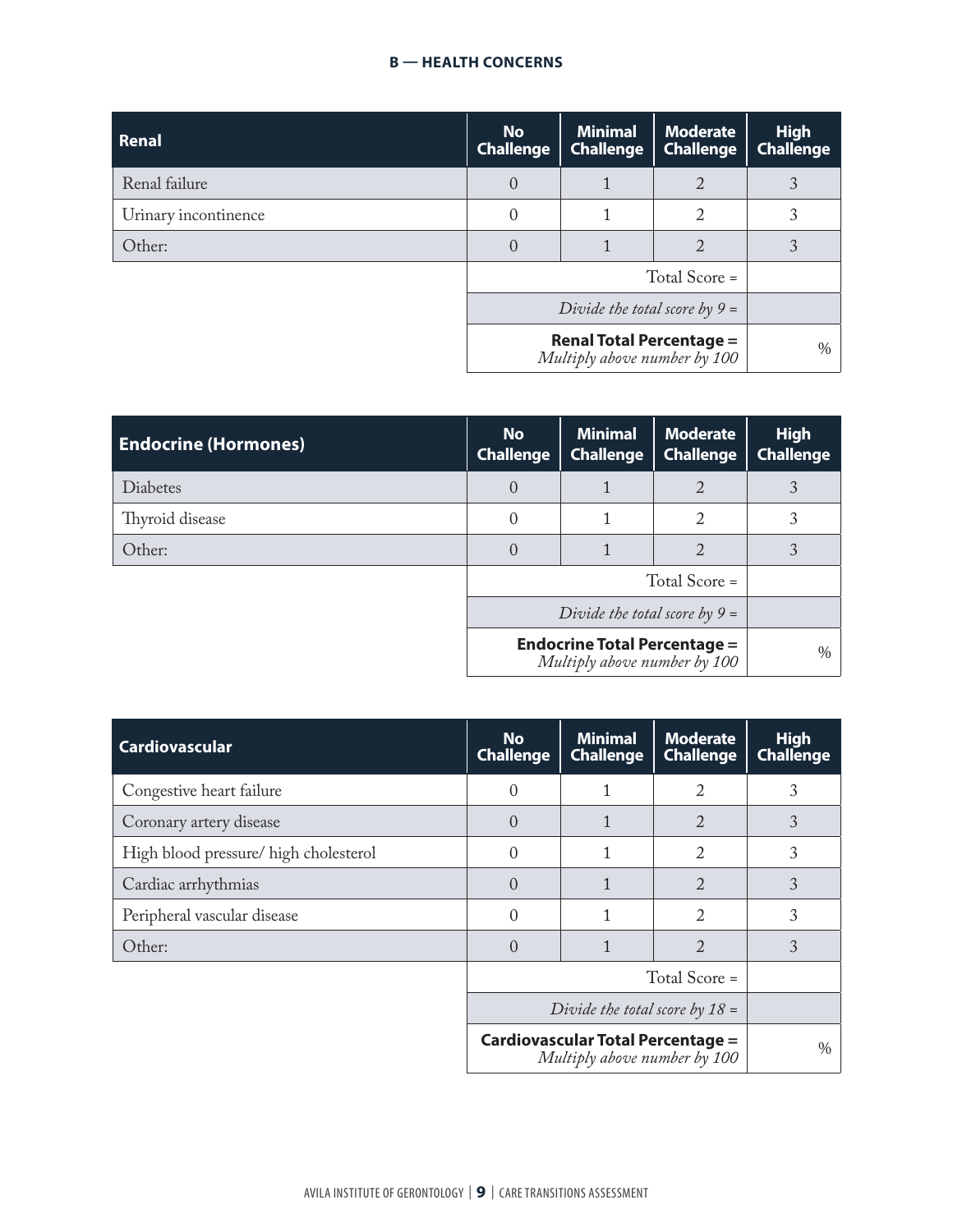#### B — HEALTH CONCERNS

| Renal | No Challenge | Minimal Challenge | Moderate Challenge | High Challenge |
|---|---|---|---|---|
| Renal failure | 0 | 1 | 2 | 3 |
| Urinary incontinence | 0 | 1 | 2 | 3 |
| Other: | 0 | 1 | 2 | 3 |
| | Total Score = | | | |
| | *Divide the total score by 9 =* | | | |
| | **Renal Total Percentage =** *Multiply above number by 100* | | | % |

| Endocrine (Hormones) | No Challenge | Minimal Challenge | Moderate Challenge | High Challenge |
|---|---|---|---|---|
| Diabetes | 0 | 1 | 2 | 3 |
| Thyroid disease | 0 | 1 | 2 | 3 |
| Other: | 0 | 1 | 2 | 3 |
| | Total Score = | | | |
| | *Divide the total score by 9 =* | | | |
| | **Endocrine Total Percentage =** *Multiply above number by 100* | | | % |

| Cardiovascular | No Challenge | Minimal Challenge | Moderate Challenge | High Challenge |
|---|---|---|---|---|
| Congestive heart failure | 0 | 1 | 2 | 3 |
| Coronary artery disease | 0 | 1 | 2 | 3 |
| High blood pressure/ high cholesterol | 0 | 1 | 2 | 3 |
| Cardiac arrhythmias | 0 | 1 | 2 | 3 |
| Peripheral vascular disease | 0 | 1 | 2 | 3 |
| Other: | 0 | 1 | 2 | 3 |
| | Total Score = | | | |
| | *Divide the total score by 18 =* | | | |
| | **Cardiovascular Total Percentage =** *Multiply above number by 100* | | | % |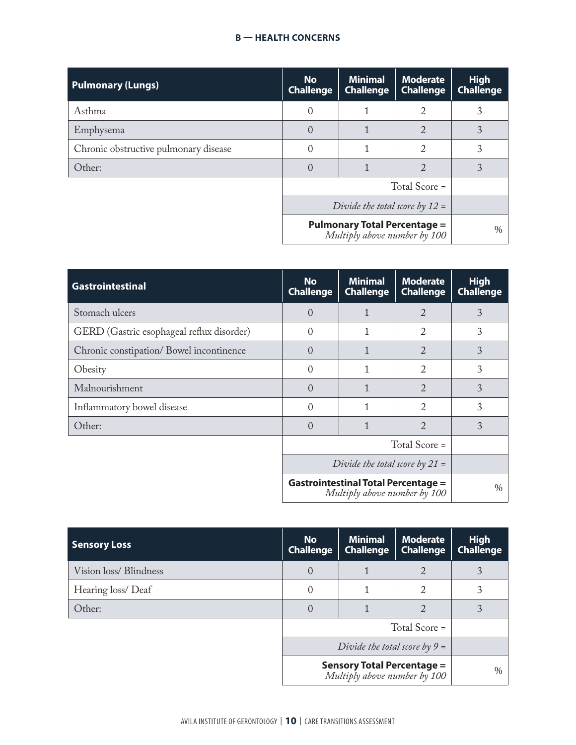## B — HEALTH CONCERNS

| Pulmonary (Lungs) | No Challenge | Minimal Challenge | Moderate Challenge | High Challenge |
|---|---|---|---|---|
| Asthma | 0 | 1 | 2 | 3 |
| Emphysema | 0 | 1 | 2 | 3 |
| Chronic obstructive pulmonary disease | 0 | 1 | 2 | 3 |
| Other: | 0 | 1 | 2 | 3 |
| | | | Total Score = | |
| | | | *Divide the total score by 12 =* | |
| | | | **Pulmonary Total Percentage =** *Multiply above number by 100* | % |

| Gastrointestinal | No Challenge | Minimal Challenge | Moderate Challenge | High Challenge |
|---|---|---|---|---|
| Stomach ulcers | 0 | 1 | 2 | 3 |
| GERD (Gastric esophageal reflux disorder) | 0 | 1 | 2 | 3 |
| Chronic constipation/ Bowel incontinence | 0 | 1 | 2 | 3 |
| Obesity | 0 | 1 | 2 | 3 |
| Malnourishment | 0 | 1 | 2 | 3 |
| Inflammatory bowel disease | 0 | 1 | 2 | 3 |
| Other: | 0 | 1 | 2 | 3 |
| | | | Total Score = | |
| | | | *Divide the total score by 21 =* | |
| | | | **Gastrointestinal Total Percentage =** *Multiply above number by 100* | % |

| Sensory Loss | No Challenge | Minimal Challenge | Moderate Challenge | High Challenge |
|---|---|---|---|---|
| Vision loss/ Blindness | 0 | 1 | 2 | 3 |
| Hearing loss/ Deaf | 0 | 1 | 2 | 3 |
| Other: | 0 | 1 | 2 | 3 |
| | | | Total Score = | |
| | | | *Divide the total score by 9 =* | |
| | | | **Sensory Total Percentage =** *Multiply above number by 100* | % |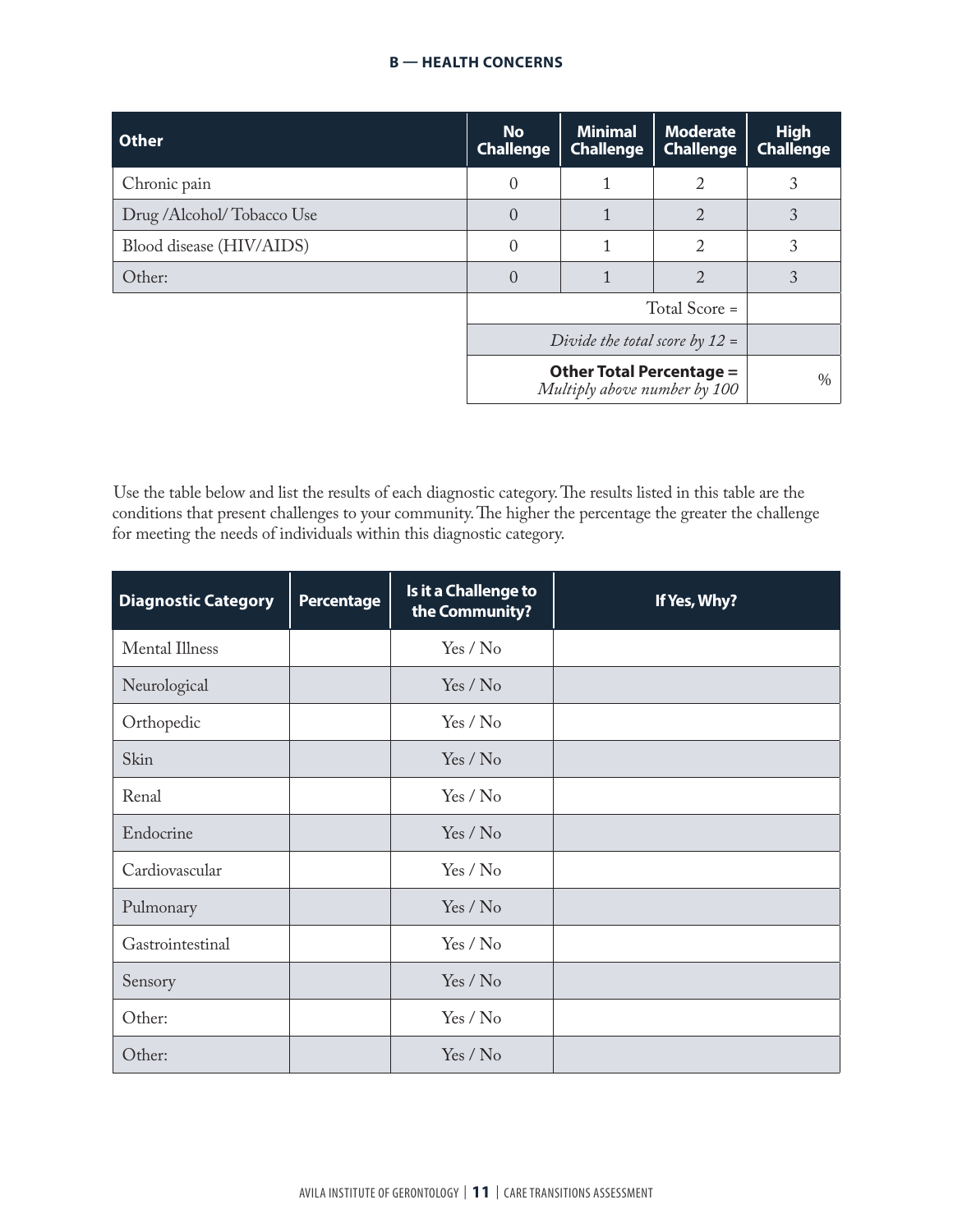## B — HEALTH CONCERNS

| Other | No Challenge | Minimal Challenge | Moderate Challenge | High Challenge |
|---|---|---|---|---|
| Chronic pain | 0 | 1 | 2 | 3 |
| Drug /Alcohol/ Tobacco Use | 0 | 1 | 2 | 3 |
| Blood disease (HIV/AIDS) | 0 | 1 | 2 | 3 |
| Other: | 0 | 1 | 2 | 3 |
| | Total Score = | | | |
| | *Divide the total score by 12 =* | | | |
| | **Other Total Percentage =** *Multiply above number by 100* | | | % |

Use the table below and list the results of each diagnostic category. The results listed in this table are the conditions that present challenges to your community. The higher the percentage the greater the challenge for meeting the needs of individuals within this diagnostic category.

| Diagnostic Category | Percentage | Is it a Challenge to the Community? | If Yes, Why? |
|---|---|---|---|
| Mental Illness | | Yes / No | |
| Neurological | | Yes / No | |
| Orthopedic | | Yes / No | |
| Skin | | Yes / No | |
| Renal | | Yes / No | |
| Endocrine | | Yes / No | |
| Cardiovascular | | Yes / No | |
| Pulmonary | | Yes / No | |
| Gastrointestinal | | Yes / No | |
| Sensory | | Yes / No | |
| Other: | | Yes / No | |
| Other: | | Yes / No | |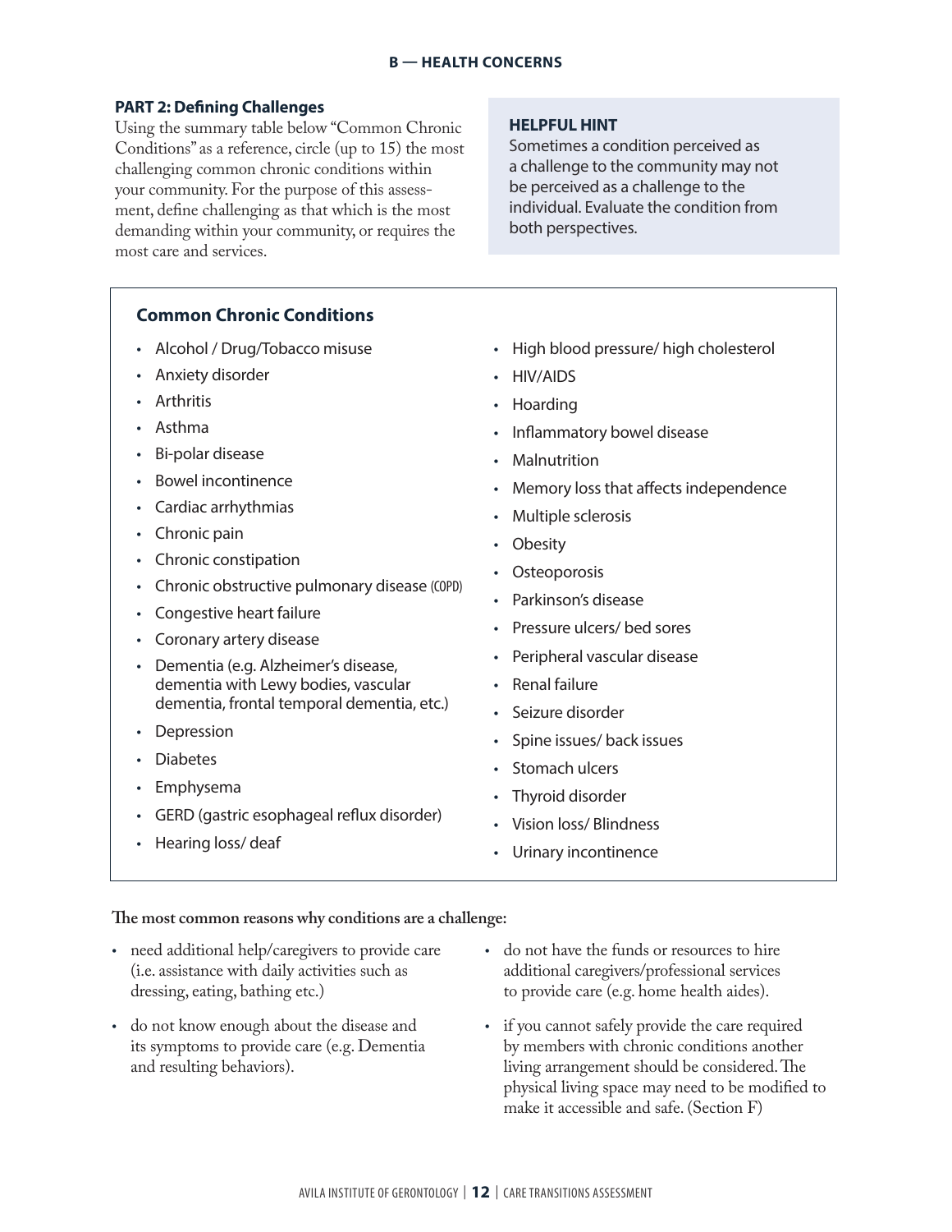## B — HEALTH CONCERNS

**PART 2: Defining Challenges**

Using the summary table below "Common Chronic Conditions" as a reference, circle (up to 15) the most challenging common chronic conditions within your community. For the purpose of this assessment, define challenging as that which is the most demanding within your community, or requires the most care and services.

**HELPFUL HINT**

Sometimes a condition perceived as a challenge to the community may not be perceived as a challenge to the individual. Evaluate the condition from both perspectives.

### Common Chronic Conditions

- Alcohol / Drug/Tobacco misuse
- Anxiety disorder
- Arthritis
- Asthma
- Bi-polar disease
- Bowel incontinence
- Cardiac arrhythmias
- Chronic pain
- Chronic constipation
- Chronic obstructive pulmonary disease (COPD)
- Congestive heart failure
- Coronary artery disease
- Dementia (e.g. Alzheimer's disease, dementia with Lewy bodies, vascular dementia, frontal temporal dementia, etc.)
- Depression
- Diabetes
- Emphysema
- GERD (gastric esophageal reflux disorder)
- Hearing loss/ deaf
- High blood pressure/ high cholesterol
- HIV/AIDS
- Hoarding
- Inflammatory bowel disease
- Malnutrition
- Memory loss that affects independence
- Multiple sclerosis
- Obesity
- Osteoporosis
- Parkinson's disease
- Pressure ulcers/ bed sores
- Peripheral vascular disease
- Renal failure
- Seizure disorder
- Spine issues/ back issues
- Stomach ulcers
- Thyroid disorder
- Vision loss/ Blindness
- Urinary incontinence

**The most common reasons why conditions are a challenge:**

- need additional help/caregivers to provide care (i.e. assistance with daily activities such as dressing, eating, bathing etc.)
- do not know enough about the disease and its symptoms to provide care (e.g. Dementia and resulting behaviors).
- do not have the funds or resources to hire additional caregivers/professional services to provide care (e.g. home health aides).
- if you cannot safely provide the care required by members with chronic conditions another living arrangement should be considered. The physical living space may need to be modified to make it accessible and safe. (Section F)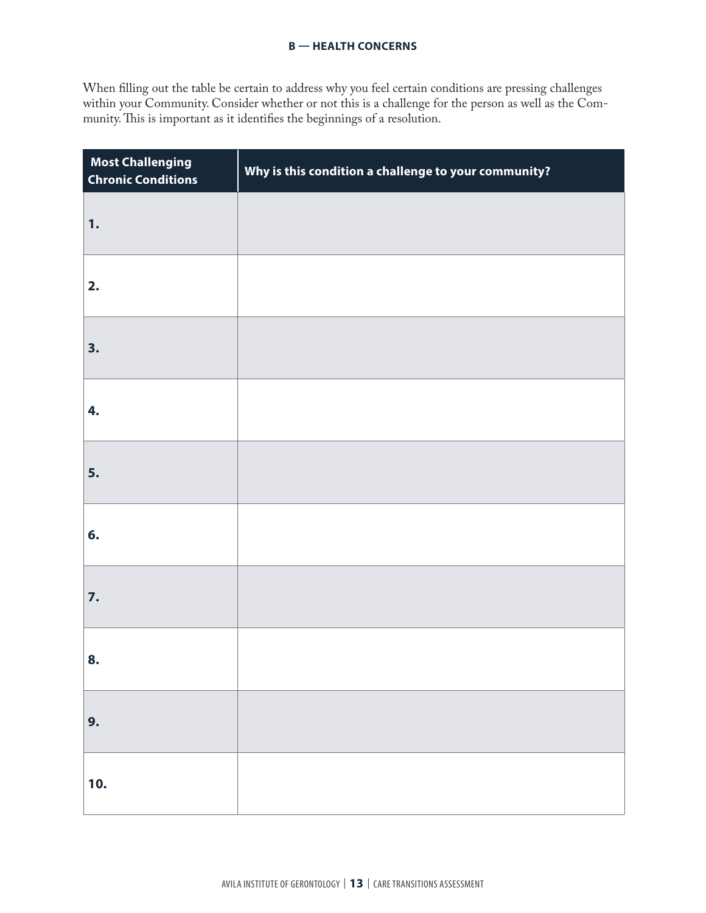## B — HEALTH CONCERNS

When filling out the table be certain to address why you feel certain conditions are pressing challenges within your Community. Consider whether or not this is a challenge for the person as well as the Community. This is important as it identifies the beginnings of a resolution.

| Most Challenging Chronic Conditions | Why is this condition a challenge to your community? |
|---|---|
| **1.** | |
| **2.** | |
| **3.** | |
| **4.** | |
| **5.** | |
| **6.** | |
| **7.** | |
| **8.** | |
| **9.** | |
| **10.** | |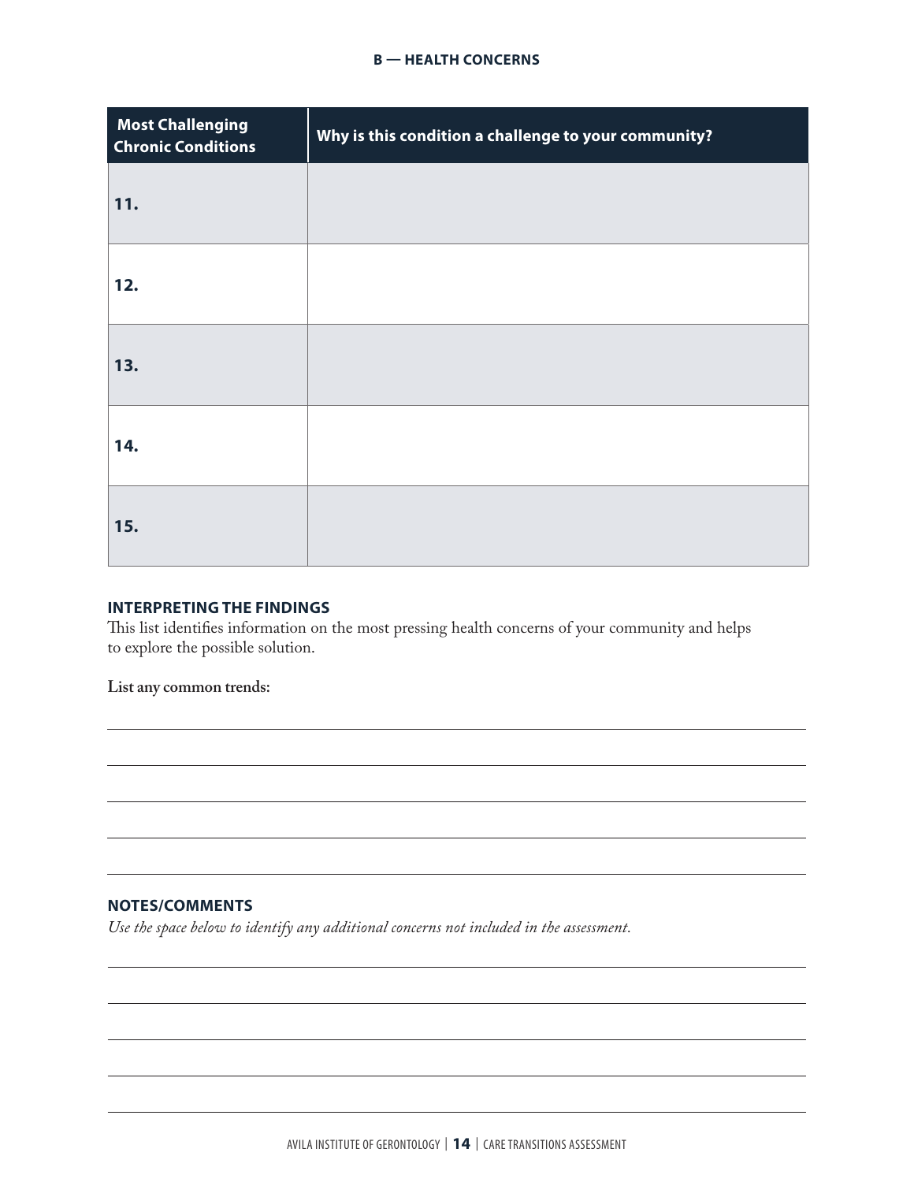## B — HEALTH CONCERNS

| Most Challenging Chronic Conditions | Why is this condition a challenge to your community? |
| --- | --- |
| **11.** | |
| **12.** | |
| **13.** | |
| **14.** | |
| **15.** | |

### INTERPRETING THE FINDINGS

This list identifies information on the most pressing health concerns of your community and helps to explore the possible solution.

**List any common trends:**

### NOTES/COMMENTS

*Use the space below to identify any additional concerns not included in the assessment.*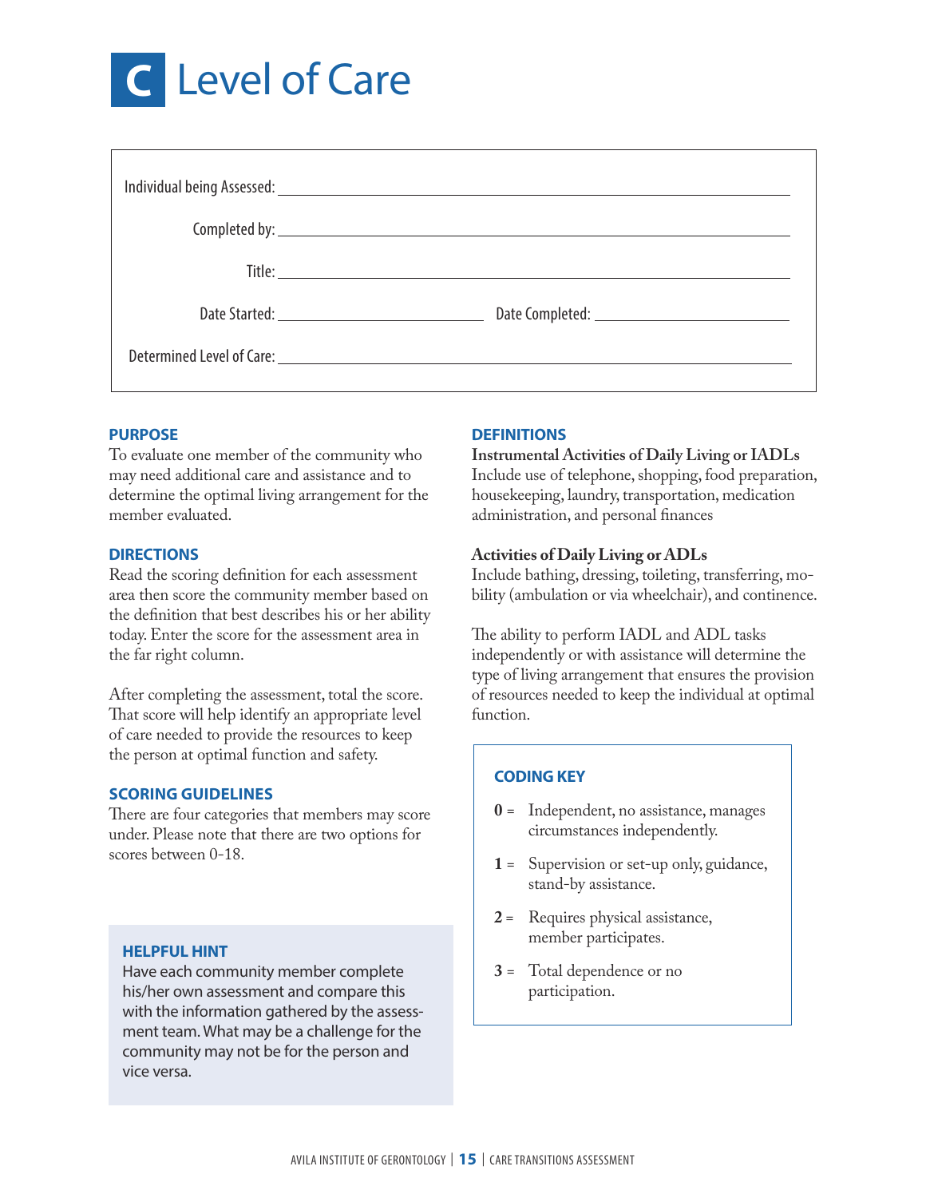# C Level of Care

Individual being Assessed: \_\_\_\_\_\_\_\_\_\_\_\_\_\_\_\_\_\_\_\_\_\_\_\_\_\_\_\_\_\_\_\_

Completed by: \_\_\_\_\_\_\_\_\_\_\_\_\_\_\_\_\_\_\_\_\_\_\_\_\_\_\_\_\_\_\_\_

Title: \_\_\_\_\_\_\_\_\_\_\_\_\_\_\_\_\_\_\_\_\_\_\_\_\_\_\_\_\_\_\_\_

Date Started: \_\_\_\_\_\_\_\_\_\_\_\_\_\_\_\_ Date Completed: \_\_\_\_\_\_\_\_\_\_\_\_\_\_\_\_

Determined Level of Care: \_\_\_\_\_\_\_\_\_\_\_\_\_\_\_\_\_\_\_\_\_\_\_\_\_\_\_\_\_\_\_\_

### PURPOSE

To evaluate one member of the community who may need additional care and assistance and to determine the optimal living arrangement for the member evaluated.

### DIRECTIONS

Read the scoring definition for each assessment area then score the community member based on the definition that best describes his or her ability today. Enter the score for the assessment area in the far right column.

After completing the assessment, total the score. That score will help identify an appropriate level of care needed to provide the resources to keep the person at optimal function and safety.

### SCORING GUIDELINES

There are four categories that members may score under. Please note that there are two options for scores between 0-18.

### HELPFUL HINT

Have each community member complete his/her own assessment and compare this with the information gathered by the assessment team. What may be a challenge for the community may not be for the person and vice versa.

### DEFINITIONS

**Instrumental Activities of Daily Living or IADLs**
Include use of telephone, shopping, food preparation, housekeeping, laundry, transportation, medication administration, and personal finances

**Activities of Daily Living or ADLs**
Include bathing, dressing, toileting, transferring, mobility (ambulation or via wheelchair), and continence.

The ability to perform IADL and ADL tasks independently or with assistance will determine the type of living arrangement that ensures the provision of resources needed to keep the individual at optimal function.

### CODING KEY

- **0** = Independent, no assistance, manages circumstances independently.
- **1** = Supervision or set-up only, guidance, stand-by assistance.
- **2** = Requires physical assistance, member participates.
- **3** = Total dependence or no participation.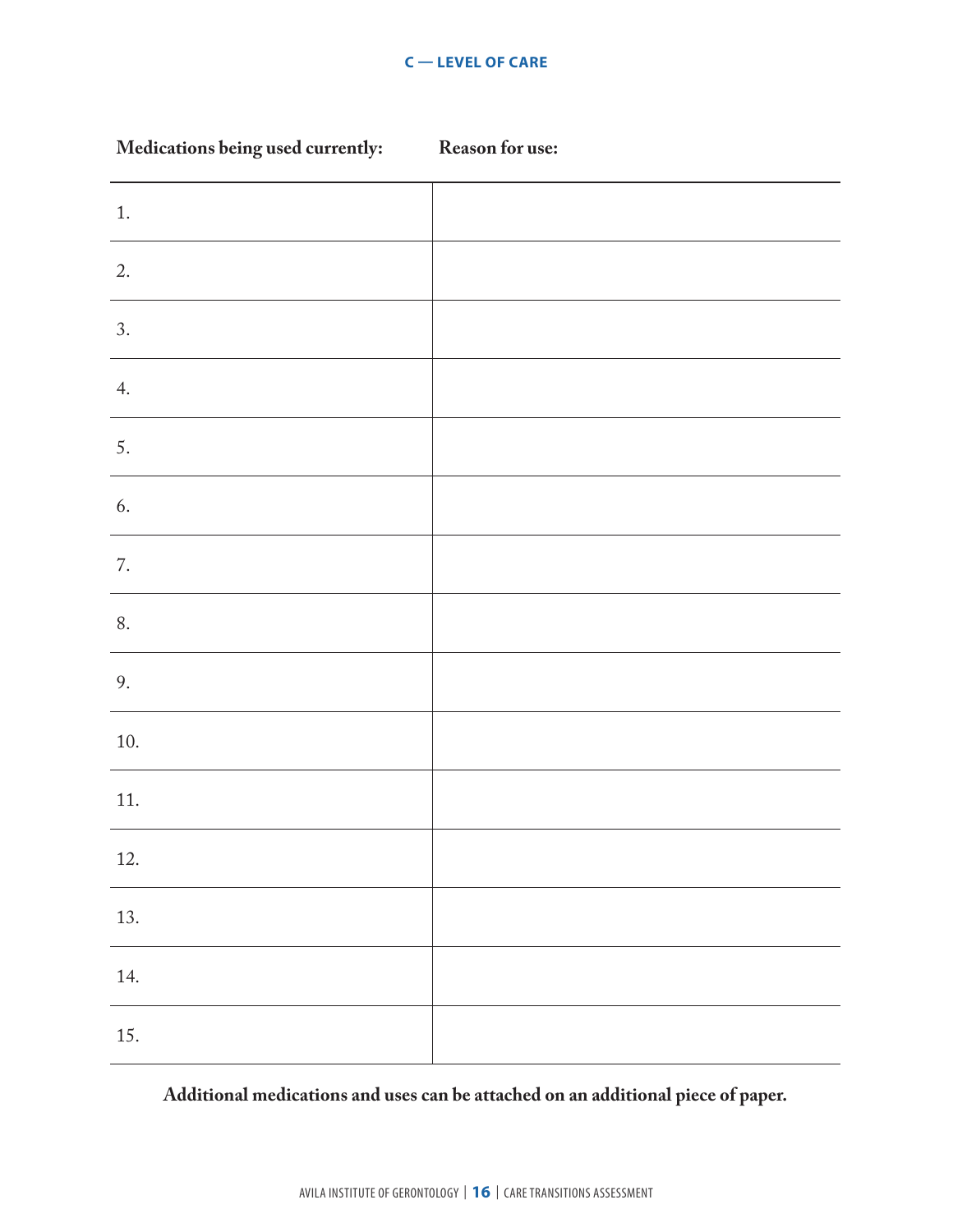## C — LEVEL OF CARE

| **Medications being used currently:** | **Reason for use:** |
| --- | --- |
| 1. | |
| 2. | |
| 3. | |
| 4. | |
| 5. | |
| 6. | |
| 7. | |
| 8. | |
| 9. | |
| 10. | |
| 11. | |
| 12. | |
| 13. | |
| 14. | |
| 15. | |

**Additional medications and uses can be attached on an additional piece of paper.**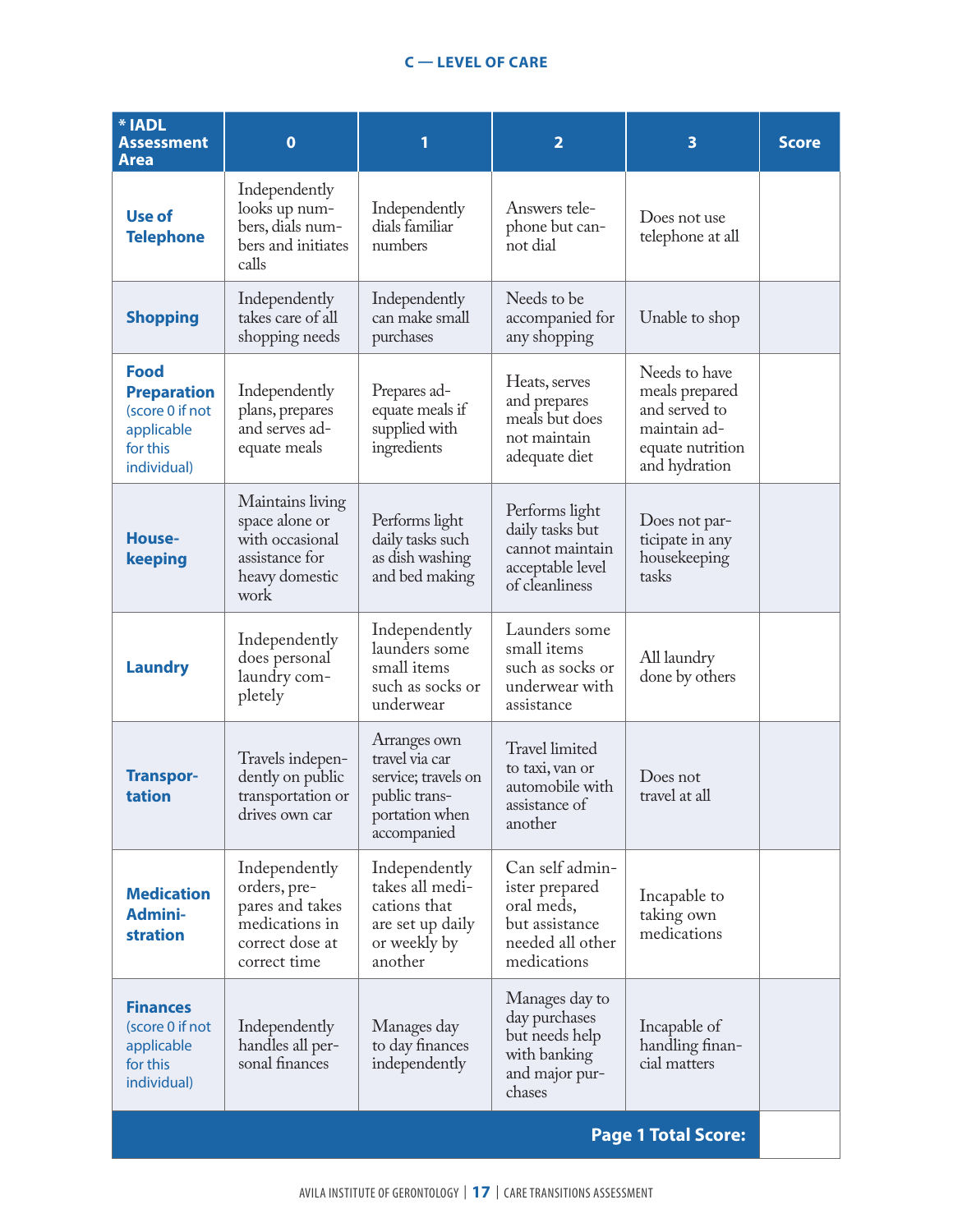## C — LEVEL OF CARE

| * IADL Assessment Area | 0 | 1 | 2 | 3 | Score |
|---|---|---|---|---|---|
| **Use of Telephone** | Independently looks up numbers, dials numbers and initiates calls | Independently dials familiar numbers | Answers telephone but cannot dial | Does not use telephone at all | |
| **Shopping** | Independently takes care of all shopping needs | Independently can make small purchases | Needs to be accompanied for any shopping | Unable to shop | |
| **Food Preparation** (score 0 if not applicable for this individual) | Independently plans, prepares and serves adequate meals | Prepares adequate meals if supplied with ingredients | Heats, serves and prepares meals but does not maintain adequate diet | Needs to have meals prepared and served to maintain adequate nutrition and hydration | |
| **Housekeeping** | Maintains living space alone or with occasional assistance for heavy domestic work | Performs light daily tasks such as dish washing and bed making | Performs light daily tasks but cannot maintain acceptable level of cleanliness | Does not participate in any housekeeping tasks | |
| **Laundry** | Independently does personal laundry completely | Independently launders some small items such as socks or underwear | Launders some small items such as socks or underwear with assistance | All laundry done by others | |
| **Transportation** | Travels independently on public transportation or drives own car | Arranges own travel via car service; travels on public transportation when accompanied | Travel limited to taxi, van or automobile with assistance of another | Does not travel at all | |
| **Medication Administration** | Independently orders, prepares and takes medications in correct dose at correct time | Independently takes all medications that are set up daily or weekly by another | Can self administer prepared oral meds, but assistance needed all other medications | Incapable to taking own medications | |
| **Finances** (score 0 if not applicable for this individual) | Independently handles all personal finances | Manages day to day finances independently | Manages day to day purchases but needs help with banking and major purchases | Incapable of handling financial matters | |
| | | | | **Page 1 Total Score:** | |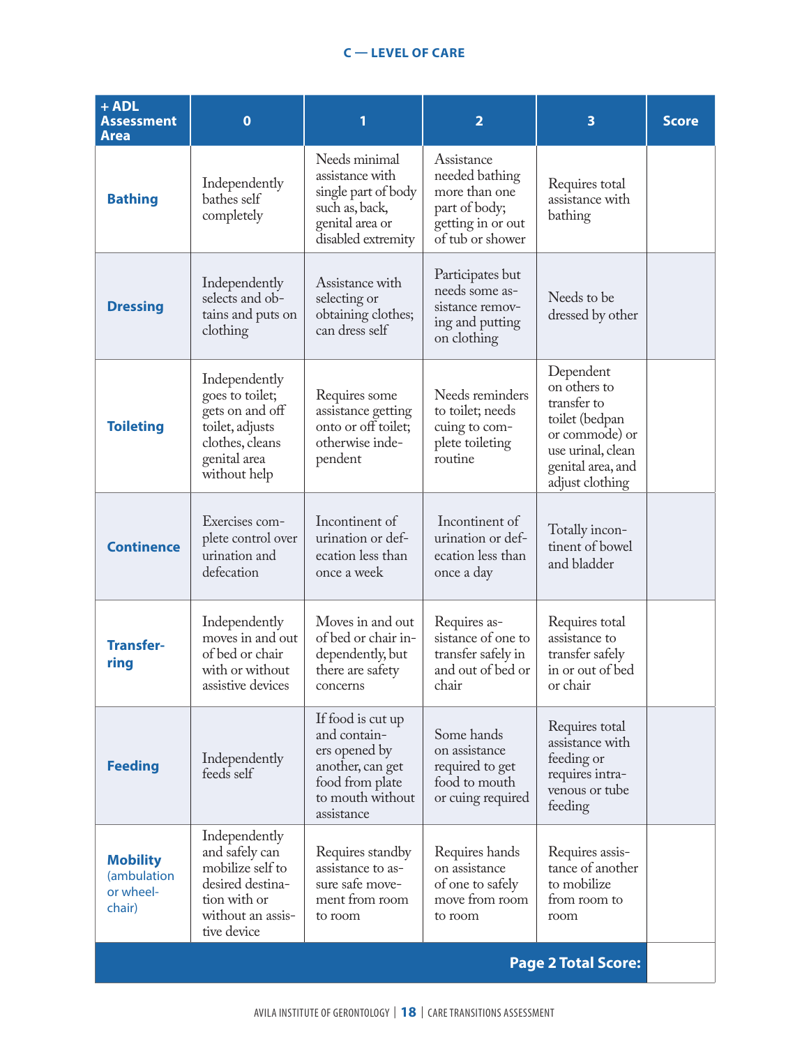## C — LEVEL OF CARE

| + ADL Assessment Area | 0 | 1 | 2 | 3 | Score |
|---|---|---|---|---|---|
| **Bathing** | Independently bathes self completely | Needs minimal assistance with single part of body such as, back, genital area or disabled extremity | Assistance needed bathing more than one part of body; getting in or out of tub or shower | Requires total assistance with bathing | |
| **Dressing** | Independently selects and obtains and puts on clothing | Assistance with selecting or obtaining clothes; can dress self | Participates but needs some assistance removing and putting on clothing | Needs to be dressed by other | |
| **Toileting** | Independently goes to toilet; gets on and off toilet, adjusts clothes, cleans genital area without help | Requires some assistance getting onto or off toilet; otherwise independent | Needs reminders to toilet; needs cuing to complete toileting routine | Dependent on others to transfer to toilet (bedpan or commode) or use urinal, clean genital area, and adjust clothing | |
| **Continence** | Exercises complete control over urination and defecation | Incontinent of urination or defecation less than once a week | Incontinent of urination or defecation less than once a day | Totally incontinent of bowel and bladder | |
| **Transferring** | Independently moves in and out of bed or chair with or without assistive devices | Moves in and out of bed or chair independently, but there are safety concerns | Requires assistance of one to transfer safely in and out of bed or chair | Requires total assistance to transfer safely in or out of bed or chair | |
| **Feeding** | Independently feeds self | If food is cut up and containers opened by another, can get food from plate to mouth without assistance | Some hands on assistance required to get food to mouth or cuing required | Requires total assistance with feeding or requires intravenous or tube feeding | |
| **Mobility** (ambulation or wheelchair) | Independently and safely can mobilize self to desired destination with or without an assistive device | Requires standby assistance to assure safe movement from room to room | Requires hands on assistance of one to safely move from room to room | Requires assistance of another to mobilize from room to room | |
| | | | | **Page 2 Total Score:** | |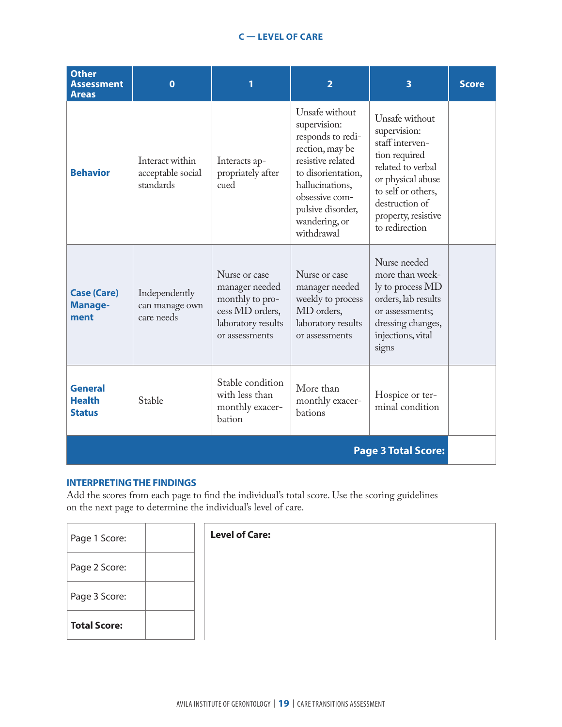## C — LEVEL OF CARE

| Other Assessment Areas | 0 | 1 | 2 | 3 | Score |
|---|---|---|---|---|---|
| **Behavior** | Interact within acceptable social standards | Interacts appropriately after cued | Unsafe without supervision: responds to redirection, may be resistive related to disorientation, hallucinations, obsessive compulsive disorder, wandering, or withdrawal | Unsafe without supervision: staff intervention required related to verbal or physical abuse to self or others, destruction of property, resistive to redirection | |
| **Case (Care) Management** | Independently can manage own care needs | Nurse or case manager needed monthly to process MD orders, laboratory results or assessments | Nurse or case manager needed weekly to process MD orders, laboratory results or assessments | Nurse needed more than weekly to process MD orders, lab results or assessments; dressing changes, injections, vital signs | |
| **General Health Status** | Stable | Stable condition with less than monthly exacerbation | More than monthly exacerbations | Hospice or terminal condition | |
| | | | | **Page 3 Total Score:** | |

### INTERPRETING THE FINDINGS

Add the scores from each page to find the individual's total score. Use the scoring guidelines on the next page to determine the individual's level of care.

| | |
|---|---|
| Page 1 Score: | |
| Page 2 Score: | |
| Page 3 Score: | |
| **Total Score:** | |

**Level of Care:**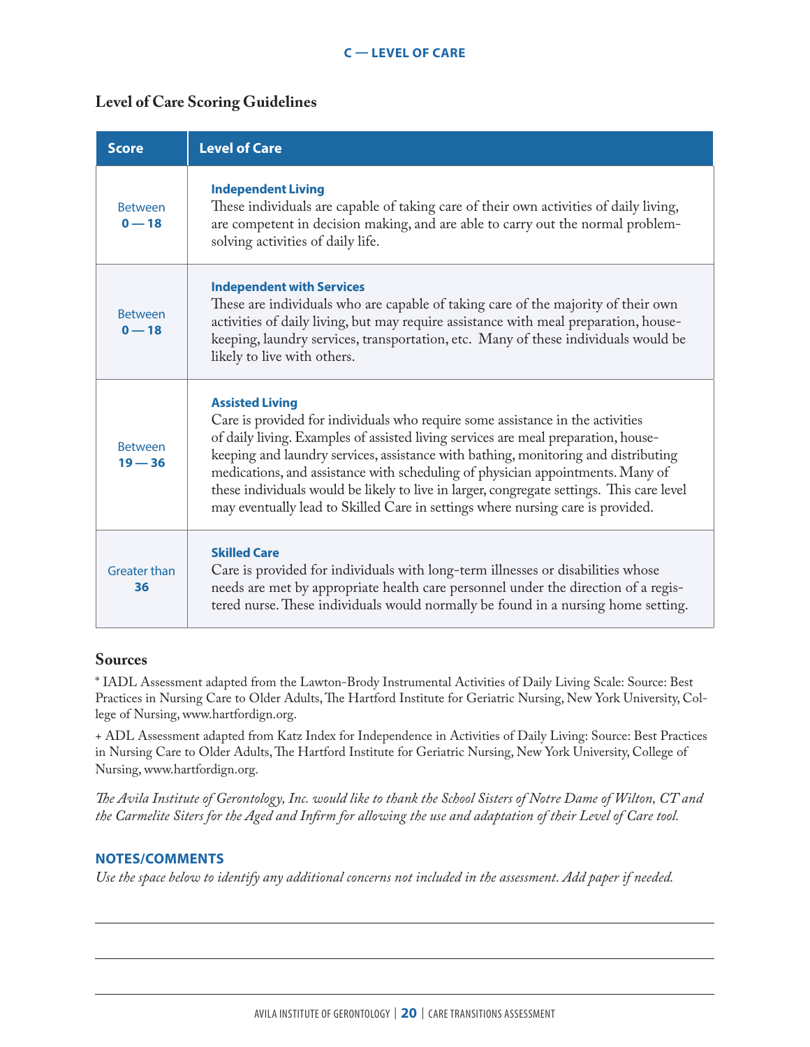C — LEVEL OF CARE

## Level of Care Scoring Guidelines

| Score | Level of Care |
|---|---|
| Between **0 — 18** | **Independent Living**<br>These individuals are capable of taking care of their own activities of daily living, are competent in decision making, and are able to carry out the normal problem-solving activities of daily life. |
| Between **0 — 18** | **Independent with Services**<br>These are individuals who are capable of taking care of the majority of their own activities of daily living, but may require assistance with meal preparation, housekeeping, laundry services, transportation, etc. Many of these individuals would be likely to live with others. |
| Between **19 — 36** | **Assisted Living**<br>Care is provided for individuals who require some assistance in the activities of daily living. Examples of assisted living services are meal preparation, housekeeping and laundry services, assistance with bathing, monitoring and distributing medications, and assistance with scheduling of physician appointments. Many of these individuals would be likely to live in larger, congregate settings. This care level may eventually lead to Skilled Care in settings where nursing care is provided. |
| Greater than **36** | **Skilled Care**<br>Care is provided for individuals with long-term illnesses or disabilities whose needs are met by appropriate health care personnel under the direction of a registered nurse. These individuals would normally be found in a nursing home setting. |

## Sources

* IADL Assessment adapted from the Lawton-Brody Instrumental Activities of Daily Living Scale: Source: Best Practices in Nursing Care to Older Adults, The Hartford Institute for Geriatric Nursing, New York University, College of Nursing, www.hartfordign.org.

+ ADL Assessment adapted from Katz Index for Independence in Activities of Daily Living: Source: Best Practices in Nursing Care to Older Adults, The Hartford Institute for Geriatric Nursing, New York University, College of Nursing, www.hartfordign.org.

*The Avila Institute of Gerontology, Inc. would like to thank the School Sisters of Notre Dame of Wilton, CT and the Carmelite Siters for the Aged and Infirm for allowing the use and adaptation of their Level of Care tool.*

### NOTES/COMMENTS

*Use the space below to identify any additional concerns not included in the assessment. Add paper if needed.*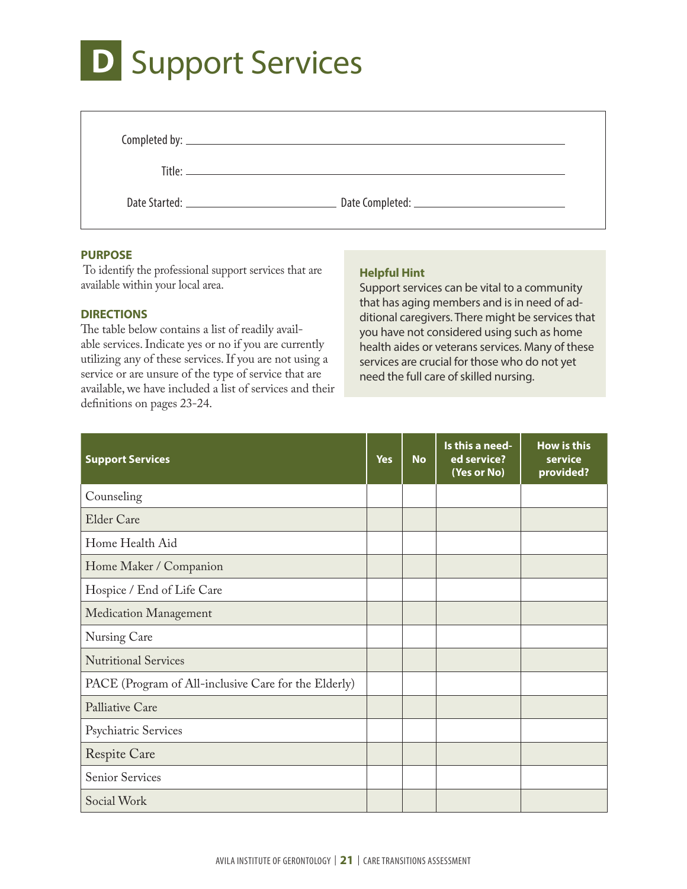# D Support Services

Completed by: ______________________________

Title: ______________________________

Date Started: ______________ Date Completed: ______________

**PURPOSE**

To identify the professional support services that are available within your local area.

**DIRECTIONS**

The table below contains a list of readily available services. Indicate yes or no if you are currently utilizing any of these services. If you are not using a service or are unsure of the type of service that are available, we have included a list of services and their definitions on pages 23-24.

**Helpful Hint**

Support services can be vital to a community that has aging members and is in need of additional caregivers. There might be services that you have not considered using such as home health aides or veterans services. Many of these services are crucial for those who do not yet need the full care of skilled nursing.

| Support Services | Yes | No | Is this a needed service? (Yes or No) | How is this service provided? |
|---|---|---|---|---|
| Counseling | | | | |
| Elder Care | | | | |
| Home Health Aid | | | | |
| Home Maker / Companion | | | | |
| Hospice / End of Life Care | | | | |
| Medication Management | | | | |
| Nursing Care | | | | |
| Nutritional Services | | | | |
| PACE (Program of All-inclusive Care for the Elderly) | | | | |
| Palliative Care | | | | |
| Psychiatric Services | | | | |
| Respite Care | | | | |
| Senior Services | | | | |
| Social Work | | | | |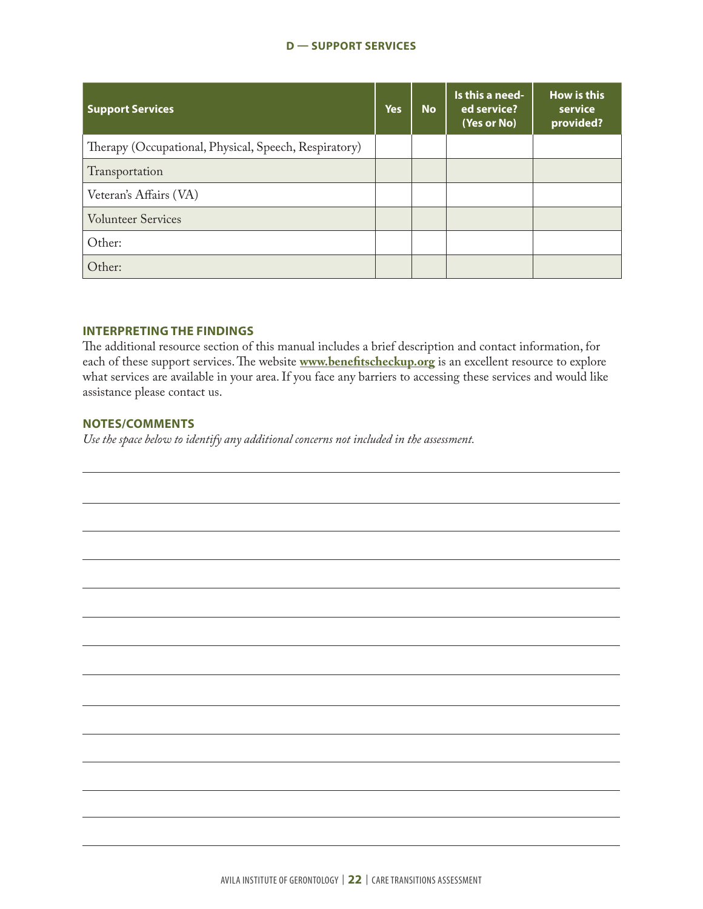## D — SUPPORT SERVICES

| Support Services | Yes | No | Is this a needed service? (Yes or No) | How is this service provided? |
|---|---|---|---|---|
| Therapy (Occupational, Physical, Speech, Respiratory) | | | | |
| Transportation | | | | |
| Veteran's Affairs (VA) | | | | |
| Volunteer Services | | | | |
| Other: | | | | |
| Other: | | | | |

### INTERPRETING THE FINDINGS

The additional resource section of this manual includes a brief description and contact information, for each of these support services. The website **www.benefitscheckup.org** is an excellent resource to explore what services are available in your area. If you face any barriers to accessing these services and would like assistance please contact us.

### NOTES/COMMENTS

*Use the space below to identify any additional concerns not included in the assessment.*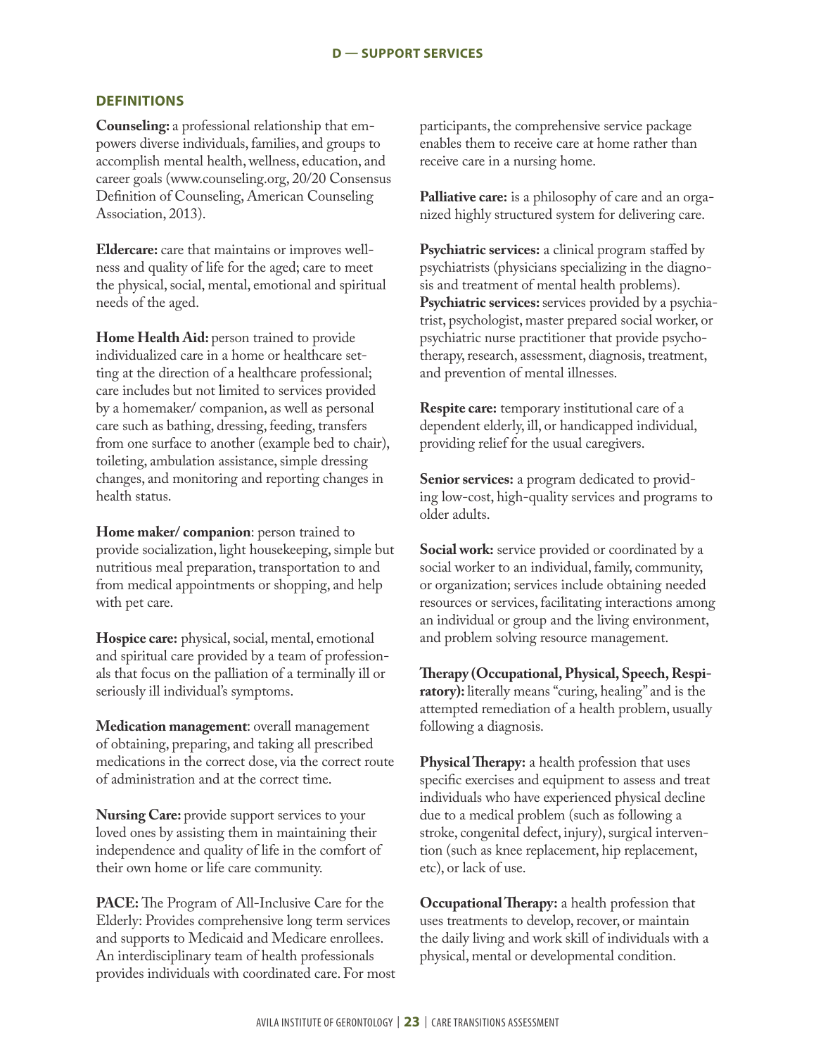## D — SUPPORT SERVICES

### DEFINITIONS

**Counseling:** a professional relationship that empowers diverse individuals, families, and groups to accomplish mental health, wellness, education, and career goals (www.counseling.org, 20/20 Consensus Definition of Counseling, American Counseling Association, 2013).

**Eldercare:** care that maintains or improves wellness and quality of life for the aged; care to meet the physical, social, mental, emotional and spiritual needs of the aged.

**Home Health Aid:** person trained to provide individualized care in a home or healthcare setting at the direction of a healthcare professional; care includes but not limited to services provided by a homemaker/ companion, as well as personal care such as bathing, dressing, feeding, transfers from one surface to another (example bed to chair), toileting, ambulation assistance, simple dressing changes, and monitoring and reporting changes in health status.

**Home maker/ companion**: person trained to provide socialization, light housekeeping, simple but nutritious meal preparation, transportation to and from medical appointments or shopping, and help with pet care.

**Hospice care:** physical, social, mental, emotional and spiritual care provided by a team of professionals that focus on the palliation of a terminally ill or seriously ill individual's symptoms.

**Medication management**: overall management of obtaining, preparing, and taking all prescribed medications in the correct dose, via the correct route of administration and at the correct time.

**Nursing Care:** provide support services to your loved ones by assisting them in maintaining their independence and quality of life in the comfort of their own home or life care community.

**PACE:** The Program of All-Inclusive Care for the Elderly: Provides comprehensive long term services and supports to Medicaid and Medicare enrollees. An interdisciplinary team of health professionals provides individuals with coordinated care. For most participants, the comprehensive service package enables them to receive care at home rather than receive care in a nursing home.

**Palliative care:** is a philosophy of care and an organized highly structured system for delivering care.

**Psychiatric services:** a clinical program staffed by psychiatrists (physicians specializing in the diagnosis and treatment of mental health problems).
**Psychiatric services:** services provided by a psychiatrist, psychologist, master prepared social worker, or psychiatric nurse practitioner that provide psychotherapy, research, assessment, diagnosis, treatment, and prevention of mental illnesses.

**Respite care:** temporary institutional care of a dependent elderly, ill, or handicapped individual, providing relief for the usual caregivers.

**Senior services:** a program dedicated to providing low-cost, high-quality services and programs to older adults.

**Social work:** service provided or coordinated by a social worker to an individual, family, community, or organization; services include obtaining needed resources or services, facilitating interactions among an individual or group and the living environment, and problem solving resource management.

**Therapy (Occupational, Physical, Speech, Respiratory):** literally means "curing, healing" and is the attempted remediation of a health problem, usually following a diagnosis.

**Physical Therapy:** a health profession that uses specific exercises and equipment to assess and treat individuals who have experienced physical decline due to a medical problem (such as following a stroke, congenital defect, injury), surgical intervention (such as knee replacement, hip replacement, etc), or lack of use.

**Occupational Therapy:** a health profession that uses treatments to develop, recover, or maintain the daily living and work skill of individuals with a physical, mental or developmental condition.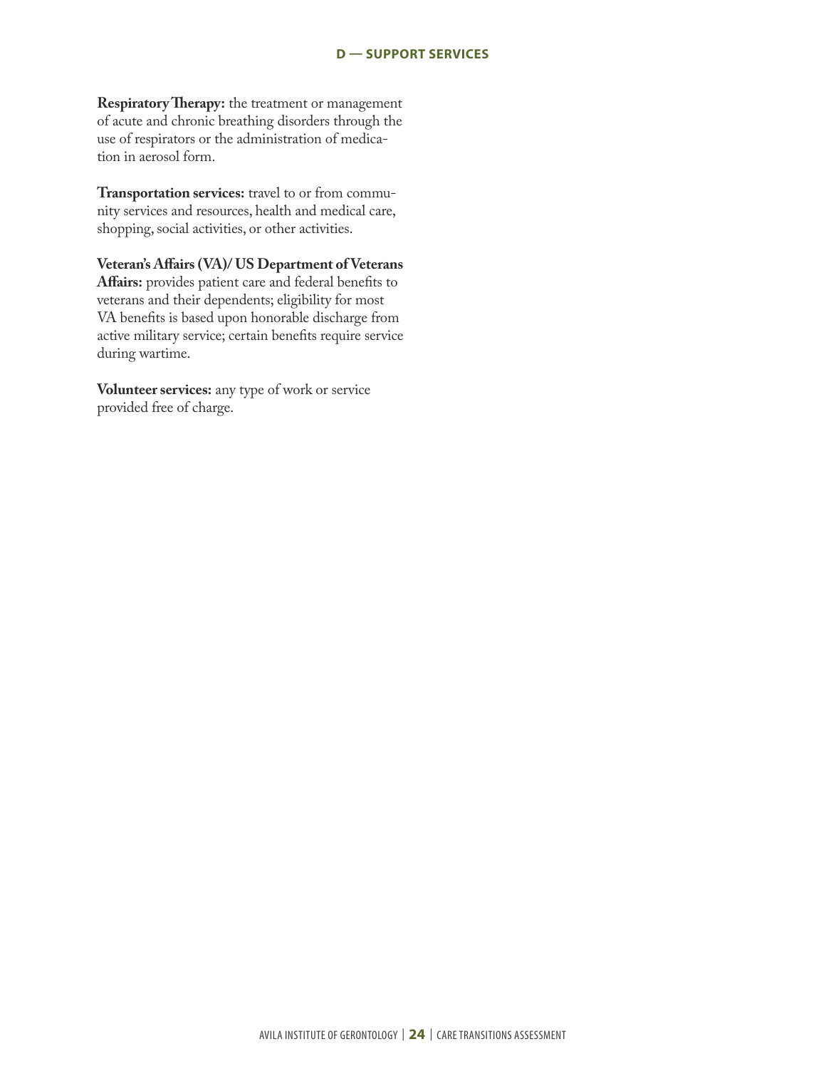**Respiratory Therapy:** the treatment or management of acute and chronic breathing disorders through the use of respirators or the administration of medication in aerosol form.

**Transportation services:** travel to or from community services and resources, health and medical care, shopping, social activities, or other activities.

**Veteran's Affairs (VA)/ US Department of Veterans Affairs:** provides patient care and federal benefits to veterans and their dependents; eligibility for most VA benefits is based upon honorable discharge from active military service; certain benefits require service during wartime.

**Volunteer services:** any type of work or service provided free of charge.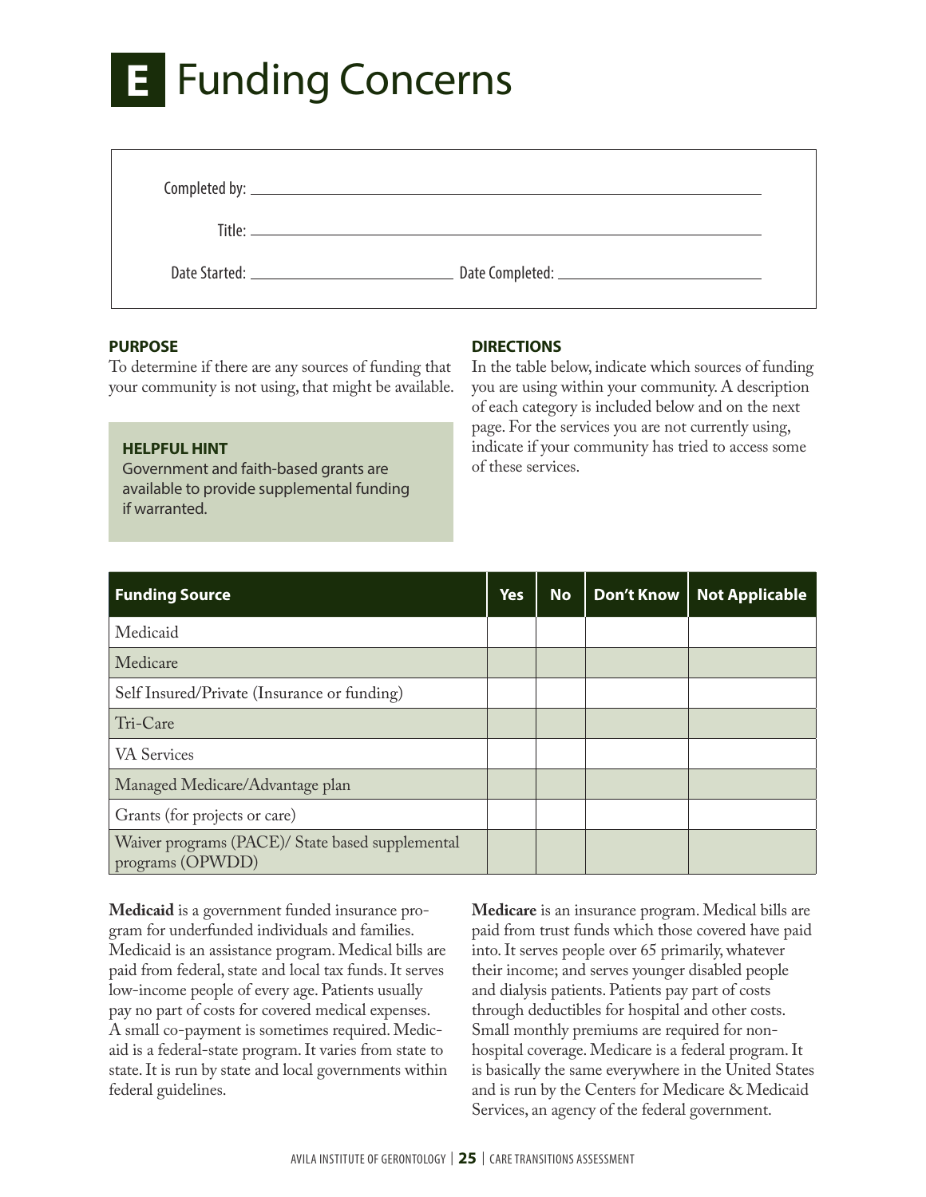# E Funding Concerns

Completed by: ______________________________

Title: ______________________________

Date Started: ______________ Date Completed: ______________

**PURPOSE**

To determine if there are any sources of funding that your community is not using, that might be available.

**HELPFUL HINT**

Government and faith-based grants are available to provide supplemental funding if warranted.

**DIRECTIONS**

In the table below, indicate which sources of funding you are using within your community. A description of each category is included below and on the next page. For the services you are not currently using, indicate if your community has tried to access some of these services.

| Funding Source | Yes | No | Don't Know | Not Applicable |
|---|---|---|---|---|
| Medicaid | | | | |
| Medicare | | | | |
| Self Insured/Private (Insurance or funding) | | | | |
| Tri-Care | | | | |
| VA Services | | | | |
| Managed Medicare/Advantage plan | | | | |
| Grants (for projects or care) | | | | |
| Waiver programs (PACE)/ State based supplemental programs (OPWDD) | | | | |

**Medicaid** is a government funded insurance program for underfunded individuals and families. Medicaid is an assistance program. Medical bills are paid from federal, state and local tax funds. It serves low-income people of every age. Patients usually pay no part of costs for covered medical expenses. A small co-payment is sometimes required. Medicaid is a federal-state program. It varies from state to state. It is run by state and local governments within federal guidelines.

**Medicare** is an insurance program. Medical bills are paid from trust funds which those covered have paid into. It serves people over 65 primarily, whatever their income; and serves younger disabled people and dialysis patients. Patients pay part of costs through deductibles for hospital and other costs. Small monthly premiums are required for non-hospital coverage. Medicare is a federal program. It is basically the same everywhere in the United States and is run by the Centers for Medicare & Medicaid Services, an agency of the federal government.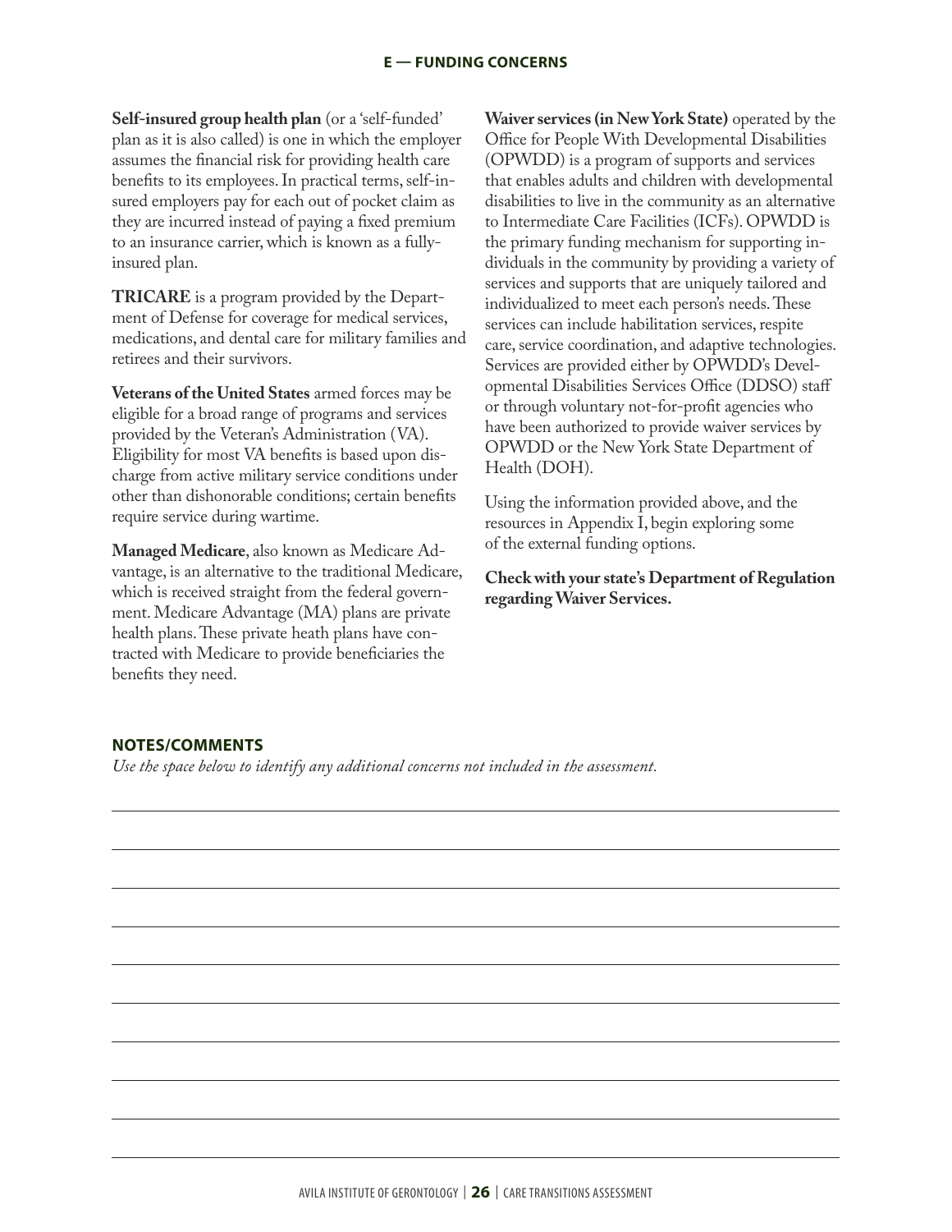**Self-insured group health plan** (or a 'self-funded' plan as it is also called) is one in which the employer assumes the financial risk for providing health care benefits to its employees. In practical terms, self-insured employers pay for each out of pocket claim as they are incurred instead of paying a fixed premium to an insurance carrier, which is known as a fully-insured plan.

**TRICARE** is a program provided by the Department of Defense for coverage for medical services, medications, and dental care for military families and retirees and their survivors.

**Veterans of the United States** armed forces may be eligible for a broad range of programs and services provided by the Veteran's Administration (VA). Eligibility for most VA benefits is based upon discharge from active military service conditions under other than dishonorable conditions; certain benefits require service during wartime.

**Managed Medicare**, also known as Medicare Advantage, is an alternative to the traditional Medicare, which is received straight from the federal government. Medicare Advantage (MA) plans are private health plans. These private heath plans have contracted with Medicare to provide beneficiaries the benefits they need.

**Waiver services (in New York State)** operated by the Office for People With Developmental Disabilities (OPWDD) is a program of supports and services that enables adults and children with developmental disabilities to live in the community as an alternative to Intermediate Care Facilities (ICFs). OPWDD is the primary funding mechanism for supporting individuals in the community by providing a variety of services and supports that are uniquely tailored and individualized to meet each person's needs. These services can include habilitation services, respite care, service coordination, and adaptive technologies. Services are provided either by OPWDD's Developmental Disabilities Services Office (DDSO) staff or through voluntary not-for-profit agencies who have been authorized to provide waiver services by OPWDD or the New York State Department of Health (DOH).

Using the information provided above, and the resources in Appendix I, begin exploring some of the external funding options.

**Check with your state's Department of Regulation regarding Waiver Services.**

## NOTES/COMMENTS

*Use the space below to identify any additional concerns not included in the assessment.*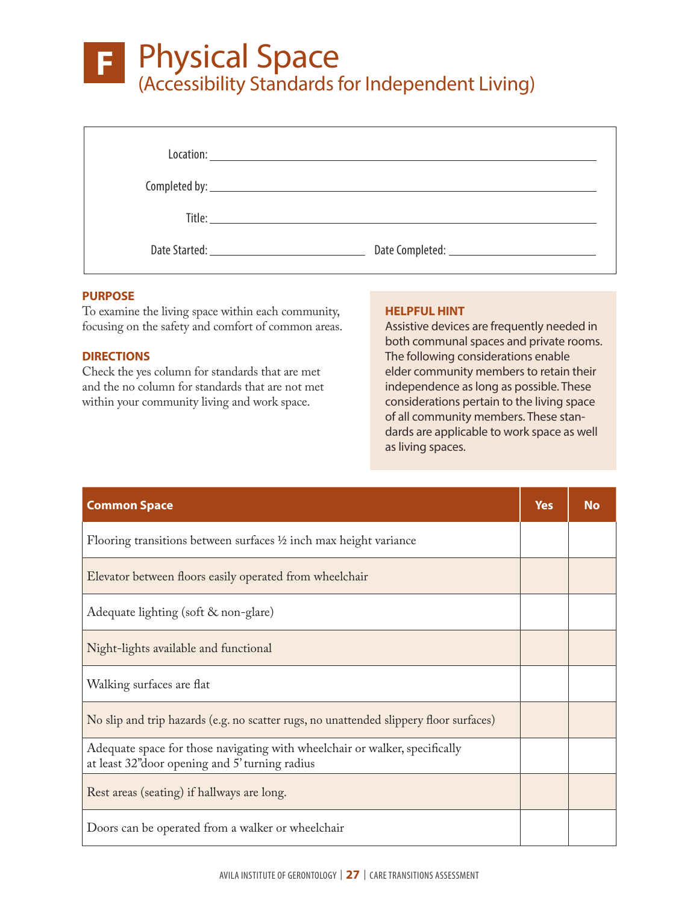# F Physical Space
## (Accessibility Standards for Independent Living)

Location: ______________________________

Completed by: ______________________________

Title: ______________________________

Date Started: ______________ Date Completed: ______________

**PURPOSE**
To examine the living space within each community, focusing on the safety and comfort of common areas.

**DIRECTIONS**
Check the yes column for standards that are met and the no column for standards that are not met within your community living and work space.

**HELPFUL HINT**
Assistive devices are frequently needed in both communal spaces and private rooms. The following considerations enable elder community members to retain their independence as long as possible. These considerations pertain to the living space of all community members. These standards are applicable to work space as well as living spaces.

| Common Space | Yes | No |
|---|---|---|
| Flooring transitions between surfaces ½ inch max height variance | | |
| Elevator between floors easily operated from wheelchair | | |
| Adequate lighting (soft & non-glare) | | |
| Night-lights available and functional | | |
| Walking surfaces are flat | | |
| No slip and trip hazards (e.g. no scatter rugs, no unattended slippery floor surfaces) | | |
| Adequate space for those navigating with wheelchair or walker, specifically at least 32" door opening and 5' turning radius | | |
| Rest areas (seating) if hallways are long. | | |
| Doors can be operated from a walker or wheelchair | | |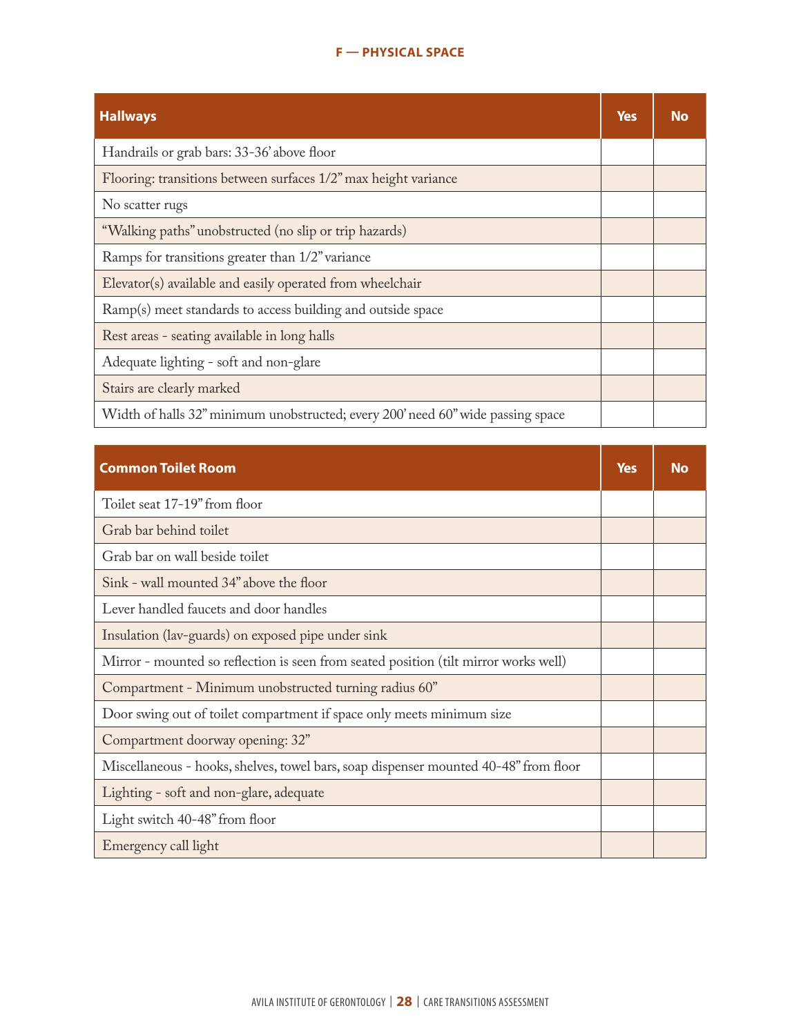## F — PHYSICAL SPACE

| Hallways | Yes | No |
|---|---|---|
| Handrails or grab bars: 33-36' above floor | | |
| Flooring: transitions between surfaces 1/2" max height variance | | |
| No scatter rugs | | |
| "Walking paths" unobstructed (no slip or trip hazards) | | |
| Ramps for transitions greater than 1/2" variance | | |
| Elevator(s) available and easily operated from wheelchair | | |
| Ramp(s) meet standards to access building and outside space | | |
| Rest areas - seating available in long halls | | |
| Adequate lighting - soft and non-glare | | |
| Stairs are clearly marked | | |
| Width of halls 32" minimum unobstructed; every 200' need 60" wide passing space | | |

| Common Toilet Room | Yes | No |
|---|---|---|
| Toilet seat 17-19" from floor | | |
| Grab bar behind toilet | | |
| Grab bar on wall beside toilet | | |
| Sink - wall mounted 34" above the floor | | |
| Lever handled faucets and door handles | | |
| Insulation (lav-guards) on exposed pipe under sink | | |
| Mirror - mounted so reflection is seen from seated position (tilt mirror works well) | | |
| Compartment - Minimum unobstructed turning radius 60" | | |
| Door swing out of toilet compartment if space only meets minimum size | | |
| Compartment doorway opening: 32" | | |
| Miscellaneous - hooks, shelves, towel bars, soap dispenser mounted 40-48" from floor | | |
| Lighting - soft and non-glare, adequate | | |
| Light switch 40-48" from floor | | |
| Emergency call light | | |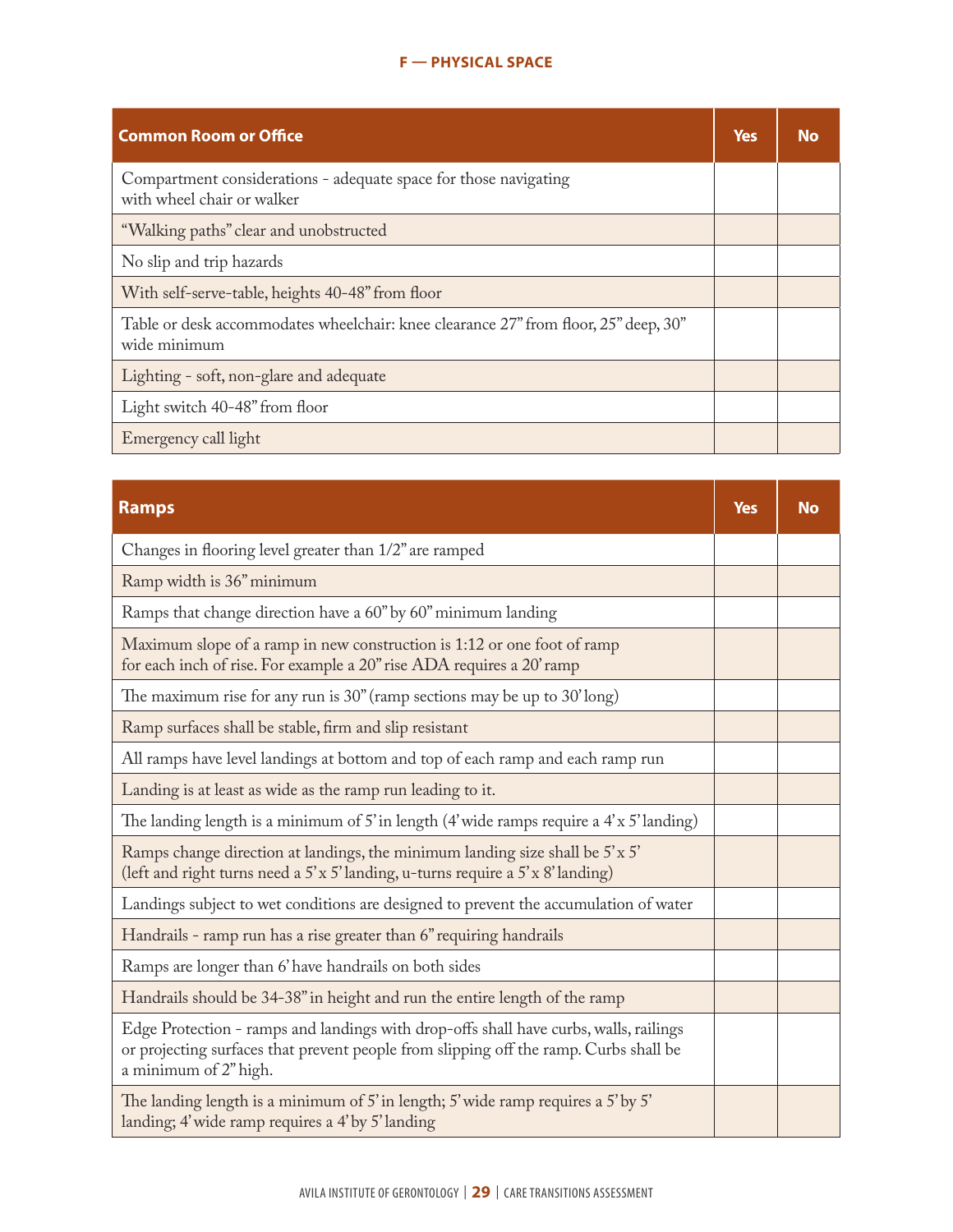## F — PHYSICAL SPACE

| Common Room or Office | Yes | No |
|---|---|---|
| Compartment considerations - adequate space for those navigating with wheel chair or walker | | |
| "Walking paths" clear and unobstructed | | |
| No slip and trip hazards | | |
| With self-serve-table, heights 40-48" from floor | | |
| Table or desk accommodates wheelchair: knee clearance 27" from floor, 25" deep, 30" wide minimum | | |
| Lighting - soft, non-glare and adequate | | |
| Light switch 40-48" from floor | | |
| Emergency call light | | |

| Ramps | Yes | No |
|---|---|---|
| Changes in flooring level greater than 1/2" are ramped | | |
| Ramp width is 36" minimum | | |
| Ramps that change direction have a 60" by 60" minimum landing | | |
| Maximum slope of a ramp in new construction is 1:12 or one foot of ramp for each inch of rise. For example a 20" rise ADA requires a 20' ramp | | |
| The maximum rise for any run is 30" (ramp sections may be up to 30' long) | | |
| Ramp surfaces shall be stable, firm and slip resistant | | |
| All ramps have level landings at bottom and top of each ramp and each ramp run | | |
| Landing is at least as wide as the ramp run leading to it. | | |
| The landing length is a minimum of 5' in length (4' wide ramps require a 4' x 5' landing) | | |
| Ramps change direction at landings, the minimum landing size shall be 5' x 5' (left and right turns need a 5' x 5' landing, u-turns require a 5' x 8' landing) | | |
| Landings subject to wet conditions are designed to prevent the accumulation of water | | |
| Handrails - ramp run has a rise greater than 6" requiring handrails | | |
| Ramps are longer than 6' have handrails on both sides | | |
| Handrails should be 34-38" in height and run the entire length of the ramp | | |
| Edge Protection - ramps and landings with drop-offs shall have curbs, walls, railings or projecting surfaces that prevent people from slipping off the ramp. Curbs shall be a minimum of 2" high. | | |
| The landing length is a minimum of 5' in length; 5' wide ramp requires a 5' by 5' landing; 4' wide ramp requires a 4' by 5' landing | | |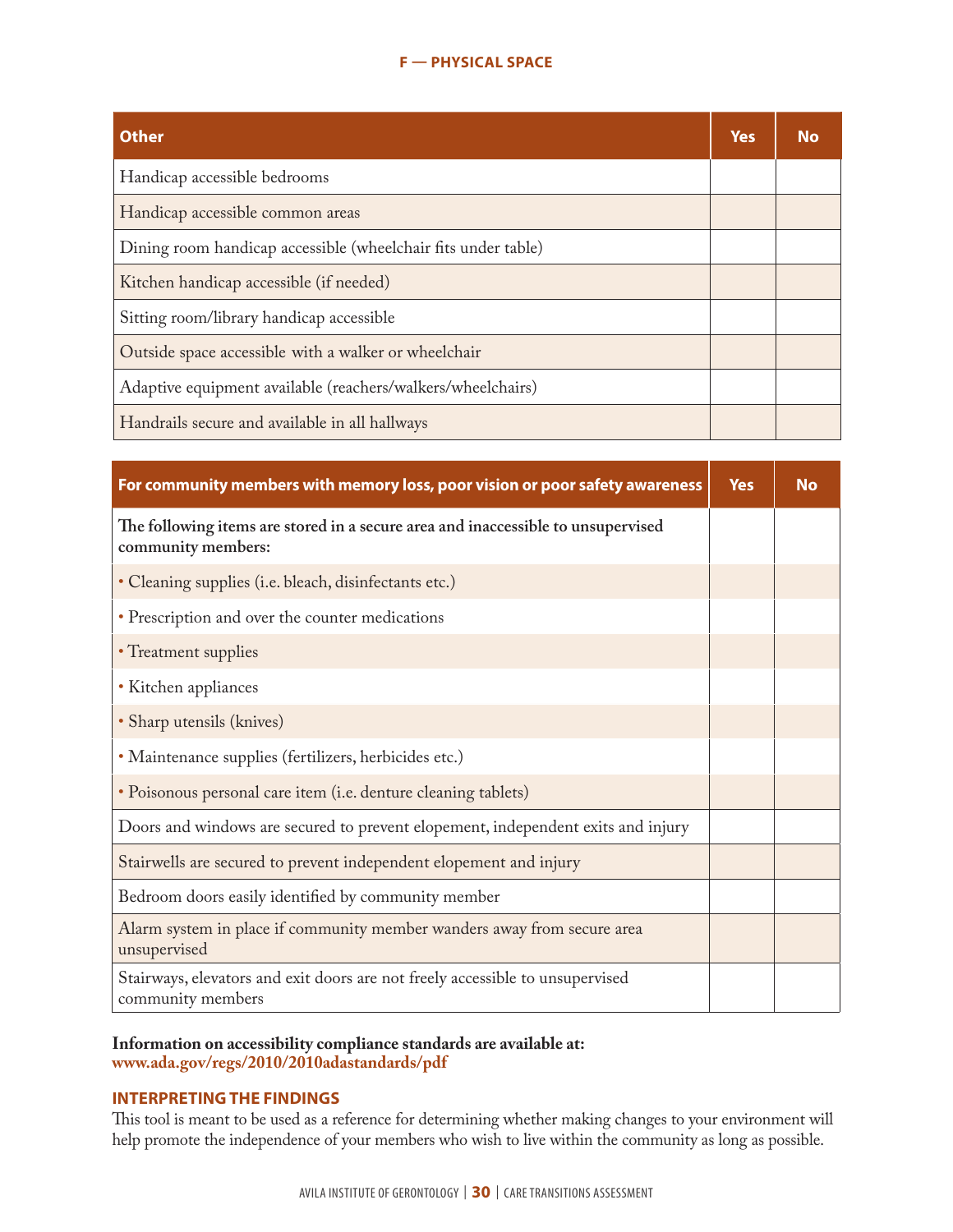## F — PHYSICAL SPACE

| Other | Yes | No |
|---|---|---|
| Handicap accessible bedrooms | | |
| Handicap accessible common areas | | |
| Dining room handicap accessible (wheelchair fits under table) | | |
| Kitchen handicap accessible (if needed) | | |
| Sitting room/library handicap accessible | | |
| Outside space accessible with a walker or wheelchair | | |
| Adaptive equipment available (reachers/walkers/wheelchairs) | | |
| Handrails secure and available in all hallways | | |

| For community members with memory loss, poor vision or poor safety awareness | Yes | No |
|---|---|---|
| **The following items are stored in a secure area and inaccessible to unsupervised community members:** | | |
| • Cleaning supplies (i.e. bleach, disinfectants etc.) | | |
| • Prescription and over the counter medications | | |
| • Treatment supplies | | |
| • Kitchen appliances | | |
| • Sharp utensils (knives) | | |
| • Maintenance supplies (fertilizers, herbicides etc.) | | |
| • Poisonous personal care item (i.e. denture cleaning tablets) | | |
| Doors and windows are secured to prevent elopement, independent exits and injury | | |
| Stairwells are secured to prevent independent elopement and injury | | |
| Bedroom doors easily identified by community member | | |
| Alarm system in place if community member wanders away from secure area unsupervised | | |
| Stairways, elevators and exit doors are not freely accessible to unsupervised community members | | |

**Information on accessibility compliance standards are available at:**
**www.ada.gov/regs/2010/2010adastandards/pdf**

### INTERPRETING THE FINDINGS

This tool is meant to be used as a reference for determining whether making changes to your environment will help promote the independence of your members who wish to live within the community as long as possible.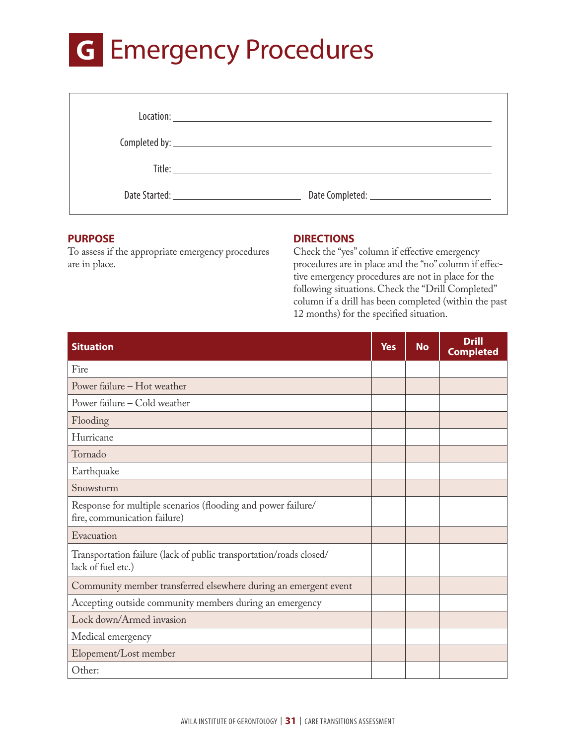# G Emergency Procedures

Location: ____________________________________________

Completed by: ____________________________________________

Title: ____________________________________________

Date Started: ______________________ Date Completed: ______________________

**PURPOSE**

To assess if the appropriate emergency procedures are in place.

**DIRECTIONS**

Check the "yes" column if effective emergency procedures are in place and the "no" column if effective emergency procedures are not in place for the following situations. Check the "Drill Completed" column if a drill has been completed (within the past 12 months) for the specified situation.

| Situation | Yes | No | Drill Completed |
|---|---|---|---|
| Fire | | | |
| Power failure – Hot weather | | | |
| Power failure – Cold weather | | | |
| Flooding | | | |
| Hurricane | | | |
| Tornado | | | |
| Earthquake | | | |
| Snowstorm | | | |
| Response for multiple scenarios (flooding and power failure/ fire, communication failure) | | | |
| Evacuation | | | |
| Transportation failure (lack of public transportation/roads closed/ lack of fuel etc.) | | | |
| Community member transferred elsewhere during an emergent event | | | |
| Accepting outside community members during an emergency | | | |
| Lock down/Armed invasion | | | |
| Medical emergency | | | |
| Elopement/Lost member | | | |
| Other: | | | |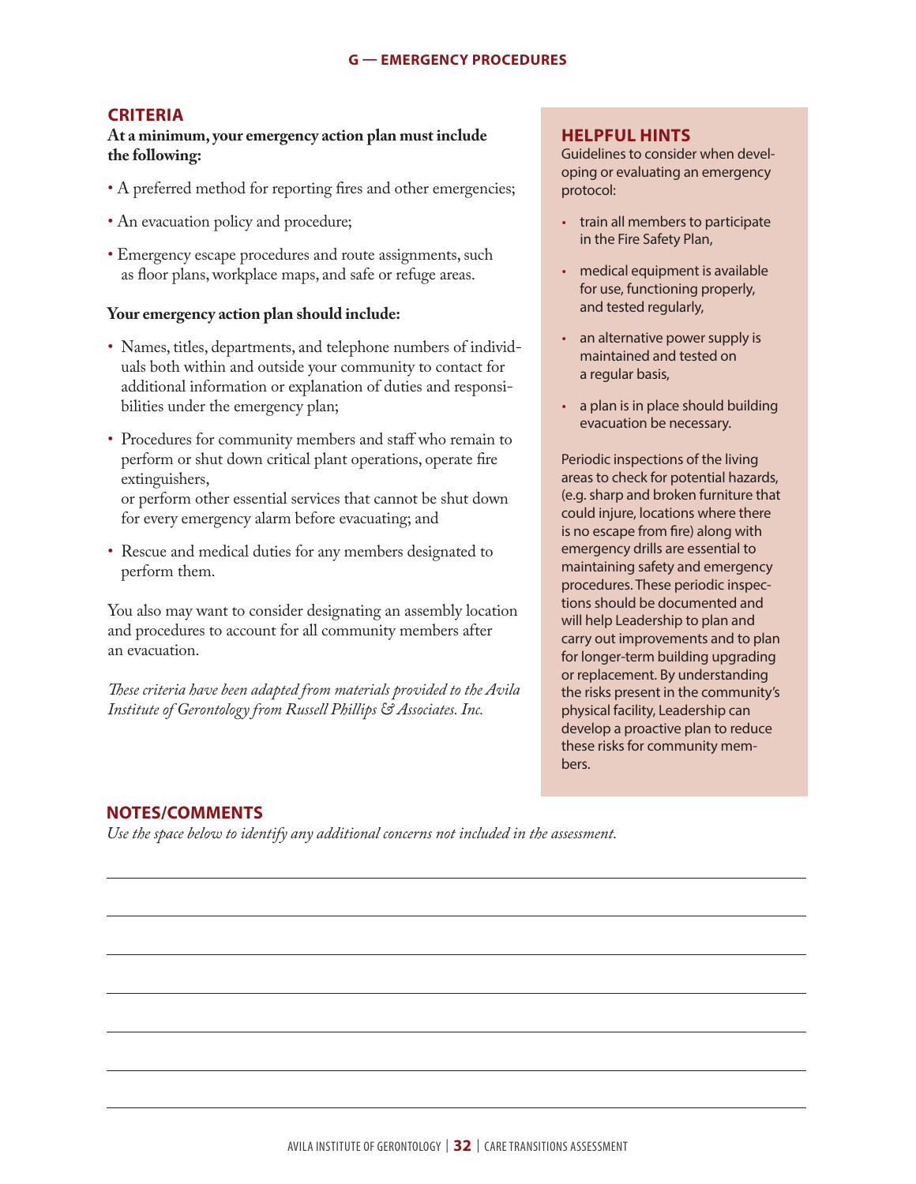## G — EMERGENCY PROCEDURES

### CRITERIA

**At a minimum, your emergency action plan must include the following:**

- A preferred method for reporting fires and other emergencies;
- An evacuation policy and procedure;
- Emergency escape procedures and route assignments, such as floor plans, workplace maps, and safe or refuge areas.

**Your emergency action plan should include:**

- Names, titles, departments, and telephone numbers of individuals both within and outside your community to contact for additional information or explanation of duties and responsibilities under the emergency plan;
- Procedures for community members and staff who remain to perform or shut down critical plant operations, operate fire extinguishers, or perform other essential services that cannot be shut down for every emergency alarm before evacuating; and
- Rescue and medical duties for any members designated to perform them.

You also may want to consider designating an assembly location and procedures to account for all community members after an evacuation.

*These criteria have been adapted from materials provided to the Avila Institute of Gerontology from Russell Phillips & Associates. Inc.*

### HELPFUL HINTS

Guidelines to consider when developing or evaluating an emergency protocol:

- train all members to participate in the Fire Safety Plan,
- medical equipment is available for use, functioning properly, and tested regularly,
- an alternative power supply is maintained and tested on a regular basis,
- a plan is in place should building evacuation be necessary.

Periodic inspections of the living areas to check for potential hazards, (e.g. sharp and broken furniture that could injure, locations where there is no escape from fire) along with emergency drills are essential to maintaining safety and emergency procedures. These periodic inspections should be documented and will help Leadership to plan and carry out improvements and to plan for longer-term building upgrading or replacement. By understanding the risks present in the community's physical facility, Leadership can develop a proactive plan to reduce these risks for community members.

### NOTES/COMMENTS

*Use the space below to identify any additional concerns not included in the assessment.*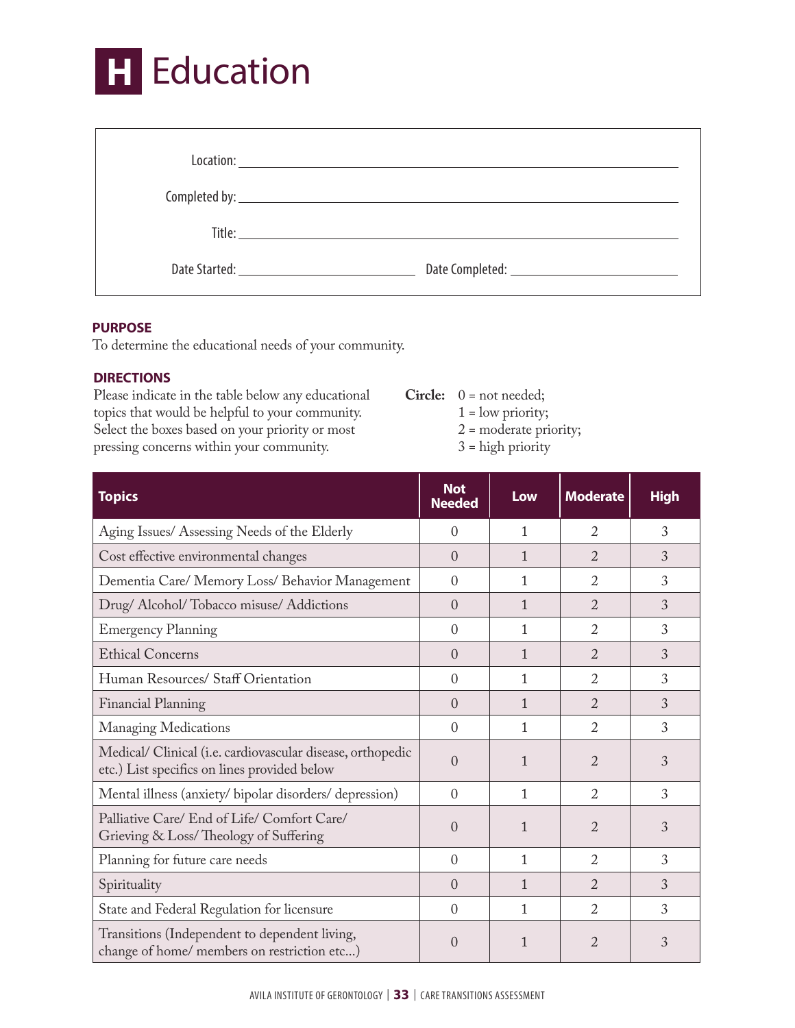# H Education

Location: ____________________

Completed by: ____________________

Title: ____________________

Date Started: ____________________ Date Completed: ____________________

**PURPOSE**

To determine the educational needs of your community.

**DIRECTIONS**

Please indicate in the table below any educational topics that would be helpful to your community. Select the boxes based on your priority or most pressing concerns within your community.

**Circle:** 0 = not needed;
1 = low priority;
2 = moderate priority;
3 = high priority

| Topics | Not Needed | Low | Moderate | High |
|---|---|---|---|---|
| Aging Issues/ Assessing Needs of the Elderly | 0 | 1 | 2 | 3 |
| Cost effective environmental changes | 0 | 1 | 2 | 3 |
| Dementia Care/ Memory Loss/ Behavior Management | 0 | 1 | 2 | 3 |
| Drug/ Alcohol/ Tobacco misuse/ Addictions | 0 | 1 | 2 | 3 |
| Emergency Planning | 0 | 1 | 2 | 3 |
| Ethical Concerns | 0 | 1 | 2 | 3 |
| Human Resources/ Staff Orientation | 0 | 1 | 2 | 3 |
| Financial Planning | 0 | 1 | 2 | 3 |
| Managing Medications | 0 | 1 | 2 | 3 |
| Medical/ Clinical (i.e. cardiovascular disease, orthopedic etc.) List specifics on lines provided below | 0 | 1 | 2 | 3 |
| Mental illness (anxiety/ bipolar disorders/ depression) | 0 | 1 | 2 | 3 |
| Palliative Care/ End of Life/ Comfort Care/ Grieving & Loss/ Theology of Suffering | 0 | 1 | 2 | 3 |
| Planning for future care needs | 0 | 1 | 2 | 3 |
| Spirituality | 0 | 1 | 2 | 3 |
| State and Federal Regulation for licensure | 0 | 1 | 2 | 3 |
| Transitions (Independent to dependent living, change of home/ members on restriction etc...) | 0 | 1 | 2 | 3 |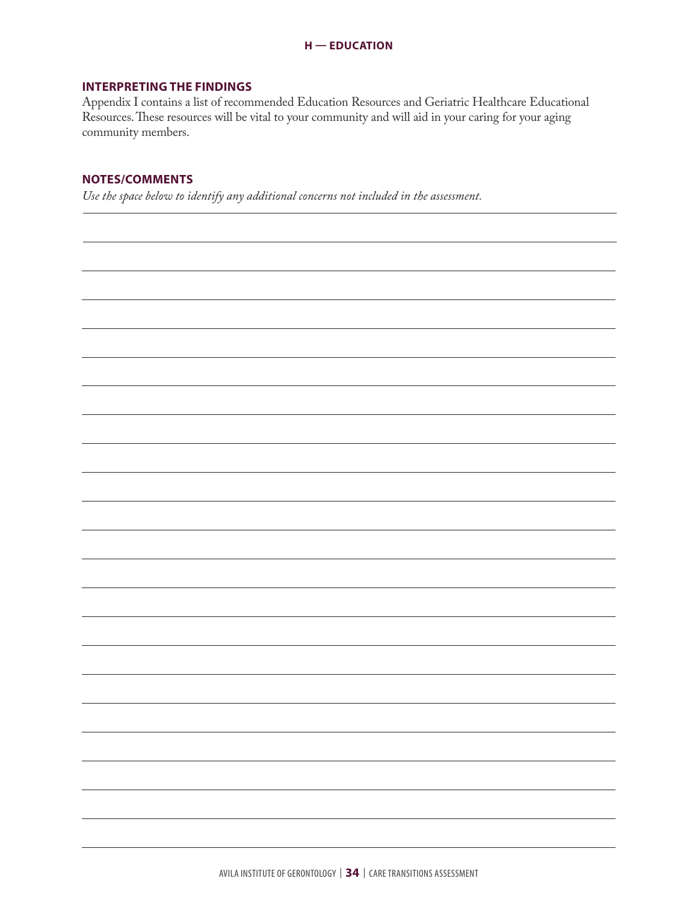## H — EDUCATION

### INTERPRETING THE FINDINGS

Appendix I contains a list of recommended Education Resources and Geriatric Healthcare Educational Resources. These resources will be vital to your community and will aid in your caring for your aging community members.

### NOTES/COMMENTS

*Use the space below to identify any additional concerns not included in the assessment.*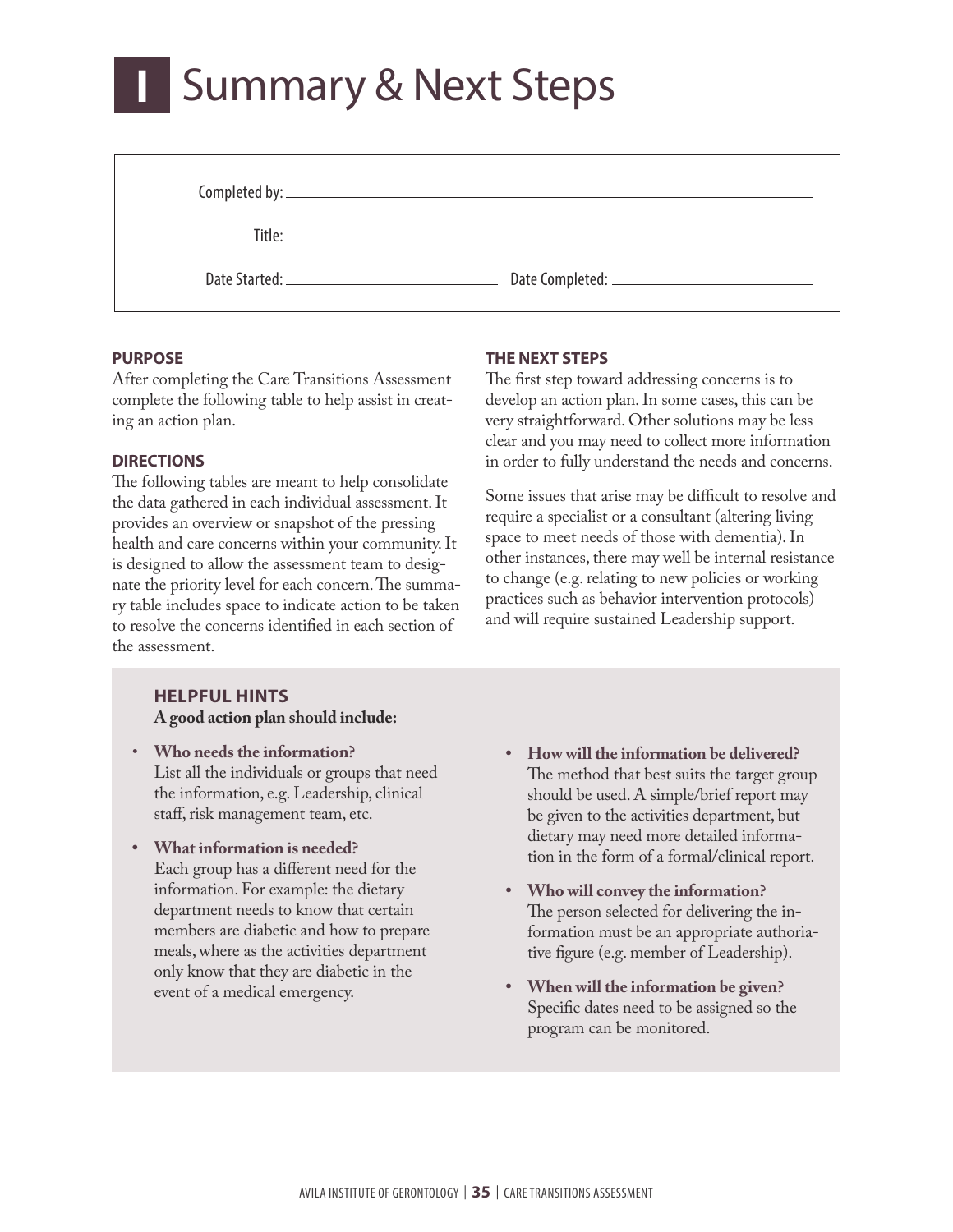# I Summary & Next Steps

Completed by: ______________________________

Title: ______________________________

Date Started: ______________ Date Completed: ______________

**PURPOSE**

After completing the Care Transitions Assessment complete the following table to help assist in creating an action plan.

**DIRECTIONS**

The following tables are meant to help consolidate the data gathered in each individual assessment. It provides an overview or snapshot of the pressing health and care concerns within your community. It is designed to allow the assessment team to designate the priority level for each concern. The summary table includes space to indicate action to be taken to resolve the concerns identified in each section of the assessment.

**THE NEXT STEPS**

The first step toward addressing concerns is to develop an action plan. In some cases, this can be very straightforward. Other solutions may be less clear and you may need to collect more information in order to fully understand the needs and concerns.

Some issues that arise may be difficult to resolve and require a specialist or a consultant (altering living space to meet needs of those with dementia). In other instances, there may well be internal resistance to change (e.g. relating to new policies or working practices such as behavior intervention protocols) and will require sustained Leadership support.

**HELPFUL HINTS**

**A good action plan should include:**

- **Who needs the information?** List all the individuals or groups that need the information, e.g. Leadership, clinical staff, risk management team, etc.
- **What information is needed?** Each group has a different need for the information. For example: the dietary department needs to know that certain members are diabetic and how to prepare meals, where as the activities department only know that they are diabetic in the event of a medical emergency.
- **How will the information be delivered?** The method that best suits the target group should be used. A simple/brief report may be given to the activities department, but dietary may need more detailed information in the form of a formal/clinical report.
- **Who will convey the information?** The person selected for delivering the information must be an appropriate authoriative figure (e.g. member of Leadership).
- **When will the information be given?** Specific dates need to be assigned so the program can be monitored.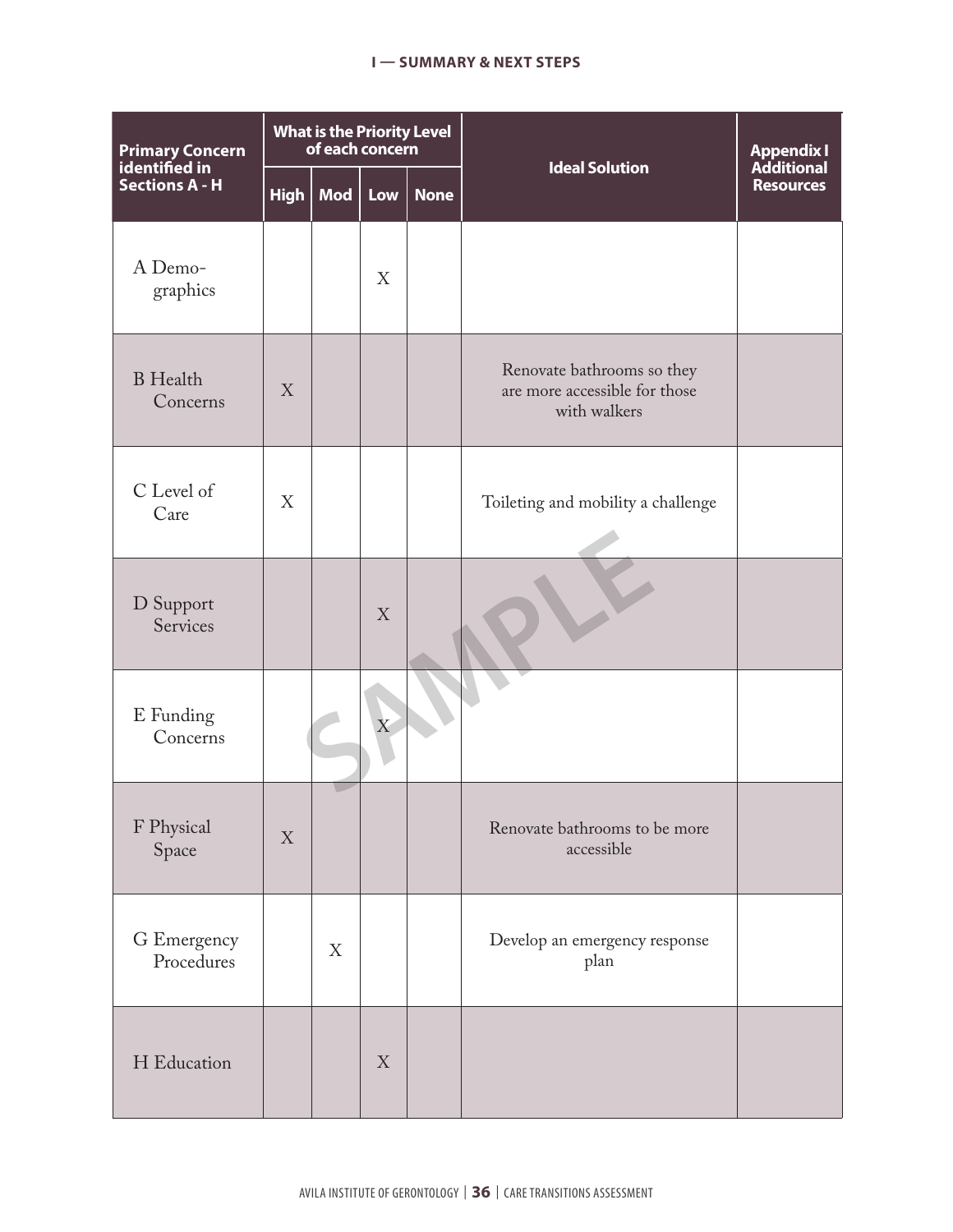## I — SUMMARY & NEXT STEPS

| Primary Concern identified in Sections A - H | What is the Priority Level of each concern | | | | Ideal Solution | Appendix I Additional Resources |
|---|---|---|---|---|---|---|
| | High | Mod | Low | None | | |
| A Demographics | | | X | | | |
| B Health Concerns | X | | | | Renovate bathrooms so they are more accessible for those with walkers | |
| C Level of Care | X | | | | Toileting and mobility a challenge | |
| D Support Services | | | X | | | |
| E Funding Concerns | | | X | | | |
| F Physical Space | X | | | | Renovate bathrooms to be more accessible | |
| G Emergency Procedures | | X | | | Develop an emergency response plan | |
| H Education | | | X | | | |

SAMPLE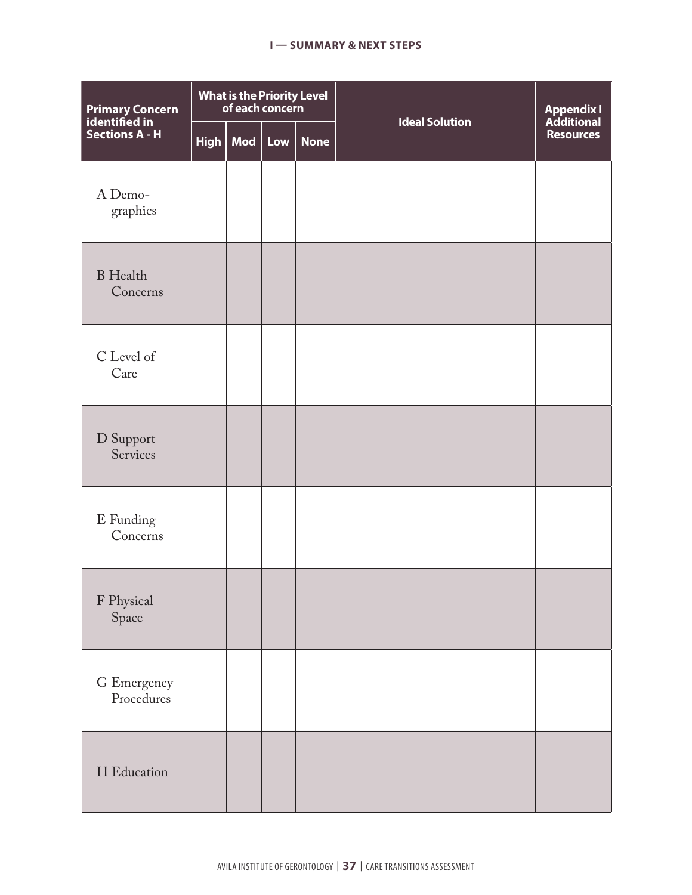## I — SUMMARY & NEXT STEPS

| Primary Concern identified in Sections A - H | What is the Priority Level of each concern | | | | Ideal Solution | Appendix I Additional Resources |
|---|---|---|---|---|---|---|
| | High | Mod | Low | None | | |
| A Demographics | | | | | | |
| B Health Concerns | | | | | | |
| C Level of Care | | | | | | |
| D Support Services | | | | | | |
| E Funding Concerns | | | | | | |
| F Physical Space | | | | | | |
| G Emergency Procedures | | | | | | |
| H Education | | | | | | |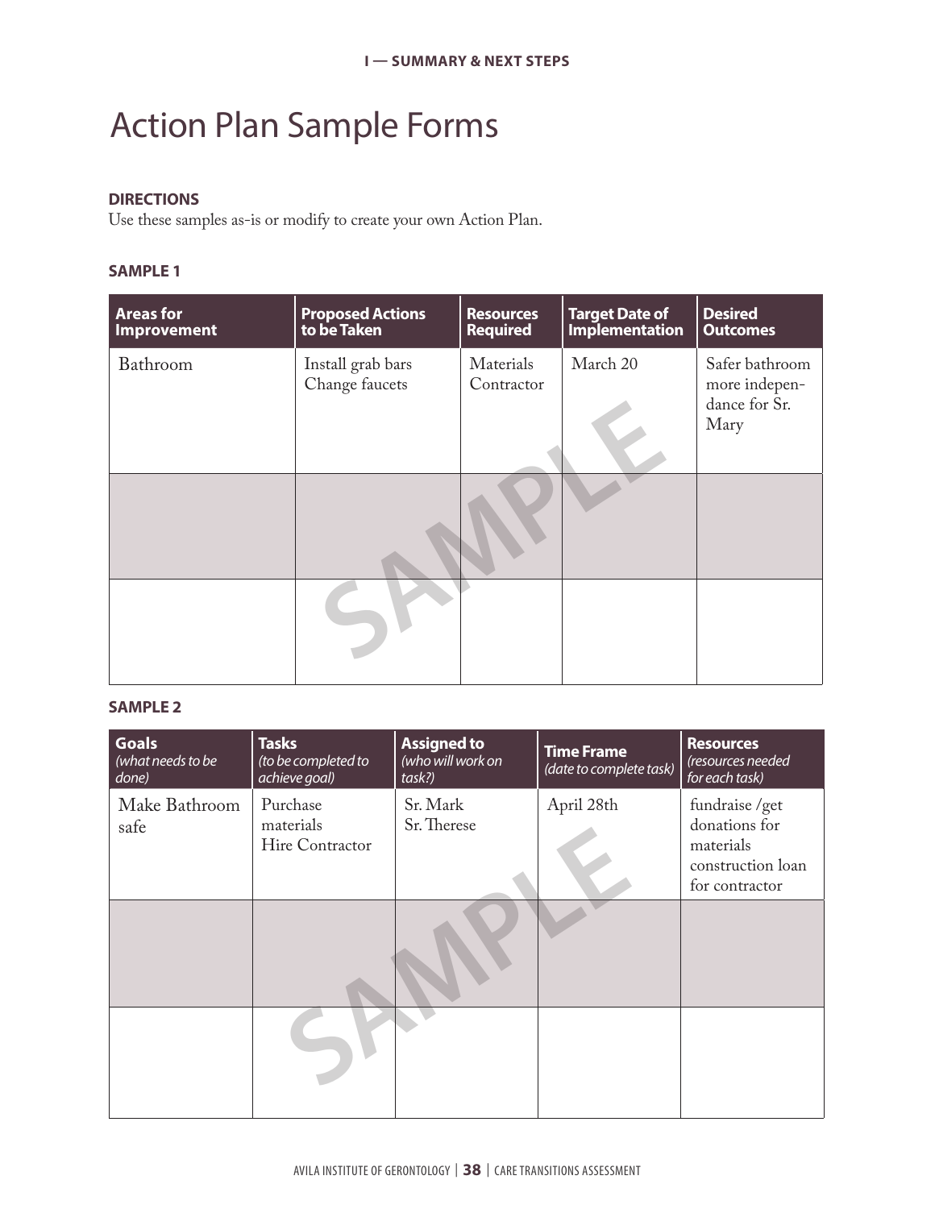# Action Plan Sample Forms

**DIRECTIONS**

Use these samples as-is or modify to create your own Action Plan.

**SAMPLE 1**

| Areas for Improvement | Proposed Actions to be Taken | Resources Required | Target Date of Implementation | Desired Outcomes |
|---|---|---|---|---|
| Bathroom | Install grab bars<br>Change faucets | Materials<br>Contractor | March 20 | Safer bathroom more independance for Sr. Mary |
| | | | | |
| | | | | |

**SAMPLE 2**

| Goals *(what needs to be done)* | Tasks *(to be completed to achieve goal)* | Assigned to *(who will work on task?)* | Time Frame *(date to complete task)* | Resources *(resources needed for each task)* |
|---|---|---|---|---|
| Make Bathroom safe | Purchase materials<br>Hire Contractor | Sr. Mark<br>Sr. Therese | April 28th | fundraise /get donations for materials<br>construction loan for contractor |
| | | | | |
| | | | | |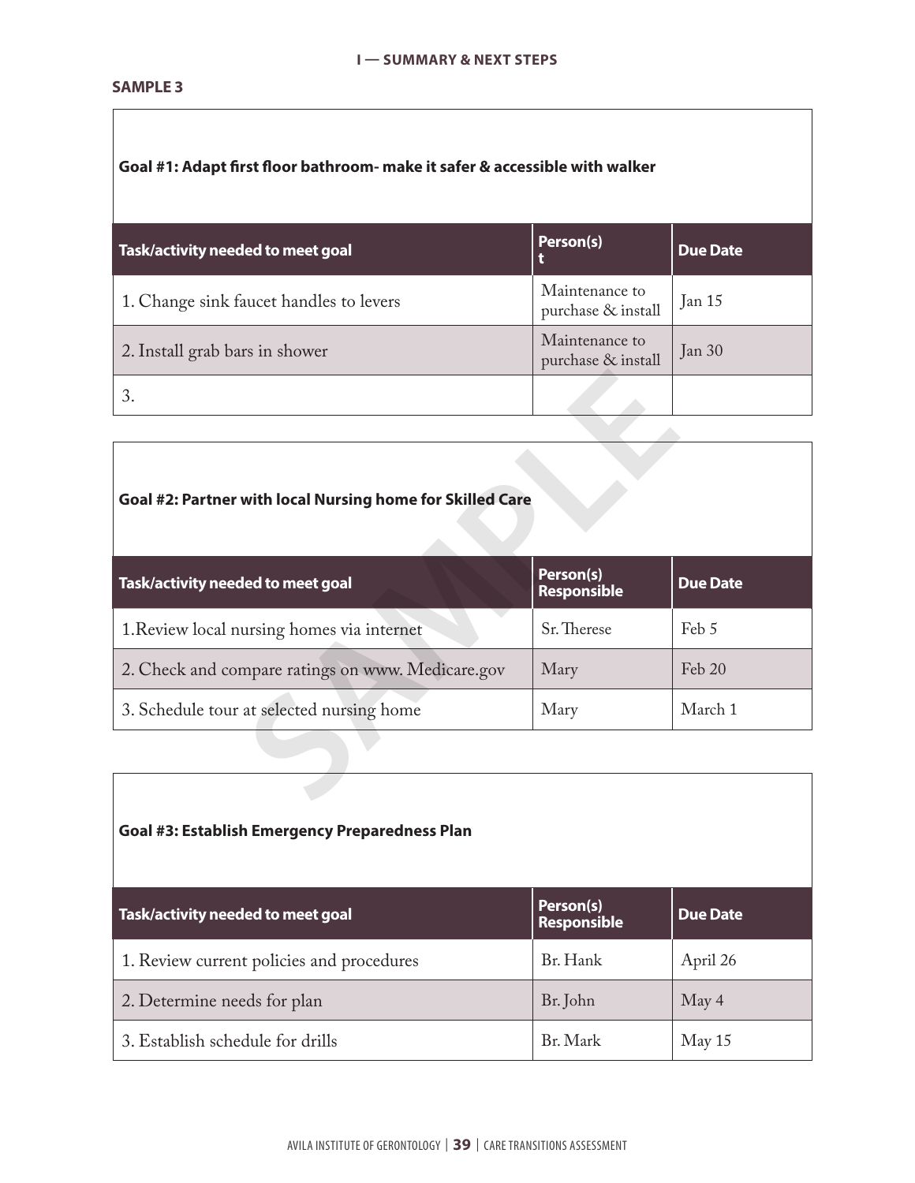**I — SUMMARY & NEXT STEPS**

**SAMPLE 3**

**Goal #1: Adapt first floor bathroom- make it safer & accessible with walker**

| Task/activity needed to meet goal | Person(s) t | Due Date |
|---|---|---|
| 1. Change sink faucet handles to levers | Maintenance to purchase & install | Jan 15 |
| 2. Install grab bars in shower | Maintenance to purchase & install | Jan 30 |
| 3. | | |

**Goal #2: Partner with local Nursing home for Skilled Care**

| Task/activity needed to meet goal | Person(s) Responsible | Due Date |
|---|---|---|
| 1.Review local nursing homes via internet | Sr. Therese | Feb 5 |
| 2. Check and compare ratings on www. Medicare.gov | Mary | Feb 20 |
| 3. Schedule tour at selected nursing home | Mary | March 1 |

**Goal #3: Establish Emergency Preparedness Plan**

| Task/activity needed to meet goal | Person(s) Responsible | Due Date |
|---|---|---|
| 1. Review current policies and procedures | Br. Hank | April 26 |
| 2. Determine needs for plan | Br. John | May 4 |
| 3. Establish schedule for drills | Br. Mark | May 15 |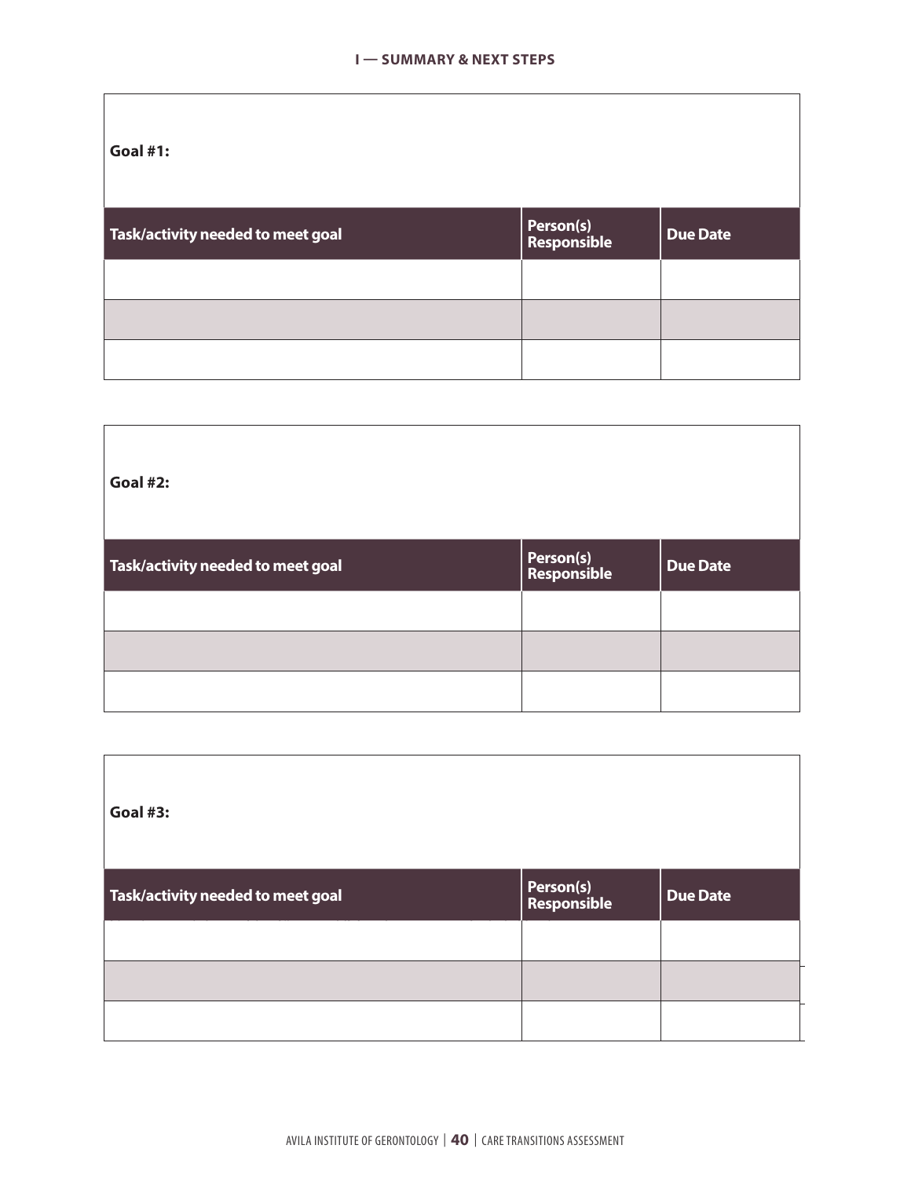**I — SUMMARY & NEXT STEPS**

**Goal #1:**

| Task/activity needed to meet goal | Person(s) Responsible | Due Date |
|---|---|---|
| | | |
| | | |
| | | |

**Goal #2:**

| Task/activity needed to meet goal | Person(s) Responsible | Due Date |
|---|---|---|
| | | |
| | | |
| | | |

**Goal #3:**

| Task/activity needed to meet goal | Person(s) Responsible | Due Date |
|---|---|---|
| | | |
| | | |
| | | |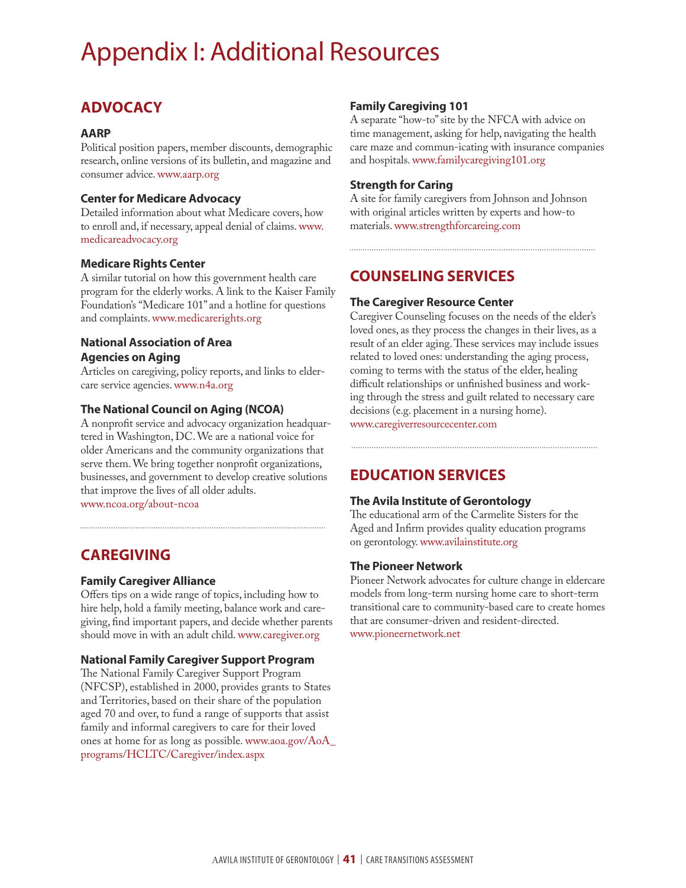# Appendix I: Additional Resources

## ADVOCACY

### AARP

Political position papers, member discounts, demographic research, online versions of its bulletin, and magazine and consumer advice. www.aarp.org

### Center for Medicare Advocacy

Detailed information about what Medicare covers, how to enroll and, if necessary, appeal denial of claims. www.medicareadvocacy.org

### Medicare Rights Center

A similar tutorial on how this government health care program for the elderly works. A link to the Kaiser Family Foundation's "Medicare 101" and a hotline for questions and complaints. www.medicarerights.org

### National Association of Area Agencies on Aging

Articles on caregiving, policy reports, and links to elder-care service agencies. www.n4a.org

### The National Council on Aging (NCOA)

A nonprofit service and advocacy organization headquartered in Washington, DC. We are a national voice for older Americans and the community organizations that serve them. We bring together nonprofit organizations, businesses, and government to develop creative solutions that improve the lives of all older adults. www.ncoa.org/about-ncoa

## CAREGIVING

### Family Caregiver Alliance

Offers tips on a wide range of topics, including how to hire help, hold a family meeting, balance work and caregiving, find important papers, and decide whether parents should move in with an adult child. www.caregiver.org

### National Family Caregiver Support Program

The National Family Caregiver Support Program (NFCSP), established in 2000, provides grants to States and Territories, based on their share of the population aged 70 and over, to fund a range of supports that assist family and informal caregivers to care for their loved ones at home for as long as possible. www.aoa.gov/AoA_programs/HCLTC/Caregiver/index.aspx

### Family Caregiving 101

A separate "how-to" site by the NFCA with advice on time management, asking for help, navigating the health care maze and commun-icating with insurance companies and hospitals. www.familycaregiving101.org

### Strength for Caring

A site for family caregivers from Johnson and Johnson with original articles written by experts and how-to materials. www.strengthforcareing.com

## COUNSELING SERVICES

### The Caregiver Resource Center

Caregiver Counseling focuses on the needs of the elder's loved ones, as they process the changes in their lives, as a result of an elder aging. These services may include issues related to loved ones: understanding the aging process, coming to terms with the status of the elder, healing difficult relationships or unfinished business and working through the stress and guilt related to necessary care decisions (e.g. placement in a nursing home). www.caregiverresourcecenter.com

## EDUCATION SERVICES

### The Avila Institute of Gerontology

The educational arm of the Carmelite Sisters for the Aged and Infirm provides quality education programs on gerontology. www.avilainstitute.org

### The Pioneer Network

Pioneer Network advocates for culture change in eldercare models from long-term nursing home care to short-term transitional care to community-based care to create homes that are consumer-driven and resident-directed. www.pioneernetwork.net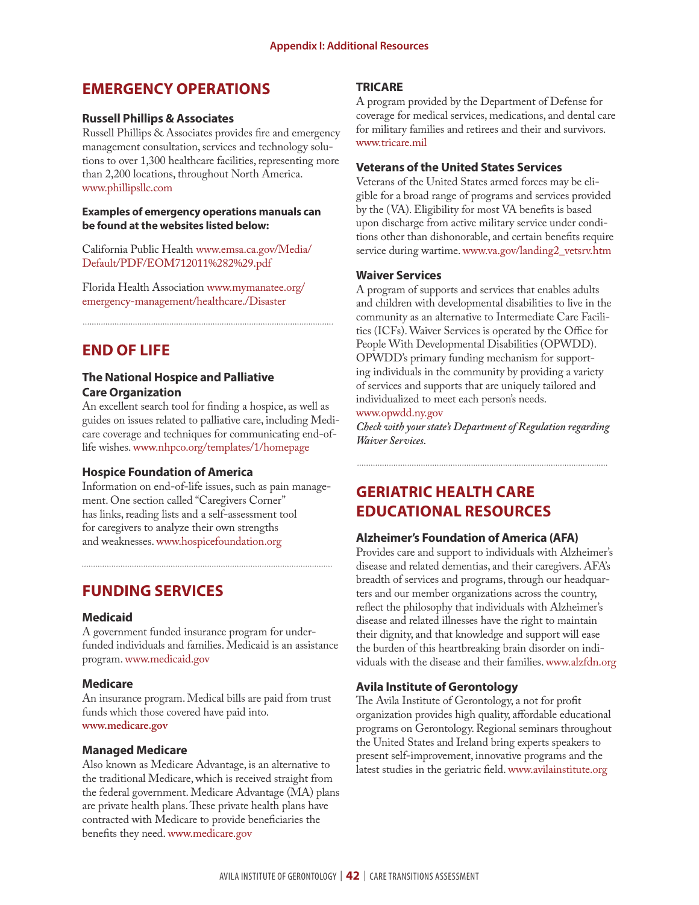Appendix I: Additional Resources

## EMERGENCY OPERATIONS

### Russell Phillips & Associates

Russell Phillips & Associates provides fire and emergency management consultation, services and technology solutions to over 1,300 healthcare facilities, representing more than 2,200 locations, throughout North America. www.phillipsllc.com

**Examples of emergency operations manuals can be found at the websites listed below:**

California Public Health www.emsa.ca.gov/Media/Default/PDF/EOM712011%282%29.pdf

Florida Health Association www.mymanatee.org/emergency-management/healthcare./Disaster

## END OF LIFE

### The National Hospice and Palliative Care Organization

An excellent search tool for finding a hospice, as well as guides on issues related to palliative care, including Medicare coverage and techniques for communicating end-of-life wishes. www.nhpco.org/templates/1/homepage

### Hospice Foundation of America

Information on end-of-life issues, such as pain management. One section called "Caregivers Corner" has links, reading lists and a self-assessment tool for caregivers to analyze their own strengths and weaknesses. www.hospicefoundation.org

## FUNDING SERVICES

### Medicaid

A government funded insurance program for under-funded individuals and families. Medicaid is an assistance program. www.medicaid.gov

### Medicare

An insurance program. Medical bills are paid from trust funds which those covered have paid into.
**www.medicare.gov**

### Managed Medicare

Also known as Medicare Advantage, is an alternative to the traditional Medicare, which is received straight from the federal government. Medicare Advantage (MA) plans are private health plans. These private health plans have contracted with Medicare to provide beneficiaries the benefits they need. www.medicare.gov

### TRICARE

A program provided by the Department of Defense for coverage for medical services, medications, and dental care for military families and retirees and their and survivors. www.tricare.mil

### Veterans of the United States Services

Veterans of the United States armed forces may be eligible for a broad range of programs and services provided by the (VA). Eligibility for most VA benefits is based upon discharge from active military service under conditions other than dishonorable, and certain benefits require service during wartime. www.va.gov/landing2_vetsrv.htm

### Waiver Services

A program of supports and services that enables adults and children with developmental disabilities to live in the community as an alternative to Intermediate Care Facilities (ICFs). Waiver Services is operated by the Office for People With Developmental Disabilities (OPWDD). OPWDD's primary funding mechanism for supporting individuals in the community by providing a variety of services and supports that are uniquely tailored and individualized to meet each person's needs.
www.opwdd.ny.gov

***Check with your state's Department of Regulation regarding Waiver Services.***

## GERIATRIC HEALTH CARE EDUCATIONAL RESOURCES

### Alzheimer's Foundation of America (AFA)

Provides care and support to individuals with Alzheimer's disease and related dementias, and their caregivers. AFA's breadth of services and programs, through our headquarters and our member organizations across the country, reflect the philosophy that individuals with Alzheimer's disease and related illnesses have the right to maintain their dignity, and that knowledge and support will ease the burden of this heartbreaking brain disorder on individuals with the disease and their families. www.alzfdn.org

### Avila Institute of Gerontology

The Avila Institute of Gerontology, a not for profit organization provides high quality, affordable educational programs on Gerontology. Regional seminars throughout the United States and Ireland bring experts speakers to present self-improvement, innovative programs and the latest studies in the geriatric field. www.avilainstitute.org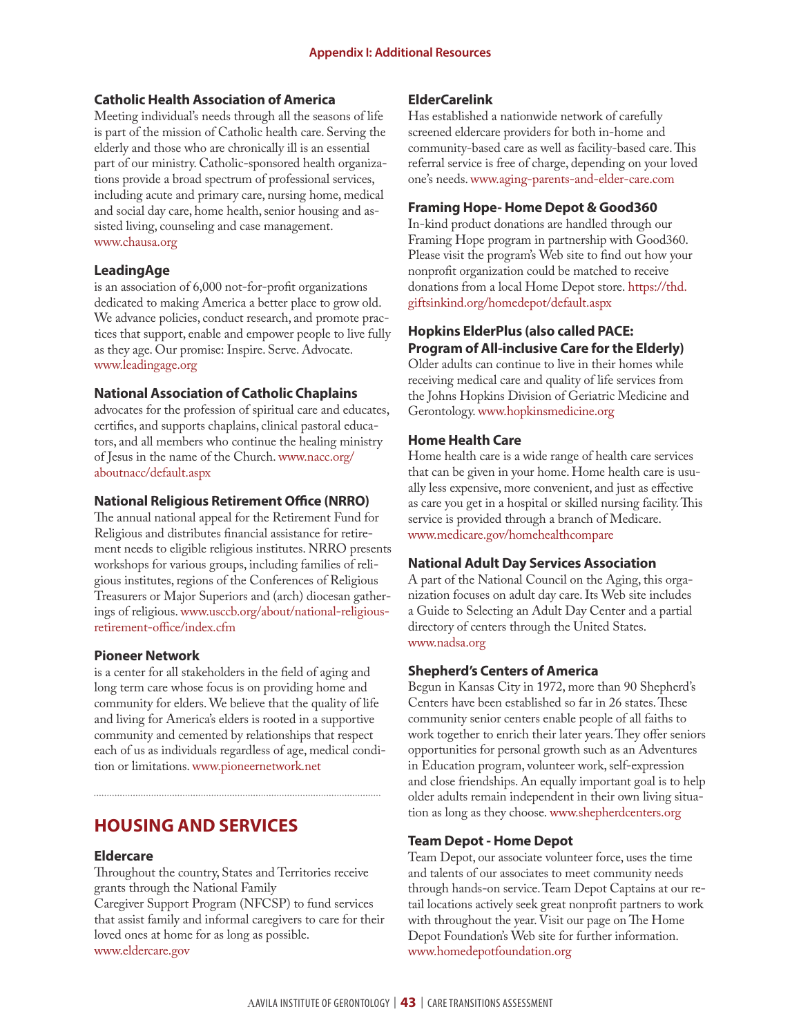### Catholic Health Association of America

Meeting individual's needs through all the seasons of life is part of the mission of Catholic health care. Serving the elderly and those who are chronically ill is an essential part of our ministry. Catholic-sponsored health organizations provide a broad spectrum of professional services, including acute and primary care, nursing home, medical and social day care, home health, senior housing and assisted living, counseling and case management. www.chausa.org

### LeadingAge

is an association of 6,000 not-for-profit organizations dedicated to making America a better place to grow old. We advance policies, conduct research, and promote practices that support, enable and empower people to live fully as they age. Our promise: Inspire. Serve. Advocate. www.leadingage.org

### National Association of Catholic Chaplains

advocates for the profession of spiritual care and educates, certifies, and supports chaplains, clinical pastoral educators, and all members who continue the healing ministry of Jesus in the name of the Church. www.nacc.org/aboutnacc/default.aspx

### National Religious Retirement Office (NRRO)

The annual national appeal for the Retirement Fund for Religious and distributes financial assistance for retirement needs to eligible religious institutes. NRRO presents workshops for various groups, including families of religious institutes, regions of the Conferences of Religious Treasurers or Major Superiors and (arch) diocesan gatherings of religious. www.usccb.org/about/national-religious-retirement-office/index.cfm

### Pioneer Network

is a center for all stakeholders in the field of aging and long term care whose focus is on providing home and community for elders. We believe that the quality of life and living for America's elders is rooted in a supportive community and cemented by relationships that respect each of us as individuals regardless of age, medical condition or limitations. www.pioneernetwork.net

## HOUSING AND SERVICES

### Eldercare

Throughout the country, States and Territories receive grants through the National Family Caregiver Support Program (NFCSP) to fund services that assist family and informal caregivers to care for their loved ones at home for as long as possible. www.eldercare.gov

### ElderCarelink

Has established a nationwide network of carefully screened eldercare providers for both in-home and community-based care as well as facility-based care. This referral service is free of charge, depending on your loved one's needs. www.aging-parents-and-elder-care.com

### Framing Hope- Home Depot & Good360

In-kind product donations are handled through our Framing Hope program in partnership with Good360. Please visit the program's Web site to find out how your nonprofit organization could be matched to receive donations from a local Home Depot store. https://thd.giftsinkind.org/homedepot/default.aspx

### Hopkins ElderPlus (also called PACE: Program of All-inclusive Care for the Elderly)

Older adults can continue to live in their homes while receiving medical care and quality of life services from the Johns Hopkins Division of Geriatric Medicine and Gerontology. www.hopkinsmedicine.org

### Home Health Care

Home health care is a wide range of health care services that can be given in your home. Home health care is usually less expensive, more convenient, and just as effective as care you get in a hospital or skilled nursing facility. This service is provided through a branch of Medicare. www.medicare.gov/homehealthcompare

### National Adult Day Services Association

A part of the National Council on the Aging, this organization focuses on adult day care. Its Web site includes a Guide to Selecting an Adult Day Center and a partial directory of centers through the United States. www.nadsa.org

### Shepherd's Centers of America

Begun in Kansas City in 1972, more than 90 Shepherd's Centers have been established so far in 26 states. These community senior centers enable people of all faiths to work together to enrich their later years. They offer seniors opportunities for personal growth such as an Adventures in Education program, volunteer work, self-expression and close friendships. An equally important goal is to help older adults remain independent in their own living situation as long as they choose. www.shepherdcenters.org

### Team Depot - Home Depot

Team Depot, our associate volunteer force, uses the time and talents of our associates to meet community needs through hands-on service. Team Depot Captains at our retail locations actively seek great nonprofit partners to work with throughout the year. Visit our page on The Home Depot Foundation's Web site for further information. www.homedepotfoundation.org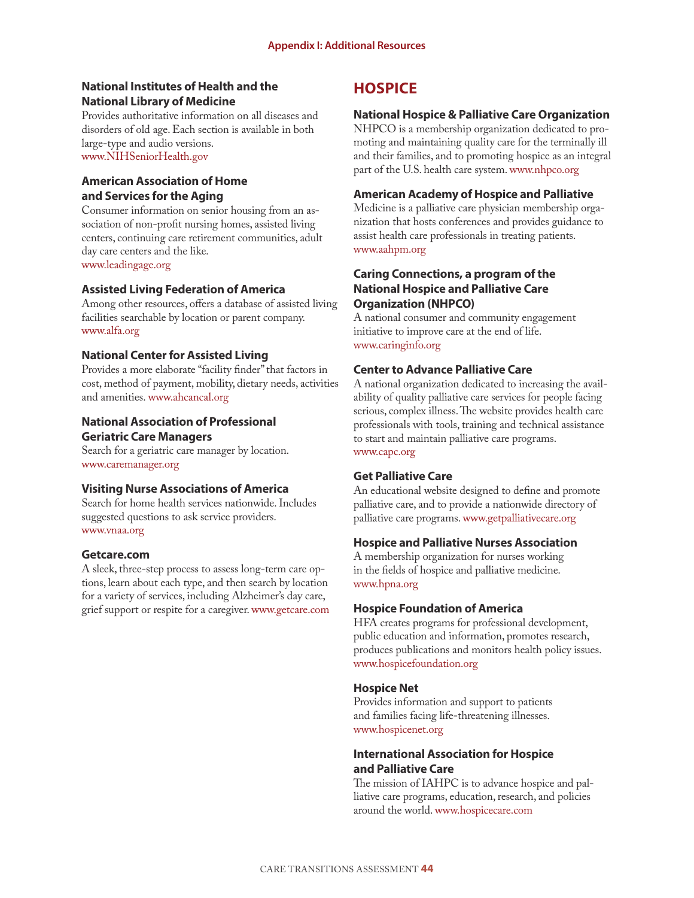### National Institutes of Health and the National Library of Medicine

Provides authoritative information on all diseases and disorders of old age. Each section is available in both large-type and audio versions.
www.NIHSeniorHealth.gov

### American Association of Home and Services for the Aging

Consumer information on senior housing from an association of non-profit nursing homes, assisted living centers, continuing care retirement communities, adult day care centers and the like.
www.leadingage.org

### Assisted Living Federation of America

Among other resources, offers a database of assisted living facilities searchable by location or parent company.
www.alfa.org

### National Center for Assisted Living

Provides a more elaborate "facility finder" that factors in cost, method of payment, mobility, dietary needs, activities and amenities. www.ahcancal.org

### National Association of Professional Geriatric Care Managers

Search for a geriatric care manager by location.
www.caremanager.org

### Visiting Nurse Associations of America

Search for home health services nationwide. Includes suggested questions to ask service providers.
www.vnaa.org

### Getcare.com

A sleek, three-step process to assess long-term care options, learn about each type, and then search by location for a variety of services, including Alzheimer's day care, grief support or respite for a caregiver. www.getcare.com

## HOSPICE

### National Hospice & Palliative Care Organization

NHPCO is a membership organization dedicated to promoting and maintaining quality care for the terminally ill and their families, and to promoting hospice as an integral part of the U.S. health care system. www.nhpco.org

### American Academy of Hospice and Palliative

Medicine is a palliative care physician membership organization that hosts conferences and provides guidance to assist health care professionals in treating patients.
www.aahpm.org

### Caring Connections, a program of the National Hospice and Palliative Care Organization (NHPCO)

A national consumer and community engagement initiative to improve care at the end of life.
www.caringinfo.org

### Center to Advance Palliative Care

A national organization dedicated to increasing the availability of quality palliative care services for people facing serious, complex illness. The website provides health care professionals with tools, training and technical assistance to start and maintain palliative care programs.
www.capc.org

### Get Palliative Care

An educational website designed to define and promote palliative care, and to provide a nationwide directory of palliative care programs. www.getpalliativecare.org

### Hospice and Palliative Nurses Association

A membership organization for nurses working in the fields of hospice and palliative medicine.
www.hpna.org

### Hospice Foundation of America

HFA creates programs for professional development, public education and information, promotes research, produces publications and monitors health policy issues.
www.hospicefoundation.org

### Hospice Net

Provides information and support to patients and families facing life-threatening illnesses.
www.hospicenet.org

### International Association for Hospice and Palliative Care

The mission of IAHPC is to advance hospice and palliative care programs, education, research, and policies around the world. www.hospicecare.com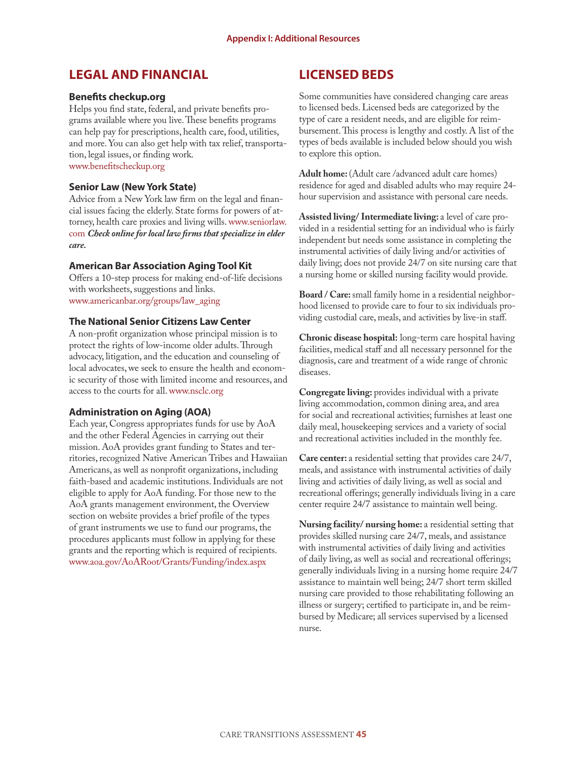# Appendix I: Additional Resources

## LEGAL AND FINANCIAL

### Benefits checkup.org

Helps you find state, federal, and private benefits programs available where you live. These benefits programs can help pay for prescriptions, health care, food, utilities, and more. You can also get help with tax relief, transportation, legal issues, or finding work.
www.benefitscheckup.org

### Senior Law (New York State)

Advice from a New York law firm on the legal and financial issues facing the elderly. State forms for powers of attorney, health care proxies and living wills. www.seniorlaw.com ***Check online for local law firms that specialize in elder care.***

### American Bar Association Aging Tool Kit

Offers a 10-step process for making end-of-life decisions with worksheets, suggestions and links.
www.americanbar.org/groups/law_aging

### The National Senior Citizens Law Center

A non-profit organization whose principal mission is to protect the rights of low-income older adults. Through advocacy, litigation, and the education and counseling of local advocates, we seek to ensure the health and economic security of those with limited income and resources, and access to the courts for all. www.nsclc.org

### Administration on Aging (AOA)

Each year, Congress appropriates funds for use by AoA and the other Federal Agencies in carrying out their mission. AoA provides grant funding to States and territories, recognized Native American Tribes and Hawaiian Americans, as well as nonprofit organizations, including faith-based and academic institutions. Individuals are not eligible to apply for AoA funding. For those new to the AoA grants management environment, the Overview section on website provides a brief profile of the types of grant instruments we use to fund our programs, the procedures applicants must follow in applying for these grants and the reporting which is required of recipients.
www.aoa.gov/AoARoot/Grants/Funding/index.aspx

## LICENSED BEDS

Some communities have considered changing care areas to licensed beds. Licensed beds are categorized by the type of care a resident needs, and are eligible for reimbursement. This process is lengthy and costly. A list of the types of beds available is included below should you wish to explore this option.

**Adult home:** (Adult care /advanced adult care homes) residence for aged and disabled adults who may require 24-hour supervision and assistance with personal care needs.

**Assisted living/ Intermediate living:** a level of care provided in a residential setting for an individual who is fairly independent but needs some assistance in completing the instrumental activities of daily living and/or activities of daily living; does not provide 24/7 on site nursing care that a nursing home or skilled nursing facility would provide.

**Board / Care:** small family home in a residential neighborhood licensed to provide care to four to six individuals providing custodial care, meals, and activities by live-in staff.

**Chronic disease hospital:** long-term care hospital having facilities, medical staff and all necessary personnel for the diagnosis, care and treatment of a wide range of chronic diseases.

**Congregate living:** provides individual with a private living accommodation, common dining area, and area for social and recreational activities; furnishes at least one daily meal, housekeeping services and a variety of social and recreational activities included in the monthly fee.

**Care center:** a residential setting that provides care 24/7, meals, and assistance with instrumental activities of daily living and activities of daily living, as well as social and recreational offerings; generally individuals living in a care center require 24/7 assistance to maintain well being.

**Nursing facility/ nursing home:** a residential setting that provides skilled nursing care 24/7, meals, and assistance with instrumental activities of daily living and activities of daily living, as well as social and recreational offerings; generally individuals living in a nursing home require 24/7 assistance to maintain well being; 24/7 short term skilled nursing care provided to those rehabilitating following an illness or surgery; certified to participate in, and be reimbursed by Medicare; all services supervised by a licensed nurse.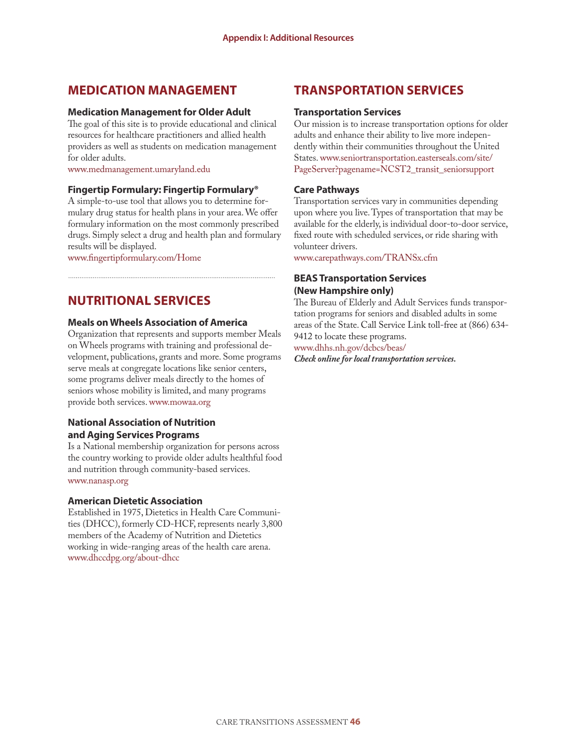## MEDICATION MANAGEMENT

### Medication Management for Older Adult

The goal of this site is to provide educational and clinical resources for healthcare practitioners and allied health providers as well as students on medication management for older adults.

www.medmanagement.umaryland.edu

### Fingertip Formulary: Fingertip Formulary®

A simple-to-use tool that allows you to determine formulary drug status for health plans in your area. We offer formulary information on the most commonly prescribed drugs. Simply select a drug and health plan and formulary results will be displayed.

www.fingertipformulary.com/Home

## NUTRITIONAL SERVICES

### Meals on Wheels Association of America

Organization that represents and supports member Meals on Wheels programs with training and professional development, publications, grants and more. Some programs serve meals at congregate locations like senior centers, some programs deliver meals directly to the homes of seniors whose mobility is limited, and many programs provide both services. www.mowaa.org

### National Association of Nutrition and Aging Services Programs

Is a National membership organization for persons across the country working to provide older adults healthful food and nutrition through community-based services.

www.nanasp.org

### American Dietetic Association

Established in 1975, Dietetics in Health Care Communities (DHCC), formerly CD-HCF, represents nearly 3,800 members of the Academy of Nutrition and Dietetics working in wide-ranging areas of the health care arena.

www.dhccdpg.org/about-dhcc

## TRANSPORTATION SERVICES

### Transportation Services

Our mission is to increase transportation options for older adults and enhance their ability to live more independently within their communities throughout the United States. www.seniortransportation.easterseals.com/site/PageServer?pagename=NCST2_transit_seniorsupport

### Care Pathways

Transportation services vary in communities depending upon where you live. Types of transportation that may be available for the elderly, is individual door-to-door service, fixed route with scheduled services, or ride sharing with volunteer drivers.

www.carepathways.com/TRANSx.cfm

### BEAS Transportation Services (New Hampshire only)

The Bureau of Elderly and Adult Services funds transportation programs for seniors and disabled adults in some areas of the State. Call Service Link toll-free at (866) 634-9412 to locate these programs.

www.dhhs.nh.gov/dcbcs/beas/

***Check online for local transportation services.***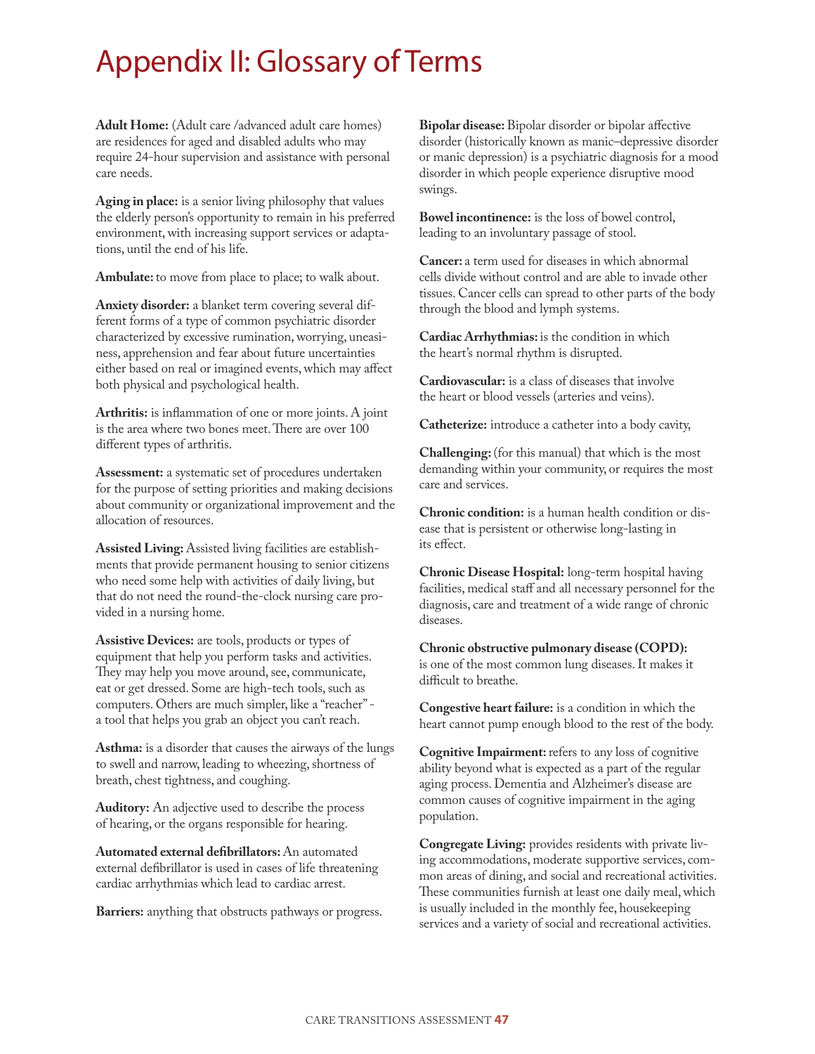# Appendix II: Glossary of Terms

**Adult Home:** (Adult care /advanced adult care homes) are residences for aged and disabled adults who may require 24-hour supervision and assistance with personal care needs.

**Aging in place:** is a senior living philosophy that values the elderly person's opportunity to remain in his preferred environment, with increasing support services or adaptations, until the end of his life.

**Ambulate:** to move from place to place; to walk about.

**Anxiety disorder:** a blanket term covering several different forms of a type of common psychiatric disorder characterized by excessive rumination, worrying, uneasiness, apprehension and fear about future uncertainties either based on real or imagined events, which may affect both physical and psychological health.

**Arthritis:** is inflammation of one or more joints. A joint is the area where two bones meet. There are over 100 different types of arthritis.

**Assessment:** a systematic set of procedures undertaken for the purpose of setting priorities and making decisions about community or organizational improvement and the allocation of resources.

**Assisted Living:** Assisted living facilities are establishments that provide permanent housing to senior citizens who need some help with activities of daily living, but that do not need the round-the-clock nursing care provided in a nursing home.

**Assistive Devices:** are tools, products or types of equipment that help you perform tasks and activities. They may help you move around, see, communicate, eat or get dressed. Some are high-tech tools, such as computers. Others are much simpler, like a "reacher" - a tool that helps you grab an object you can't reach.

**Asthma:** is a disorder that causes the airways of the lungs to swell and narrow, leading to wheezing, shortness of breath, chest tightness, and coughing.

**Auditory:** An adjective used to describe the process of hearing, or the organs responsible for hearing.

**Automated external defibrillators:** An automated external defibrillator is used in cases of life threatening cardiac arrhythmias which lead to cardiac arrest.

**Barriers:** anything that obstructs pathways or progress.

**Bipolar disease:** Bipolar disorder or bipolar affective disorder (historically known as manic–depressive disorder or manic depression) is a psychiatric diagnosis for a mood disorder in which people experience disruptive mood swings.

**Bowel incontinence:** is the loss of bowel control, leading to an involuntary passage of stool.

**Cancer:** a term used for diseases in which abnormal cells divide without control and are able to invade other tissues. Cancer cells can spread to other parts of the body through the blood and lymph systems.

**Cardiac Arrhythmias:** is the condition in which the heart's normal rhythm is disrupted.

**Cardiovascular:** is a class of diseases that involve the heart or blood vessels (arteries and veins).

**Catheterize:** introduce a catheter into a body cavity,

**Challenging:** (for this manual) that which is the most demanding within your community, or requires the most care and services.

**Chronic condition:** is a human health condition or disease that is persistent or otherwise long-lasting in its effect.

**Chronic Disease Hospital:** long-term hospital having facilities, medical staff and all necessary personnel for the diagnosis, care and treatment of a wide range of chronic diseases.

**Chronic obstructive pulmonary disease (COPD):** is one of the most common lung diseases. It makes it difficult to breathe.

**Congestive heart failure:** is a condition in which the heart cannot pump enough blood to the rest of the body.

**Cognitive Impairment:** refers to any loss of cognitive ability beyond what is expected as a part of the regular aging process. Dementia and Alzheimer's disease are common causes of cognitive impairment in the aging population.

**Congregate Living:** provides residents with private living accommodations, moderate supportive services, common areas of dining, and social and recreational activities. These communities furnish at least one daily meal, which is usually included in the monthly fee, housekeeping services and a variety of social and recreational activities.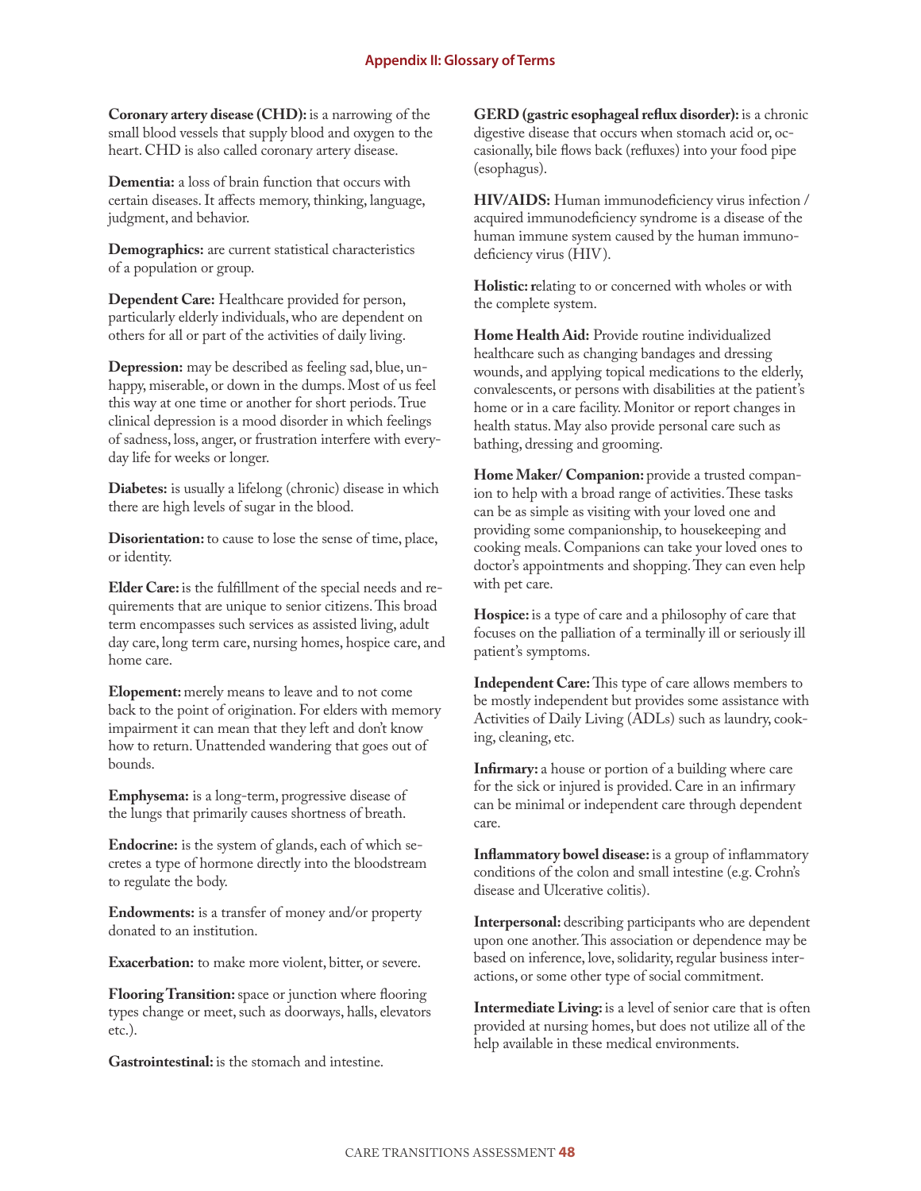## Appendix II: Glossary of Terms

**Coronary artery disease (CHD):** is a narrowing of the small blood vessels that supply blood and oxygen to the heart. CHD is also called coronary artery disease.

**Dementia:** a loss of brain function that occurs with certain diseases. It affects memory, thinking, language, judgment, and behavior.

**Demographics:** are current statistical characteristics of a population or group.

**Dependent Care:** Healthcare provided for person, particularly elderly individuals, who are dependent on others for all or part of the activities of daily living.

**Depression:** may be described as feeling sad, blue, unhappy, miserable, or down in the dumps. Most of us feel this way at one time or another for short periods. True clinical depression is a mood disorder in which feelings of sadness, loss, anger, or frustration interfere with everyday life for weeks or longer.

**Diabetes:** is usually a lifelong (chronic) disease in which there are high levels of sugar in the blood.

**Disorientation:** to cause to lose the sense of time, place, or identity.

**Elder Care:** is the fulfillment of the special needs and requirements that are unique to senior citizens. This broad term encompasses such services as assisted living, adult day care, long term care, nursing homes, hospice care, and home care.

**Elopement:** merely means to leave and to not come back to the point of origination. For elders with memory impairment it can mean that they left and don't know how to return. Unattended wandering that goes out of bounds.

**Emphysema:** is a long-term, progressive disease of the lungs that primarily causes shortness of breath.

**Endocrine:** is the system of glands, each of which secretes a type of hormone directly into the bloodstream to regulate the body.

**Endowments:** is a transfer of money and/or property donated to an institution.

**Exacerbation:** to make more violent, bitter, or severe.

**Flooring Transition:** space or junction where flooring types change or meet, such as doorways, halls, elevators etc.).

**Gastrointestinal:** is the stomach and intestine.

**GERD (gastric esophageal reflux disorder):** is a chronic digestive disease that occurs when stomach acid or, occasionally, bile flows back (refluxes) into your food pipe (esophagus).

**HIV/AIDS:** Human immunodeficiency virus infection / acquired immunodeficiency syndrome is a disease of the human immune system caused by the human immunodeficiency virus (HIV).

**Holistic: r**elating to or concerned with wholes or with the complete system.

**Home Health Aid:** Provide routine individualized healthcare such as changing bandages and dressing wounds, and applying topical medications to the elderly, convalescents, or persons with disabilities at the patient's home or in a care facility. Monitor or report changes in health status. May also provide personal care such as bathing, dressing and grooming.

**Home Maker/ Companion:** provide a trusted companion to help with a broad range of activities. These tasks can be as simple as visiting with your loved one and providing some companionship, to housekeeping and cooking meals. Companions can take your loved ones to doctor's appointments and shopping. They can even help with pet care.

**Hospice:** is a type of care and a philosophy of care that focuses on the palliation of a terminally ill or seriously ill patient's symptoms.

**Independent Care:** This type of care allows members to be mostly independent but provides some assistance with Activities of Daily Living (ADLs) such as laundry, cooking, cleaning, etc.

**Infirmary:** a house or portion of a building where care for the sick or injured is provided. Care in an infirmary can be minimal or independent care through dependent care.

**Inflammatory bowel disease:** is a group of inflammatory conditions of the colon and small intestine (e.g. Crohn's disease and Ulcerative colitis).

**Interpersonal:** describing participants who are dependent upon one another. This association or dependence may be based on inference, love, solidarity, regular business interactions, or some other type of social commitment.

**Intermediate Living:** is a level of senior care that is often provided at nursing homes, but does not utilize all of the help available in these medical environments.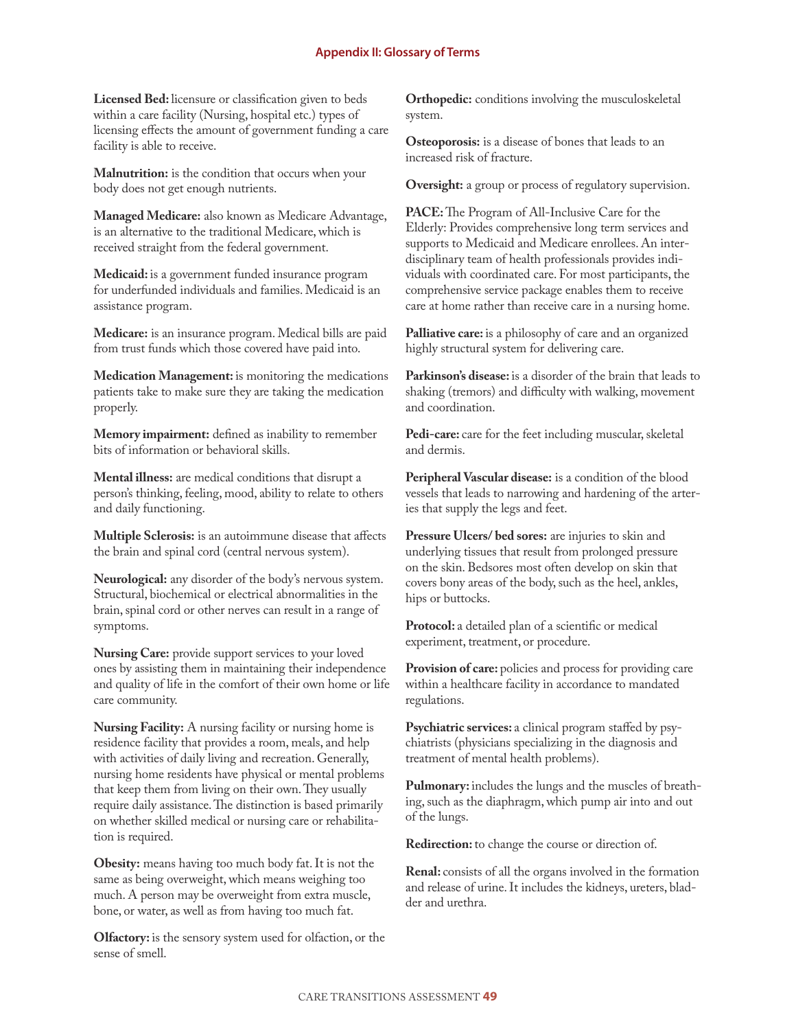## Appendix II: Glossary of Terms

**Licensed Bed:** licensure or classification given to beds within a care facility (Nursing, hospital etc.) types of licensing effects the amount of government funding a care facility is able to receive.

**Malnutrition:** is the condition that occurs when your body does not get enough nutrients.

**Managed Medicare:** also known as Medicare Advantage, is an alternative to the traditional Medicare, which is received straight from the federal government.

**Medicaid:** is a government funded insurance program for underfunded individuals and families. Medicaid is an assistance program.

**Medicare:** is an insurance program. Medical bills are paid from trust funds which those covered have paid into.

**Medication Management:** is monitoring the medications patients take to make sure they are taking the medication properly.

**Memory impairment:** defined as inability to remember bits of information or behavioral skills.

**Mental illness:** are medical conditions that disrupt a person's thinking, feeling, mood, ability to relate to others and daily functioning.

**Multiple Sclerosis:** is an autoimmune disease that affects the brain and spinal cord (central nervous system).

**Neurological:** any disorder of the body's nervous system. Structural, biochemical or electrical abnormalities in the brain, spinal cord or other nerves can result in a range of symptoms.

**Nursing Care:** provide support services to your loved ones by assisting them in maintaining their independence and quality of life in the comfort of their own home or life care community.

**Nursing Facility:** A nursing facility or nursing home is residence facility that provides a room, meals, and help with activities of daily living and recreation. Generally, nursing home residents have physical or mental problems that keep them from living on their own. They usually require daily assistance. The distinction is based primarily on whether skilled medical or nursing care or rehabilitation is required.

**Obesity:** means having too much body fat. It is not the same as being overweight, which means weighing too much. A person may be overweight from extra muscle, bone, or water, as well as from having too much fat.

**Olfactory:** is the sensory system used for olfaction, or the sense of smell.

**Orthopedic:** conditions involving the musculoskeletal system.

**Osteoporosis:** is a disease of bones that leads to an increased risk of fracture.

**Oversight:** a group or process of regulatory supervision.

**PACE:** The Program of All-Inclusive Care for the Elderly: Provides comprehensive long term services and supports to Medicaid and Medicare enrollees. An interdisciplinary team of health professionals provides individuals with coordinated care. For most participants, the comprehensive service package enables them to receive care at home rather than receive care in a nursing home.

**Palliative care:** is a philosophy of care and an organized highly structural system for delivering care.

**Parkinson's disease:** is a disorder of the brain that leads to shaking (tremors) and difficulty with walking, movement and coordination.

**Pedi-care:** care for the feet including muscular, skeletal and dermis.

**Peripheral Vascular disease:** is a condition of the blood vessels that leads to narrowing and hardening of the arteries that supply the legs and feet.

**Pressure Ulcers/ bed sores:** are injuries to skin and underlying tissues that result from prolonged pressure on the skin. Bedsores most often develop on skin that covers bony areas of the body, such as the heel, ankles, hips or buttocks.

**Protocol:** a detailed plan of a scientific or medical experiment, treatment, or procedure.

**Provision of care:** policies and process for providing care within a healthcare facility in accordance to mandated regulations.

**Psychiatric services:** a clinical program staffed by psychiatrists (physicians specializing in the diagnosis and treatment of mental health problems).

**Pulmonary:** includes the lungs and the muscles of breathing, such as the diaphragm, which pump air into and out of the lungs.

**Redirection:** to change the course or direction of.

**Renal:** consists of all the organs involved in the formation and release of urine. It includes the kidneys, ureters, bladder and urethra.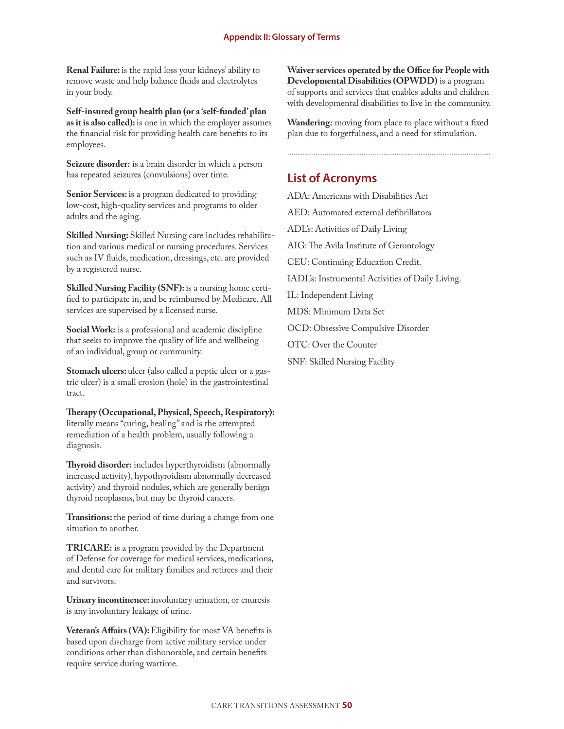**Renal Failure:** is the rapid loss your kidneys' ability to remove waste and help balance fluids and electrolytes in your body.

**Self-insured group health plan (or a 'self-funded' plan as it is also called):** is one in which the employer assumes the financial risk for providing health care benefits to its employees.

**Seizure disorder:** is a brain disorder in which a person has repeated seizures (convulsions) over time.

**Senior Services:** is a program dedicated to providing low-cost, high-quality services and programs to older adults and the aging.

**Skilled Nursing:** Skilled Nursing care includes rehabilitation and various medical or nursing procedures. Services such as IV fluids, medication, dressings, etc. are provided by a registered nurse.

**Skilled Nursing Facility (SNF):** is a nursing home certified to participate in, and be reimbursed by Medicare. All services are supervised by a licensed nurse.

**Social Work:** is a professional and academic discipline that seeks to improve the quality of life and wellbeing of an individual, group or community.

**Stomach ulcers:** ulcer (also called a peptic ulcer or a gastric ulcer) is a small erosion (hole) in the gastrointestinal tract.

**Therapy (Occupational, Physical, Speech, Respiratory):** literally means "curing, healing" and is the attempted remediation of a health problem, usually following a diagnosis.

**Thyroid disorder:** includes hyperthyroidism (abnormally increased activity), hypothyroidism abnormally decreased activity) and thyroid nodules, which are generally benign thyroid neoplasms, but may be thyroid cancers.

**Transitions:** the period of time during a change from one situation to another.

**TRICARE:** is a program provided by the Department of Defense for coverage for medical services, medications, and dental care for military families and retirees and their and survivors.

**Urinary incontinence:** involuntary urination, or enuresis is any involuntary leakage of urine.

**Veteran's Affairs (VA):** Eligibility for most VA benefits is based upon discharge from active military service under conditions other than dishonorable, and certain benefits require service during wartime.

**Waiver services operated by the Office for People with Developmental Disabilities (OPWDD)** is a program of supports and services that enables adults and children with developmental disabilities to live in the community.

**Wandering:** moving from place to place without a fixed plan due to forgetfulness, and a need for stimulation.

## List of Acronyms

ADA: Americans with Disabilities Act

AED: Automated external defibrillators

ADL's: Activities of Daily Living

AIG: The Avila Institute of Gerontology

CEU: Continuing Education Credit.

IADL's: Instrumental Activities of Daily Living.

IL: Independent Living

MDS: Minimum Data Set

OCD: Obsessive Compulsive Disorder

OTC: Over the Counter

SNF: Skilled Nursing Facility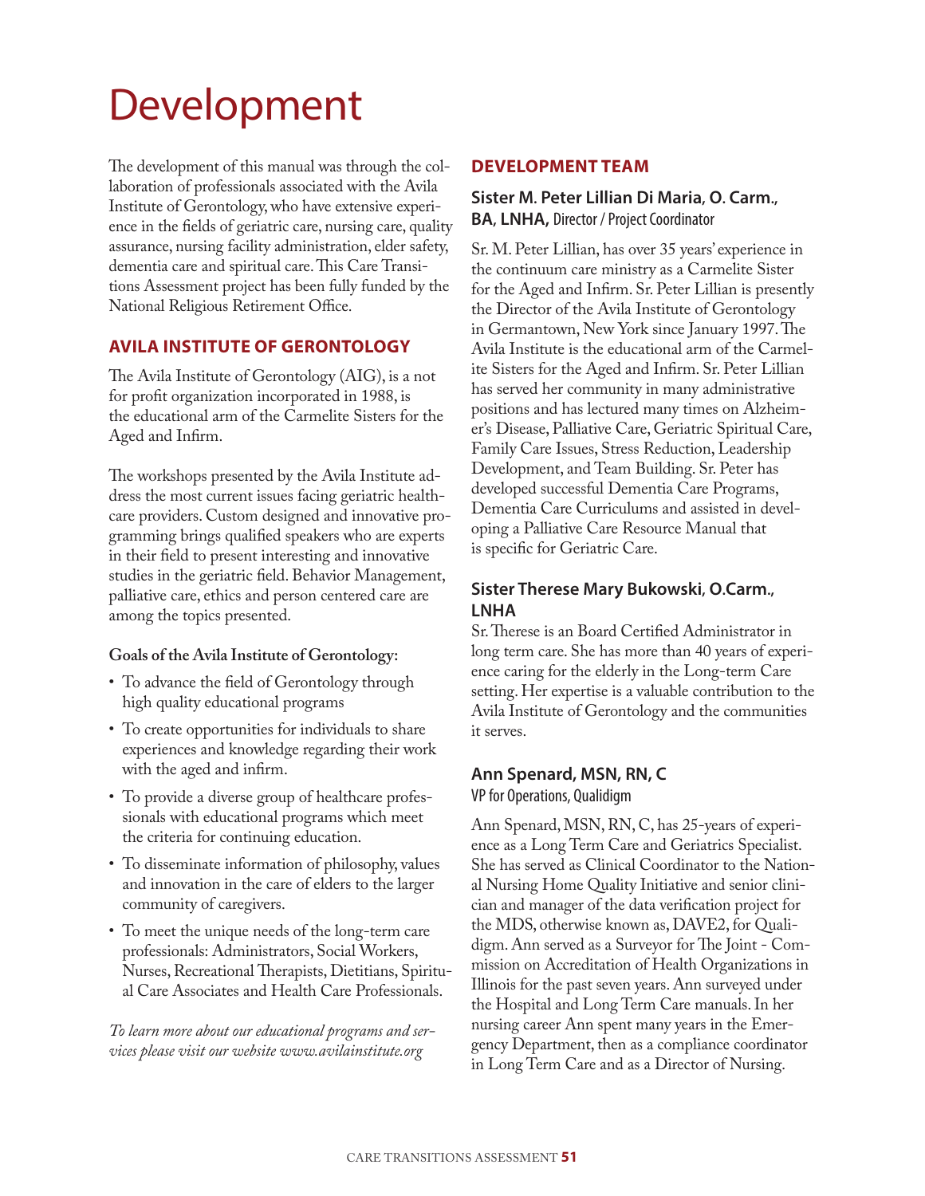# Development

The development of this manual was through the collaboration of professionals associated with the Avila Institute of Gerontology, who have extensive experience in the fields of geriatric care, nursing care, quality assurance, nursing facility administration, elder safety, dementia care and spiritual care. This Care Transitions Assessment project has been fully funded by the National Religious Retirement Office.

## AVILA INSTITUTE OF GERONTOLOGY

The Avila Institute of Gerontology (AIG), is a not for profit organization incorporated in 1988, is the educational arm of the Carmelite Sisters for the Aged and Infirm.

The workshops presented by the Avila Institute address the most current issues facing geriatric healthcare providers. Custom designed and innovative programming brings qualified speakers who are experts in their field to present interesting and innovative studies in the geriatric field. Behavior Management, palliative care, ethics and person centered care are among the topics presented.

**Goals of the Avila Institute of Gerontology:**

- To advance the field of Gerontology through high quality educational programs
- To create opportunities for individuals to share experiences and knowledge regarding their work with the aged and infirm.
- To provide a diverse group of healthcare professionals with educational programs which meet the criteria for continuing education.
- To disseminate information of philosophy, values and innovation in the care of elders to the larger community of caregivers.
- To meet the unique needs of the long-term care professionals: Administrators, Social Workers, Nurses, Recreational Therapists, Dietitians, Spiritual Care Associates and Health Care Professionals.

*To learn more about our educational programs and services please visit our website www.avilainstitute.org*

## DEVELOPMENT TEAM

### Sister M. Peter Lillian Di Maria, O. Carm., BA, LNHA, Director / Project Coordinator

Sr. M. Peter Lillian, has over 35 years' experience in the continuum care ministry as a Carmelite Sister for the Aged and Infirm. Sr. Peter Lillian is presently the Director of the Avila Institute of Gerontology in Germantown, New York since January 1997. The Avila Institute is the educational arm of the Carmelite Sisters for the Aged and Infirm. Sr. Peter Lillian has served her community in many administrative positions and has lectured many times on Alzheimer's Disease, Palliative Care, Geriatric Spiritual Care, Family Care Issues, Stress Reduction, Leadership Development, and Team Building. Sr. Peter has developed successful Dementia Care Programs, Dementia Care Curriculums and assisted in developing a Palliative Care Resource Manual that is specific for Geriatric Care.

### Sister Therese Mary Bukowski, O.Carm., LNHA

Sr. Therese is an Board Certified Administrator in long term care. She has more than 40 years of experience caring for the elderly in the Long-term Care setting. Her expertise is a valuable contribution to the Avila Institute of Gerontology and the communities it serves.

### Ann Spenard, MSN, RN, C

VP for Operations, Qualidigm

Ann Spenard, MSN, RN, C, has 25-years of experience as a Long Term Care and Geriatrics Specialist. She has served as Clinical Coordinator to the National Nursing Home Quality Initiative and senior clinician and manager of the data verification project for the MDS, otherwise known as, DAVE2, for Qualidigm. Ann served as a Surveyor for The Joint - Commission on Accreditation of Health Organizations in Illinois for the past seven years. Ann surveyed under the Hospital and Long Term Care manuals. In her nursing career Ann spent many years in the Emergency Department, then as a compliance coordinator in Long Term Care and as a Director of Nursing.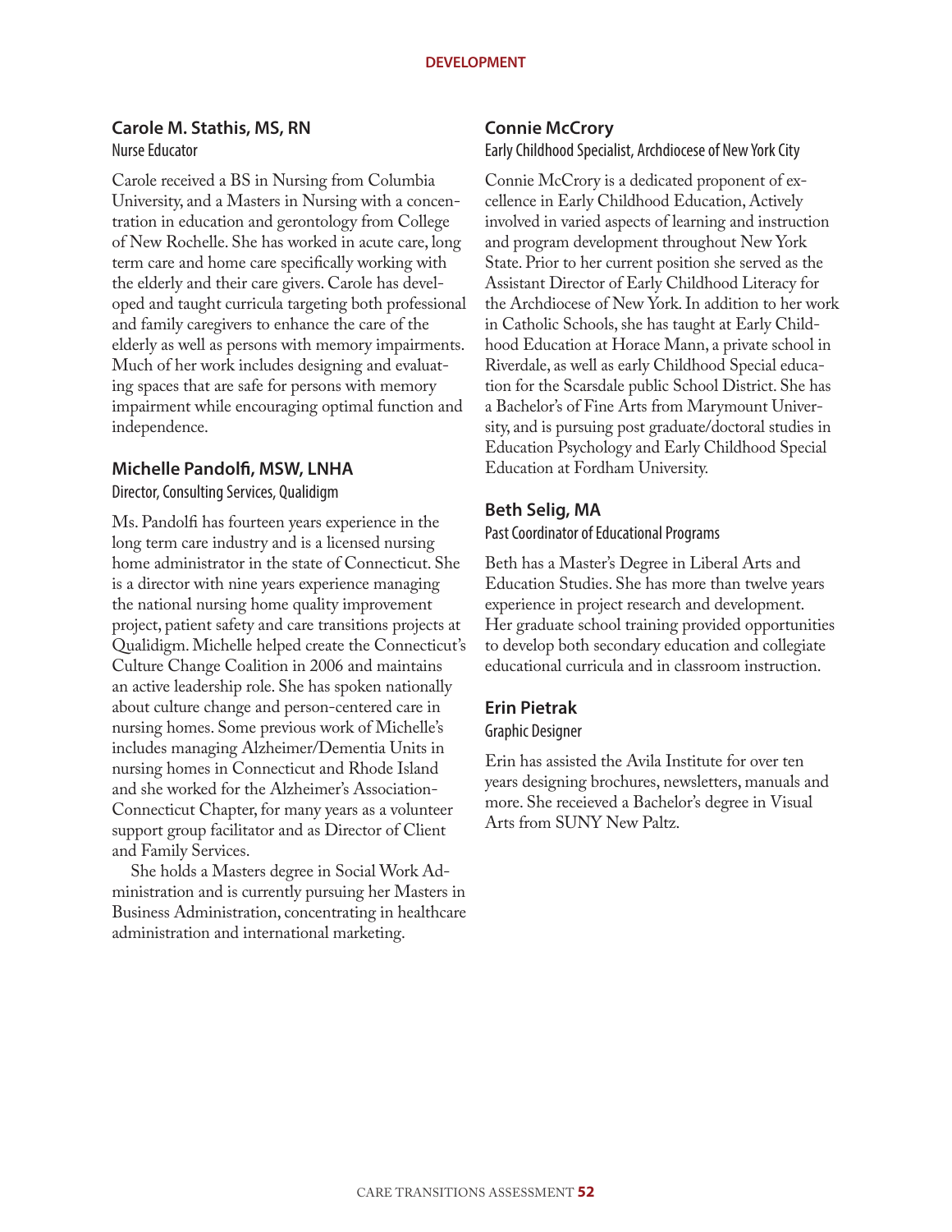## Carole M. Stathis, MS, RN

Nurse Educator

Carole received a BS in Nursing from Columbia University, and a Masters in Nursing with a concentration in education and gerontology from College of New Rochelle. She has worked in acute care, long term care and home care specifically working with the elderly and their care givers. Carole has developed and taught curricula targeting both professional and family caregivers to enhance the care of the elderly as well as persons with memory impairments. Much of her work includes designing and evaluating spaces that are safe for persons with memory impairment while encouraging optimal function and independence.

## Michelle Pandolfi, MSW, LNHA

Director, Consulting Services, Qualidigm

Ms. Pandolfi has fourteen years experience in the long term care industry and is a licensed nursing home administrator in the state of Connecticut. She is a director with nine years experience managing the national nursing home quality improvement project, patient safety and care transitions projects at Qualidigm. Michelle helped create the Connecticut's Culture Change Coalition in 2006 and maintains an active leadership role. She has spoken nationally about culture change and person-centered care in nursing homes. Some previous work of Michelle's includes managing Alzheimer/Dementia Units in nursing homes in Connecticut and Rhode Island and she worked for the Alzheimer's Association-Connecticut Chapter, for many years as a volunteer support group facilitator and as Director of Client and Family Services.

She holds a Masters degree in Social Work Administration and is currently pursuing her Masters in Business Administration, concentrating in healthcare administration and international marketing.

## Connie McCrory

Early Childhood Specialist, Archdiocese of New York City

Connie McCrory is a dedicated proponent of excellence in Early Childhood Education, Actively involved in varied aspects of learning and instruction and program development throughout New York State. Prior to her current position she served as the Assistant Director of Early Childhood Literacy for the Archdiocese of New York. In addition to her work in Catholic Schools, she has taught at Early Childhood Education at Horace Mann, a private school in Riverdale, as well as early Childhood Special education for the Scarsdale public School District. She has a Bachelor's of Fine Arts from Marymount University, and is pursuing post graduate/doctoral studies in Education Psychology and Early Childhood Special Education at Fordham University.

## Beth Selig, MA

Past Coordinator of Educational Programs

Beth has a Master's Degree in Liberal Arts and Education Studies. She has more than twelve years experience in project research and development. Her graduate school training provided opportunities to develop both secondary education and collegiate educational curricula and in classroom instruction.

## Erin Pietrak

Graphic Designer

Erin has assisted the Avila Institute for over ten years designing brochures, newsletters, manuals and more. She receieved a Bachelor's degree in Visual Arts from SUNY New Paltz.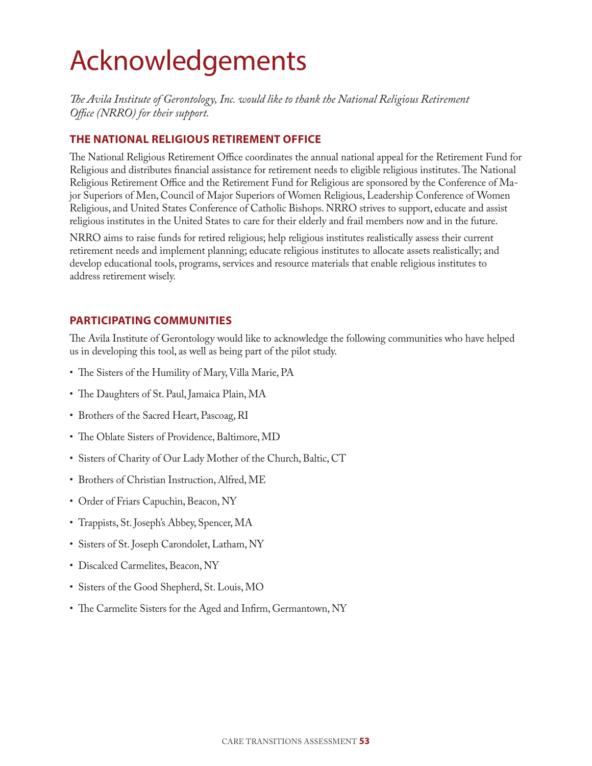# Acknowledgements

*The Avila Institute of Gerontology, Inc. would like to thank the National Religious Retirement Office (NRRO) for their support.*

## THE NATIONAL RELIGIOUS RETIREMENT OFFICE

The National Religious Retirement Office coordinates the annual national appeal for the Retirement Fund for Religious and distributes financial assistance for retirement needs to eligible religious institutes. The National Religious Retirement Office and the Retirement Fund for Religious are sponsored by the Conference of Major Superiors of Men, Council of Major Superiors of Women Religious, Leadership Conference of Women Religious, and United States Conference of Catholic Bishops. NRRO strives to support, educate and assist religious institutes in the United States to care for their elderly and frail members now and in the future.

NRRO aims to raise funds for retired religious; help religious institutes realistically assess their current retirement needs and implement planning; educate religious institutes to allocate assets realistically; and develop educational tools, programs, services and resource materials that enable religious institutes to address retirement wisely.

## PARTICIPATING COMMUNITIES

The Avila Institute of Gerontology would like to acknowledge the following communities who have helped us in developing this tool, as well as being part of the pilot study.

- The Sisters of the Humility of Mary, Villa Marie, PA
- The Daughters of St. Paul, Jamaica Plain, MA
- Brothers of the Sacred Heart, Pascoag, RI
- The Oblate Sisters of Providence, Baltimore, MD
- Sisters of Charity of Our Lady Mother of the Church, Baltic, CT
- Brothers of Christian Instruction, Alfred, ME
- Order of Friars Capuchin, Beacon, NY
- Trappists, St. Joseph's Abbey, Spencer, MA
- Sisters of St. Joseph Carondolet, Latham, NY
- Discalced Carmelites, Beacon, NY
- Sisters of the Good Shepherd, St. Louis, MO
- The Carmelite Sisters for the Aged and Infirm, Germantown, NY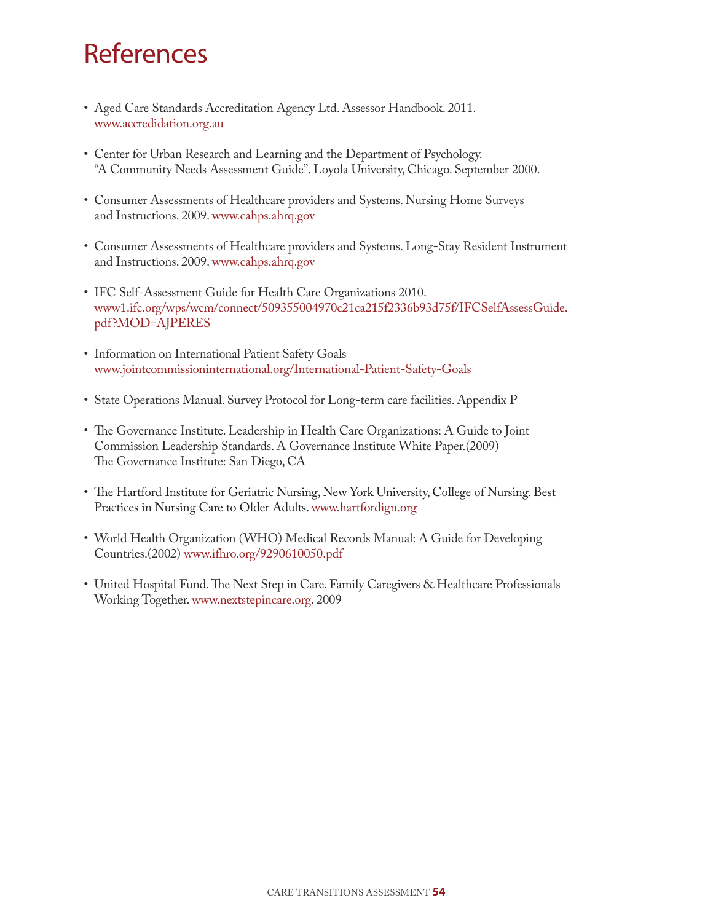# References

- Aged Care Standards Accreditation Agency Ltd. Assessor Handbook. 2011. www.accredidation.org.au
- Center for Urban Research and Learning and the Department of Psychology. "A Community Needs Assessment Guide". Loyola University, Chicago. September 2000.
- Consumer Assessments of Healthcare providers and Systems. Nursing Home Surveys and Instructions. 2009. www.cahps.ahrq.gov
- Consumer Assessments of Healthcare providers and Systems. Long-Stay Resident Instrument and Instructions. 2009. www.cahps.ahrq.gov
- IFC Self-Assessment Guide for Health Care Organizations 2010. www1.ifc.org/wps/wcm/connect/509355004970c21ca215f2336b93d75f/IFCSelfAssessGuide.pdf?MOD=AJPERES
- Information on International Patient Safety Goals www.jointcommissioninternational.org/International-Patient-Safety-Goals
- State Operations Manual. Survey Protocol for Long-term care facilities. Appendix P
- The Governance Institute. Leadership in Health Care Organizations: A Guide to Joint Commission Leadership Standards. A Governance Institute White Paper.(2009) The Governance Institute: San Diego, CA
- The Hartford Institute for Geriatric Nursing, New York University, College of Nursing. Best Practices in Nursing Care to Older Adults. www.hartfordign.org
- World Health Organization (WHO) Medical Records Manual: A Guide for Developing Countries.(2002) www.ifhro.org/9290610050.pdf
- United Hospital Fund. The Next Step in Care. Family Caregivers & Healthcare Professionals Working Together. www.nextstepincare.org. 2009